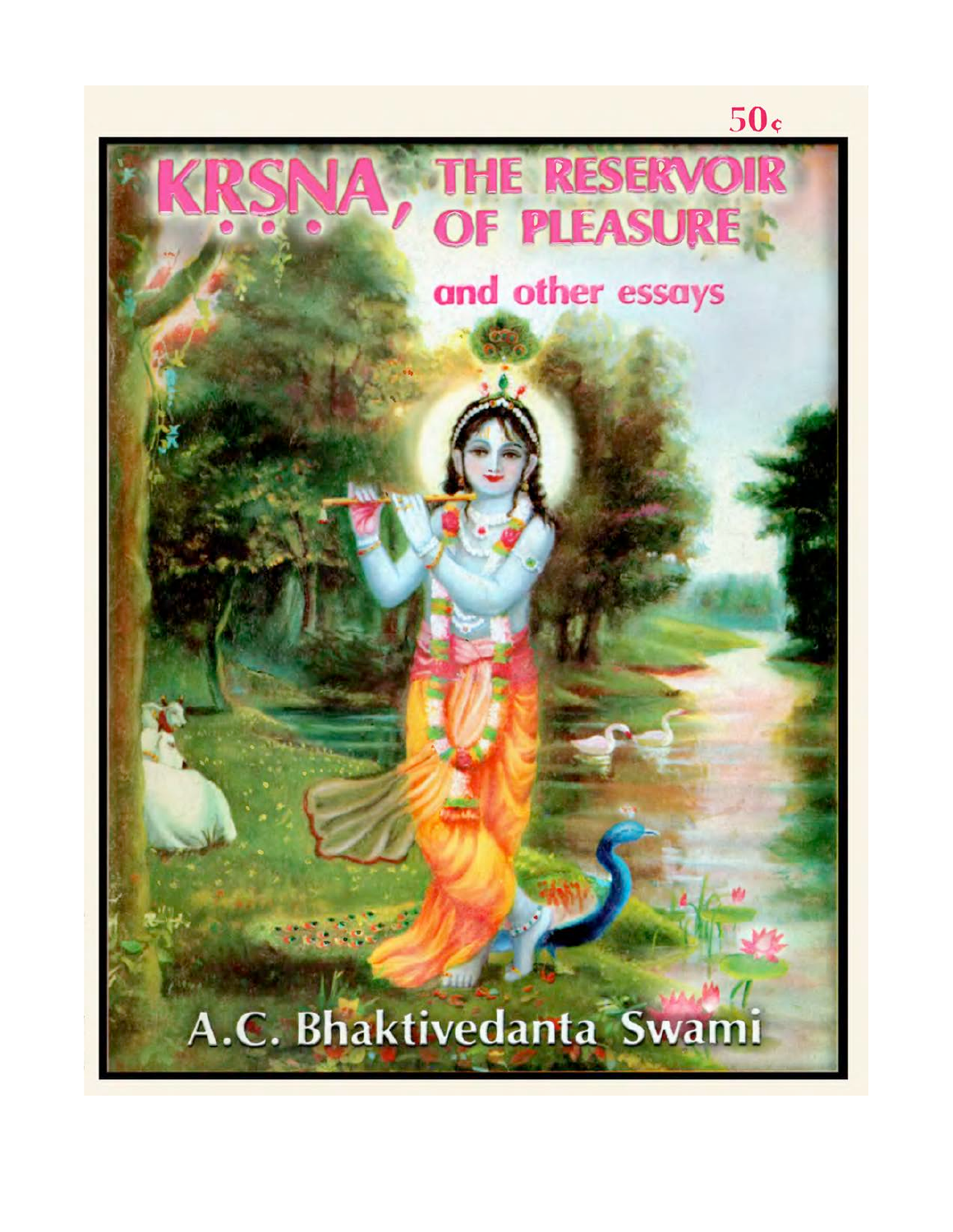50¢

# KṚṢṆA, THE RESERVOIR OF PLEASURE

## and other essays

A.C. Bhaktivedanta Swami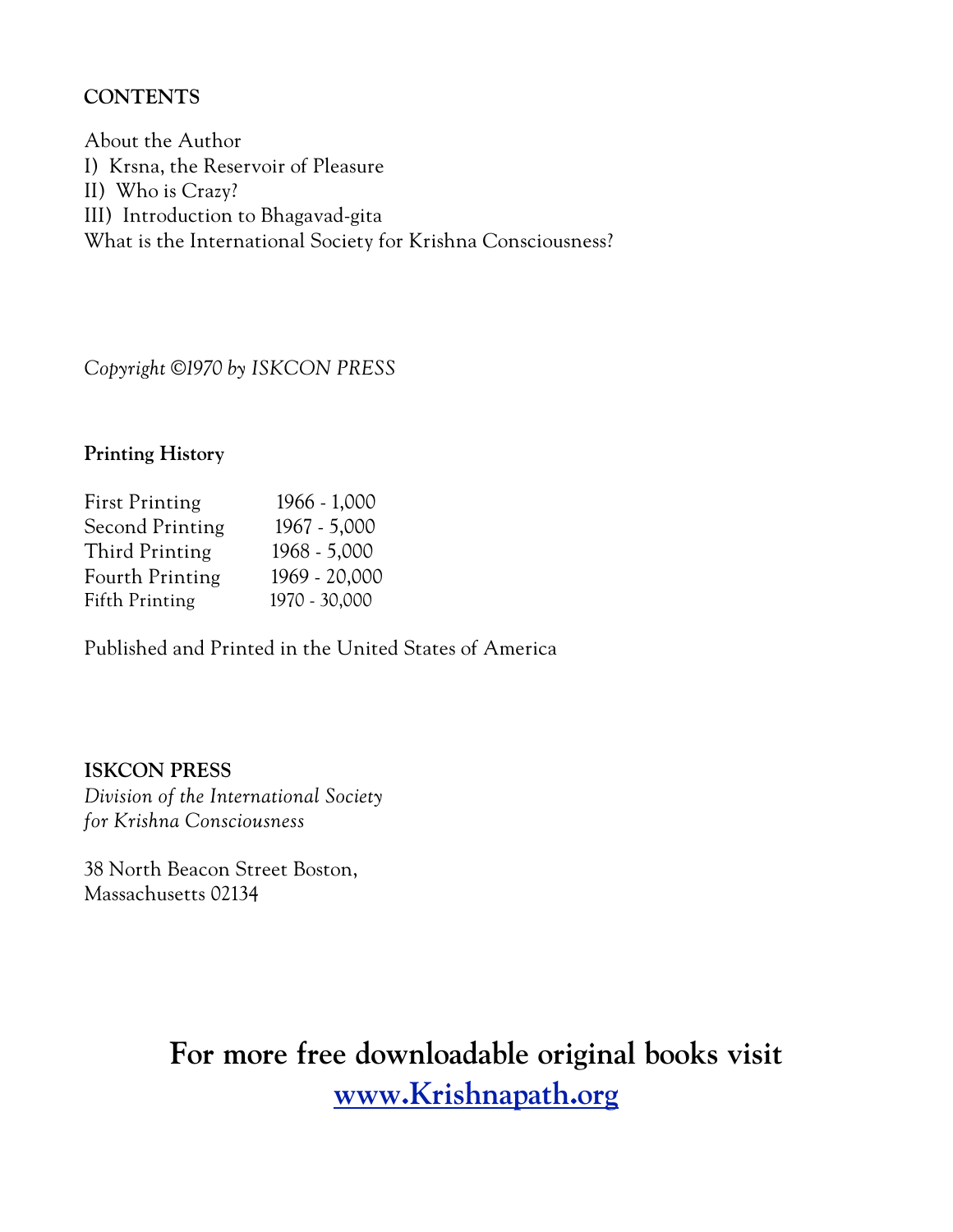**CONTENTS**

About the Author
I) Krsna, the Reservoir of Pleasure
II) Who is Crazy?
III) Introduction to Bhagavad-gita
What is the International Society for Krishna Consciousness?

*Copyright ©1970 by ISKCON PRESS*

**Printing History**

| | |
|---|---|
| First Printing | 1966 - 1,000 |
| Second Printing | 1967 - 5,000 |
| Third Printing | 1968 - 5,000 |
| Fourth Printing | 1969 - 20,000 |
| Fifth Printing | 1970 - 30,000 |

Published and Printed in the United States of America

**ISKCON PRESS**
*Division of the International Society for Krishna Consciousness*

38 North Beacon Street Boston,
Massachusetts 02134

**For more free downloadable original books visit [www.Krishnapath.org](http://www.Krishnapath.org)**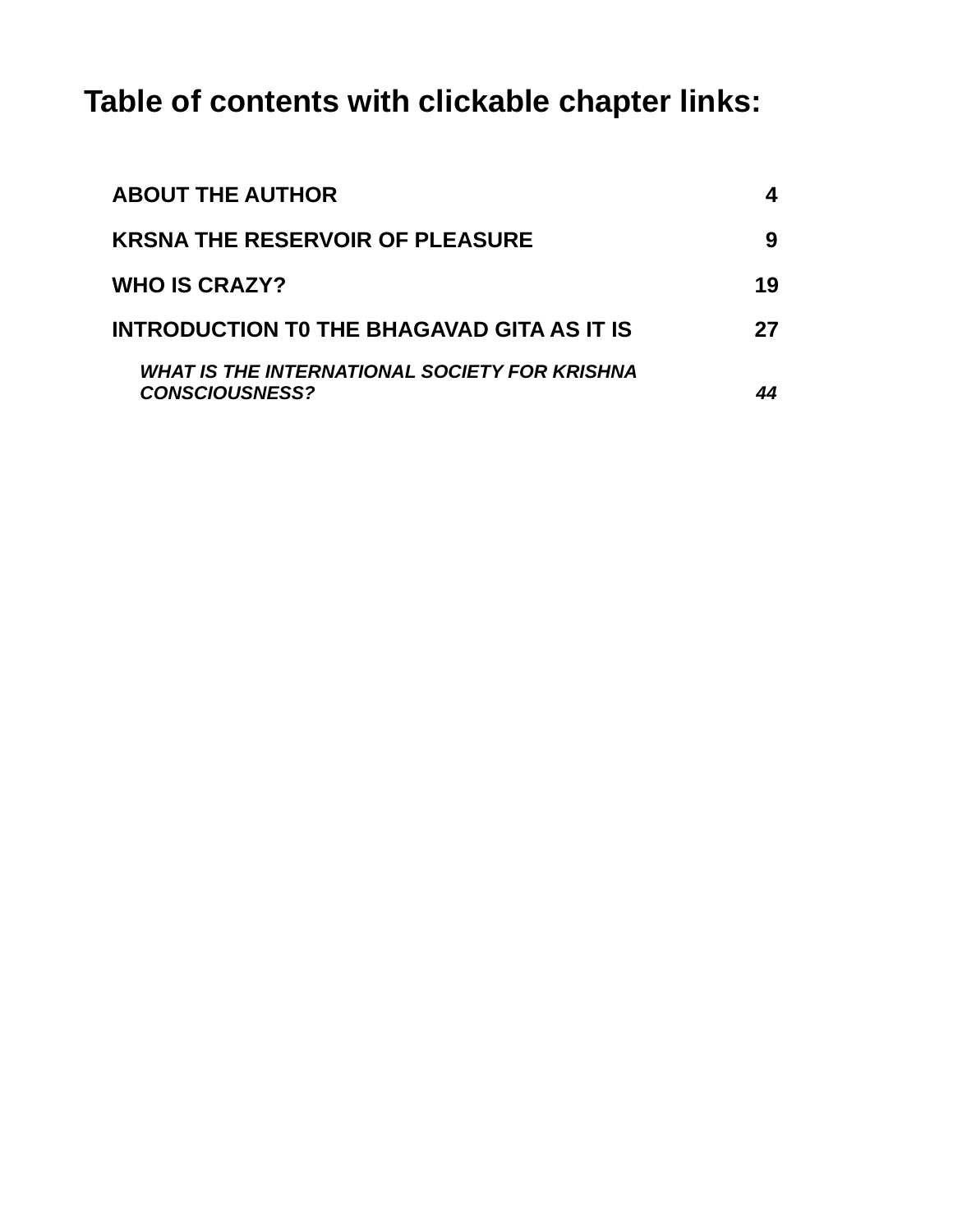# Table of contents with clickable chapter links:

| | |
|---|---|
| **ABOUT THE AUTHOR** | **4** |
| **KRSNA THE RESERVOIR OF PLEASURE** | **9** |
| **WHO IS CRAZY?** | **19** |
| **INTRODUCTION T0 THE BHAGAVAD GITA AS IT IS** | **27** |
| ***WHAT IS THE INTERNATIONAL SOCIETY FOR KRISHNA CONSCIOUSNESS?*** | ***44*** |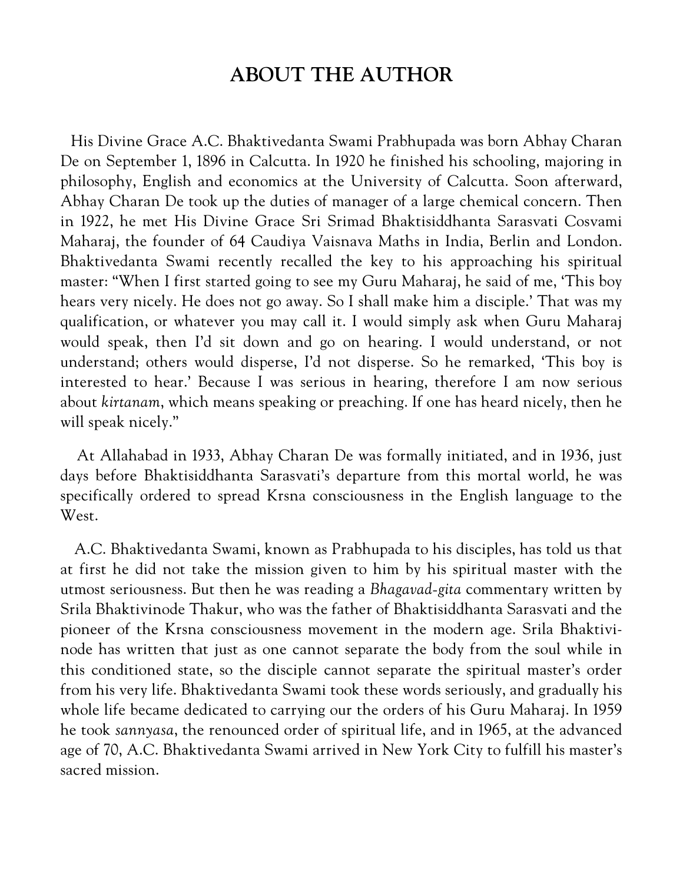# ABOUT THE AUTHOR

His Divine Grace A.C. Bhaktivedanta Swami Prabhupada was born Abhay Charan De on September 1, 1896 in Calcutta. In 1920 he finished his schooling, majoring in philosophy, English and economics at the University of Calcutta. Soon afterward, Abhay Charan De took up the duties of manager of a large chemical concern. Then in 1922, he met His Divine Grace Sri Srimad Bhaktisiddhanta Sarasvati Cosvami Maharaj, the founder of 64 Caudiya Vaisnava Maths in India, Berlin and London. Bhaktivedanta Swami recently recalled the key to his approaching his spiritual master: "When I first started going to see my Guru Maharaj, he said of me, 'This boy hears very nicely. He does not go away. So I shall make him a disciple.' That was my qualification, or whatever you may call it. I would simply ask when Guru Maharaj would speak, then I'd sit down and go on hearing. I would understand, or not understand; others would disperse, I'd not disperse. So he remarked, 'This boy is interested to hear.' Because I was serious in hearing, therefore I am now serious about *kirtanam*, which means speaking or preaching. If one has heard nicely, then he will speak nicely."

At Allahabad in 1933, Abhay Charan De was formally initiated, and in 1936, just days before Bhaktisiddhanta Sarasvati's departure from this mortal world, he was specifically ordered to spread Krsna consciousness in the English language to the West.

A.C. Bhaktivedanta Swami, known as Prabhupada to his disciples, has told us that at first he did not take the mission given to him by his spiritual master with the utmost seriousness. But then he was reading a *Bhagavad-gita* commentary written by Srila Bhaktivinode Thakur, who was the father of Bhaktisiddhanta Sarasvati and the pioneer of the Krsna consciousness movement in the modern age. Srila Bhaktivinode has written that just as one cannot separate the body from the soul while in this conditioned state, so the disciple cannot separate the spiritual master's order from his very life. Bhaktivedanta Swami took these words seriously, and gradually his whole life became dedicated to carrying our the orders of his Guru Maharaj. In 1959 he took *sannyasa*, the renounced order of spiritual life, and in 1965, at the advanced age of 70, A.C. Bhaktivedanta Swami arrived in New York City to fulfill his master's sacred mission.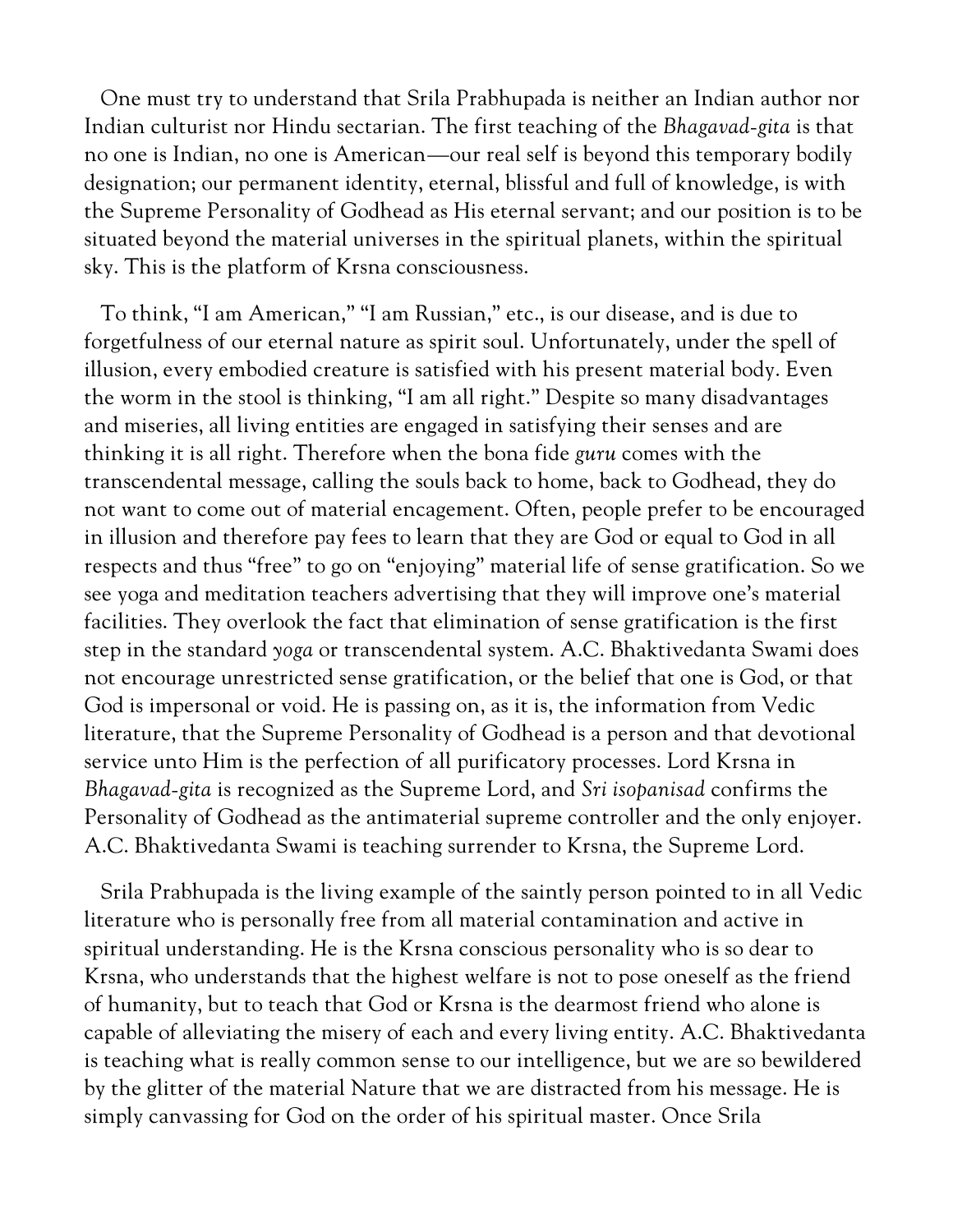One must try to understand that Srila Prabhupada is neither an Indian author nor Indian culturist nor Hindu sectarian. The first teaching of the *Bhagavad-gita* is that no one is Indian, no one is American—our real self is beyond this temporary bodily designation; our permanent identity, eternal, blissful and full of knowledge, is with the Supreme Personality of Godhead as His eternal servant; and our position is to be situated beyond the material universes in the spiritual planets, within the spiritual sky. This is the platform of Krsna consciousness.

To think, "I am American," "I am Russian," etc., is our disease, and is due to forgetfulness of our eternal nature as spirit soul. Unfortunately, under the spell of illusion, every embodied creature is satisfied with his present material body. Even the worm in the stool is thinking, "I am all right." Despite so many disadvantages and miseries, all living entities are engaged in satisfying their senses and are thinking it is all right. Therefore when the bona fide *guru* comes with the transcendental message, calling the souls back to home, back to Godhead, they do not want to come out of material encagement. Often, people prefer to be encouraged in illusion and therefore pay fees to learn that they are God or equal to God in all respects and thus "free" to go on "enjoying" material life of sense gratification. So we see yoga and meditation teachers advertising that they will improve one's material facilities. They overlook the fact that elimination of sense gratification is the first step in the standard *yoga* or transcendental system. A.C. Bhaktivedanta Swami does not encourage unrestricted sense gratification, or the belief that one is God, or that God is impersonal or void. He is passing on, as it is, the information from Vedic literature, that the Supreme Personality of Godhead is a person and that devotional service unto Him is the perfection of all purificatory processes. Lord Krsna in *Bhagavad-gita* is recognized as the Supreme Lord, and *Sri isopanisad* confirms the Personality of Godhead as the antimaterial supreme controller and the only enjoyer. A.C. Bhaktivedanta Swami is teaching surrender to Krsna, the Supreme Lord.

Srila Prabhupada is the living example of the saintly person pointed to in all Vedic literature who is personally free from all material contamination and active in spiritual understanding. He is the Krsna conscious personality who is so dear to Krsna, who understands that the highest welfare is not to pose oneself as the friend of humanity, but to teach that God or Krsna is the dearmost friend who alone is capable of alleviating the misery of each and every living entity. A.C. Bhaktivedanta is teaching what is really common sense to our intelligence, but we are so bewildered by the glitter of the material Nature that we are distracted from his message. He is simply canvassing for God on the order of his spiritual master. Once Srila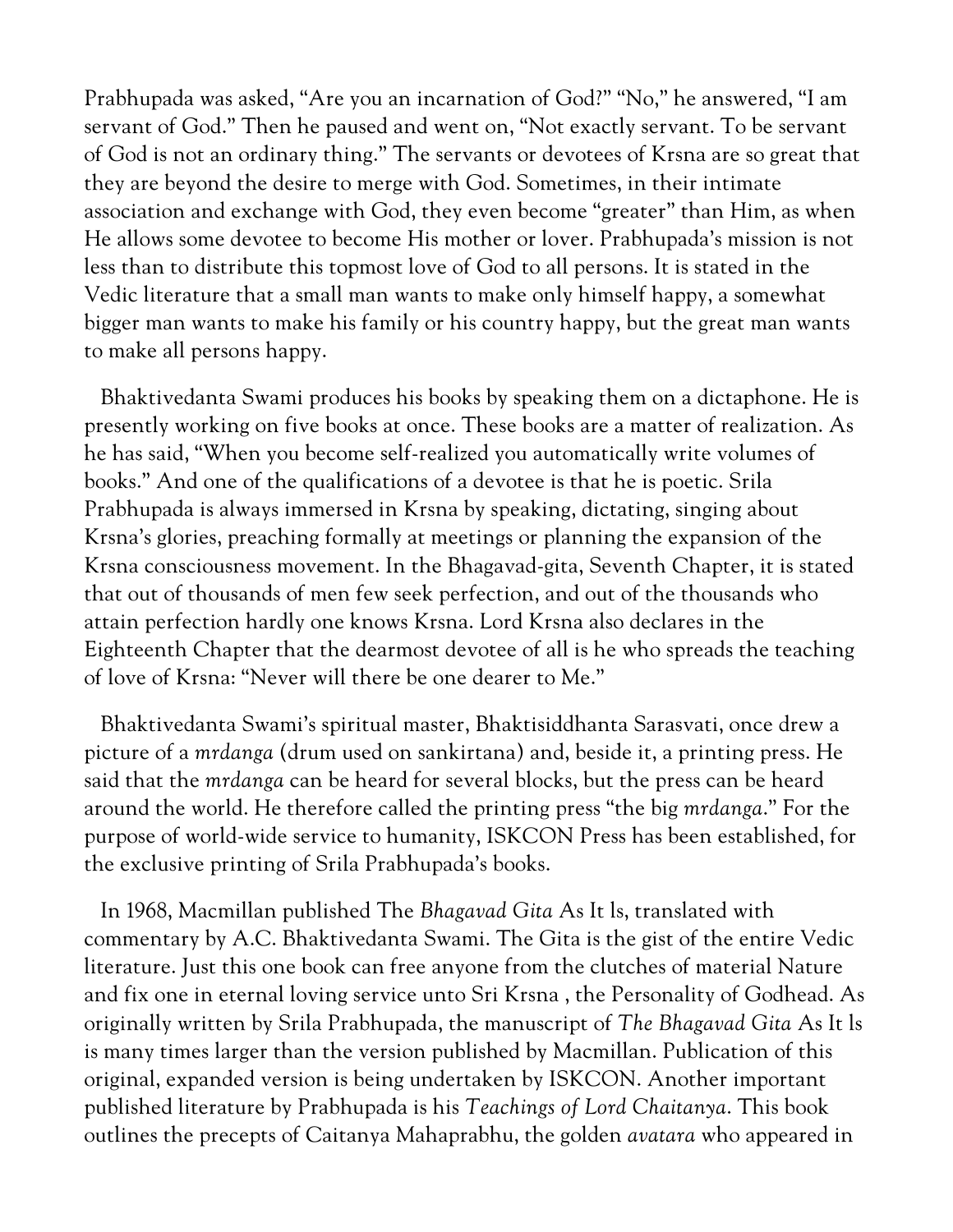Prabhupada was asked, “Are you an incarnation of God?” “No,” he answered, “I am servant of God.” Then he paused and went on, “Not exactly servant. To be servant of God is not an ordinary thing.” The servants or devotees of Krsna are so great that they are beyond the desire to merge with God. Sometimes, in their intimate association and exchange with God, they even become “greater” than Him, as when He allows some devotee to become His mother or lover. Prabhupada’s mission is not less than to distribute this topmost love of God to all persons. It is stated in the Vedic literature that a small man wants to make only himself happy, a somewhat bigger man wants to make his family or his country happy, but the great man wants to make all persons happy.

Bhaktivedanta Swami produces his books by speaking them on a dictaphone. He is presently working on five books at once. These books are a matter of realization. As he has said, “When you become self-realized you automatically write volumes of books.” And one of the qualifications of a devotee is that he is poetic. Srila Prabhupada is always immersed in Krsna by speaking, dictating, singing about Krsna’s glories, preaching formally at meetings or planning the expansion of the Krsna consciousness movement. In the Bhagavad-gita, Seventh Chapter, it is stated that out of thousands of men few seek perfection, and out of the thousands who attain perfection hardly one knows Krsna. Lord Krsna also declares in the Eighteenth Chapter that the dearmost devotee of all is he who spreads the teaching of love of Krsna: “Never will there be one dearer to Me.”

Bhaktivedanta Swami’s spiritual master, Bhaktisiddhanta Sarasvati, once drew a picture of a *mrdanga* (drum used on sankirtana) and, beside it, a printing press. He said that the *mrdanga* can be heard for several blocks, but the press can be heard around the world. He therefore called the printing press “the big *mrdanga*.” For the purpose of world-wide service to humanity, ISKCON Press has been established, for the exclusive printing of Srila Prabhupada’s books.

In 1968, Macmillan published The *Bhagavad Gita* As It ls, translated with commentary by A.C. Bhaktivedanta Swami. The Gita is the gist of the entire Vedic literature. Just this one book can free anyone from the clutches of material Nature and fix one in eternal loving service unto Sri Krsna , the Personality of Godhead. As originally written by Srila Prabhupada, the manuscript of *The Bhagavad Gita* As It ls is many times larger than the version published by Macmillan. Publication of this original, expanded version is being undertaken by ISKCON. Another important published literature by Prabhupada is his *Teachings of Lord Chaitanya*. This book outlines the precepts of Caitanya Mahaprabhu, the golden *avatara* who appeared in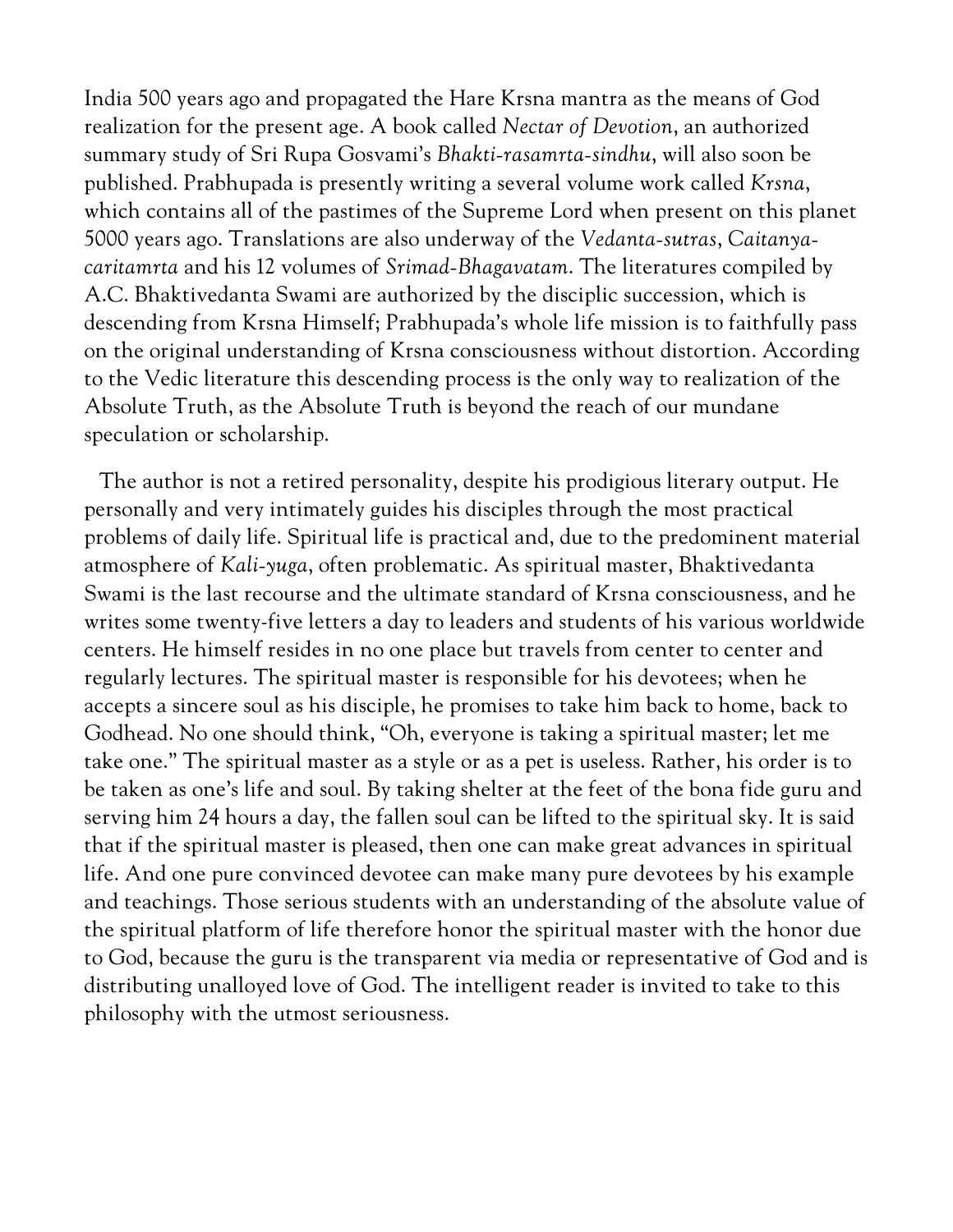India 500 years ago and propagated the Hare Krsna mantra as the means of God realization for the present age. A book called *Nectar of Devotion*, an authorized summary study of Sri Rupa Gosvami's *Bhakti-rasamrta-sindhu*, will also soon be published. Prabhupada is presently writing a several volume work called *Krsna*, which contains all of the pastimes of the Supreme Lord when present on this planet 5000 years ago. Translations are also underway of the *Vedanta-sutras*, *Caitanya-caritamrta* and his 12 volumes of *Srimad-Bhagavatam*. The literatures compiled by A.C. Bhaktivedanta Swami are authorized by the disciplic succession, which is descending from Krsna Himself; Prabhupada's whole life mission is to faithfully pass on the original understanding of Krsna consciousness without distortion. According to the Vedic literature this descending process is the only way to realization of the Absolute Truth, as the Absolute Truth is beyond the reach of our mundane speculation or scholarship.

The author is not a retired personality, despite his prodigious literary output. He personally and very intimately guides his disciples through the most practical problems of daily life. Spiritual life is practical and, due to the predominent material atmosphere of *Kali-yuga*, often problematic. As spiritual master, Bhaktivedanta Swami is the last recourse and the ultimate standard of Krsna consciousness, and he writes some twenty-five letters a day to leaders and students of his various worldwide centers. He himself resides in no one place but travels from center to center and regularly lectures. The spiritual master is responsible for his devotees; when he accepts a sincere soul as his disciple, he promises to take him back to home, back to Godhead. No one should think, "Oh, everyone is taking a spiritual master; let me take one." The spiritual master as a style or as a pet is useless. Rather, his order is to be taken as one's life and soul. By taking shelter at the feet of the bona fide guru and serving him 24 hours a day, the fallen soul can be lifted to the spiritual sky. It is said that if the spiritual master is pleased, then one can make great advances in spiritual life. And one pure convinced devotee can make many pure devotees by his example and teachings. Those serious students with an understanding of the absolute value of the spiritual platform of life therefore honor the spiritual master with the honor due to God, because the guru is the transparent via media or representative of God and is distributing unalloyed love of God. The intelligent reader is invited to take to this philosophy with the utmost seriousness.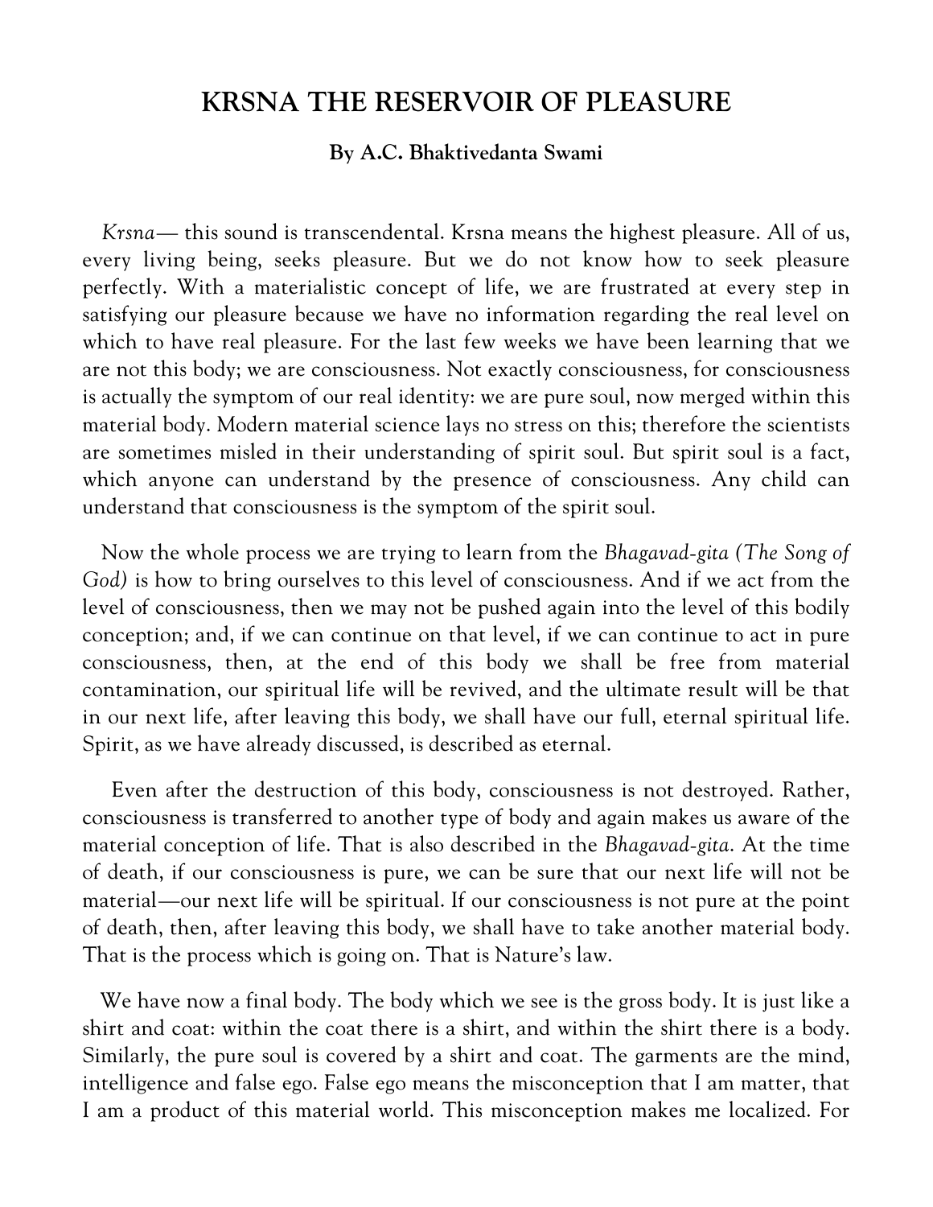# KRSNA THE RESERVOIR OF PLEASURE

**By A.C. Bhaktivedanta Swami**

*Krsna*— this sound is transcendental. Krsna means the highest pleasure. All of us, every living being, seeks pleasure. But we do not know how to seek pleasure perfectly. With a materialistic concept of life, we are frustrated at every step in satisfying our pleasure because we have no information regarding the real level on which to have real pleasure. For the last few weeks we have been learning that we are not this body; we are consciousness. Not exactly consciousness, for consciousness is actually the symptom of our real identity: we are pure soul, now merged within this material body. Modern material science lays no stress on this; therefore the scientists are sometimes misled in their understanding of spirit soul. But spirit soul is a fact, which anyone can understand by the presence of consciousness. Any child can understand that consciousness is the symptom of the spirit soul.

Now the whole process we are trying to learn from the *Bhagavad-gita (The Song of God)* is how to bring ourselves to this level of consciousness. And if we act from the level of consciousness, then we may not be pushed again into the level of this bodily conception; and, if we can continue on that level, if we can continue to act in pure consciousness, then, at the end of this body we shall be free from material contamination, our spiritual life will be revived, and the ultimate result will be that in our next life, after leaving this body, we shall have our full, eternal spiritual life. Spirit, as we have already discussed, is described as eternal.

Even after the destruction of this body, consciousness is not destroyed. Rather, consciousness is transferred to another type of body and again makes us aware of the material conception of life. That is also described in the *Bhagavad-gita*. At the time of death, if our consciousness is pure, we can be sure that our next life will not be material—our next life will be spiritual. If our consciousness is not pure at the point of death, then, after leaving this body, we shall have to take another material body. That is the process which is going on. That is Nature's law.

We have now a final body. The body which we see is the gross body. It is just like a shirt and coat: within the coat there is a shirt, and within the shirt there is a body. Similarly, the pure soul is covered by a shirt and coat. The garments are the mind, intelligence and false ego. False ego means the misconception that I am matter, that I am a product of this material world. This misconception makes me localized. For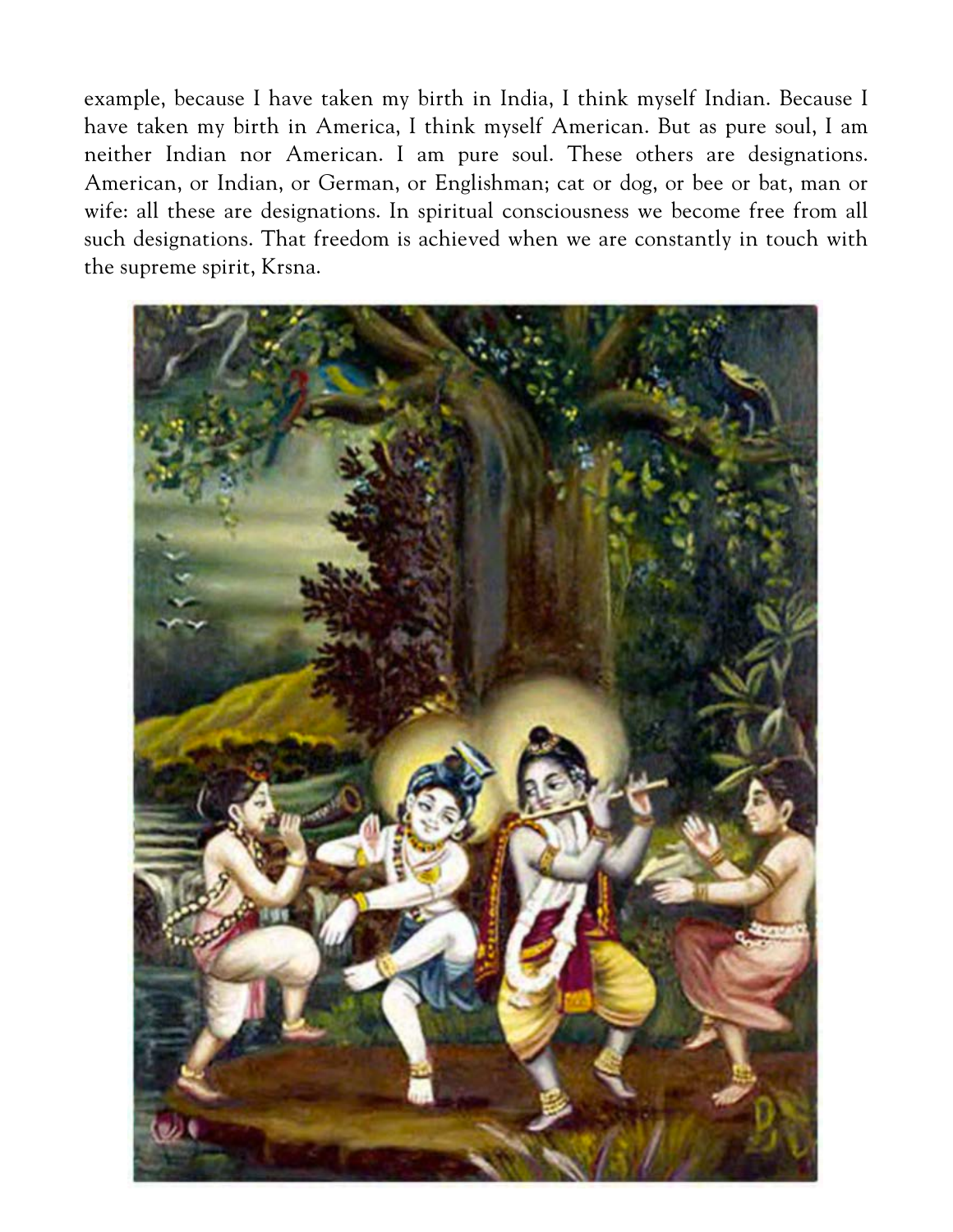example, because I have taken my birth in India, I think myself Indian. Because I have taken my birth in America, I think myself American. But as pure soul, I am neither Indian nor American. I am pure soul. These others are designations. American, or Indian, or German, or Englishman; cat or dog, or bee or bat, man or wife: all these are designations. In spiritual consciousness we become free from all such designations. That freedom is achieved when we are constantly in touch with the supreme spirit, Krsna.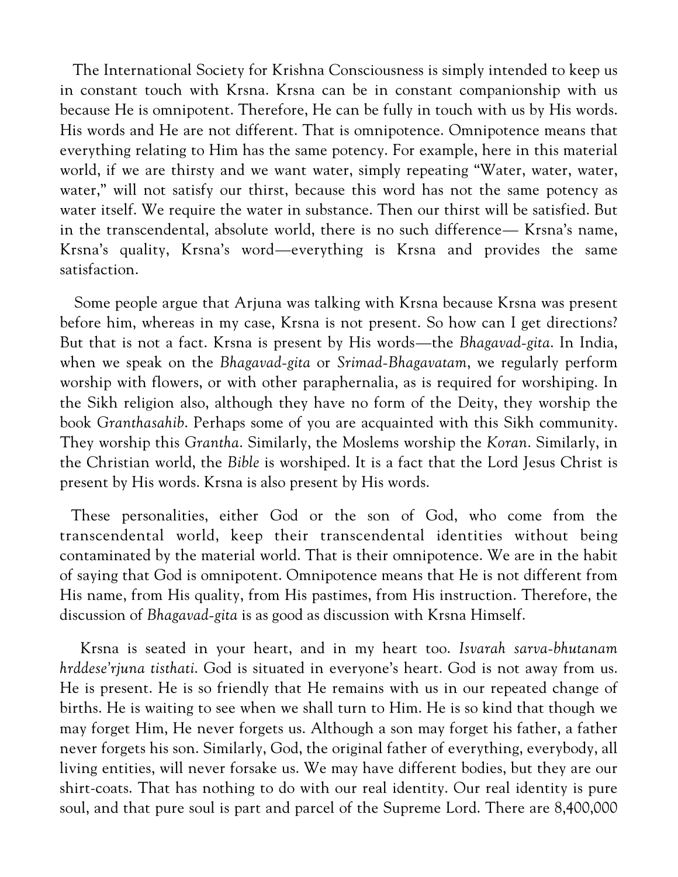The International Society for Krishna Consciousness is simply intended to keep us in constant touch with Krsna. Krsna can be in constant companionship with us because He is omnipotent. Therefore, He can be fully in touch with us by His words. His words and He are not different. That is omnipotence. Omnipotence means that everything relating to Him has the same potency. For example, here in this material world, if we are thirsty and we want water, simply repeating "Water, water, water, water," will not satisfy our thirst, because this word has not the same potency as water itself. We require the water in substance. Then our thirst will be satisfied. But in the transcendental, absolute world, there is no such difference— Krsna's name, Krsna's quality, Krsna's word—everything is Krsna and provides the same satisfaction.

Some people argue that Arjuna was talking with Krsna because Krsna was present before him, whereas in my case, Krsna is not present. So how can I get directions? But that is not a fact. Krsna is present by His words—the *Bhagavad-gita*. In India, when we speak on the *Bhagavad-gita* or *Srimad-Bhagavatam*, we regularly perform worship with flowers, or with other paraphernalia, as is required for worshiping. In the Sikh religion also, although they have no form of the Deity, they worship the book *Granthasahib*. Perhaps some of you are acquainted with this Sikh community. They worship this *Grantha*. Similarly, the Moslems worship the *Koran*. Similarly, in the Christian world, the *Bible* is worshiped. It is a fact that the Lord Jesus Christ is present by His words. Krsna is also present by His words.

These personalities, either God or the son of God, who come from the transcendental world, keep their transcendental identities without being contaminated by the material world. That is their omnipotence. We are in the habit of saying that God is omnipotent. Omnipotence means that He is not different from His name, from His quality, from His pastimes, from His instruction. Therefore, the discussion of *Bhagavad-gita* is as good as discussion with Krsna Himself.

Krsna is seated in your heart, and in my heart too. *Isvarah sarva-bhutanam hrddese'rjuna tisthati*. God is situated in everyone's heart. God is not away from us. He is present. He is so friendly that He remains with us in our repeated change of births. He is waiting to see when we shall turn to Him. He is so kind that though we may forget Him, He never forgets us. Although a son may forget his father, a father never forgets his son. Similarly, God, the original father of everything, everybody, all living entities, will never forsake us. We may have different bodies, but they are our shirt-coats. That has nothing to do with our real identity. Our real identity is pure soul, and that pure soul is part and parcel of the Supreme Lord. There are 8,400,000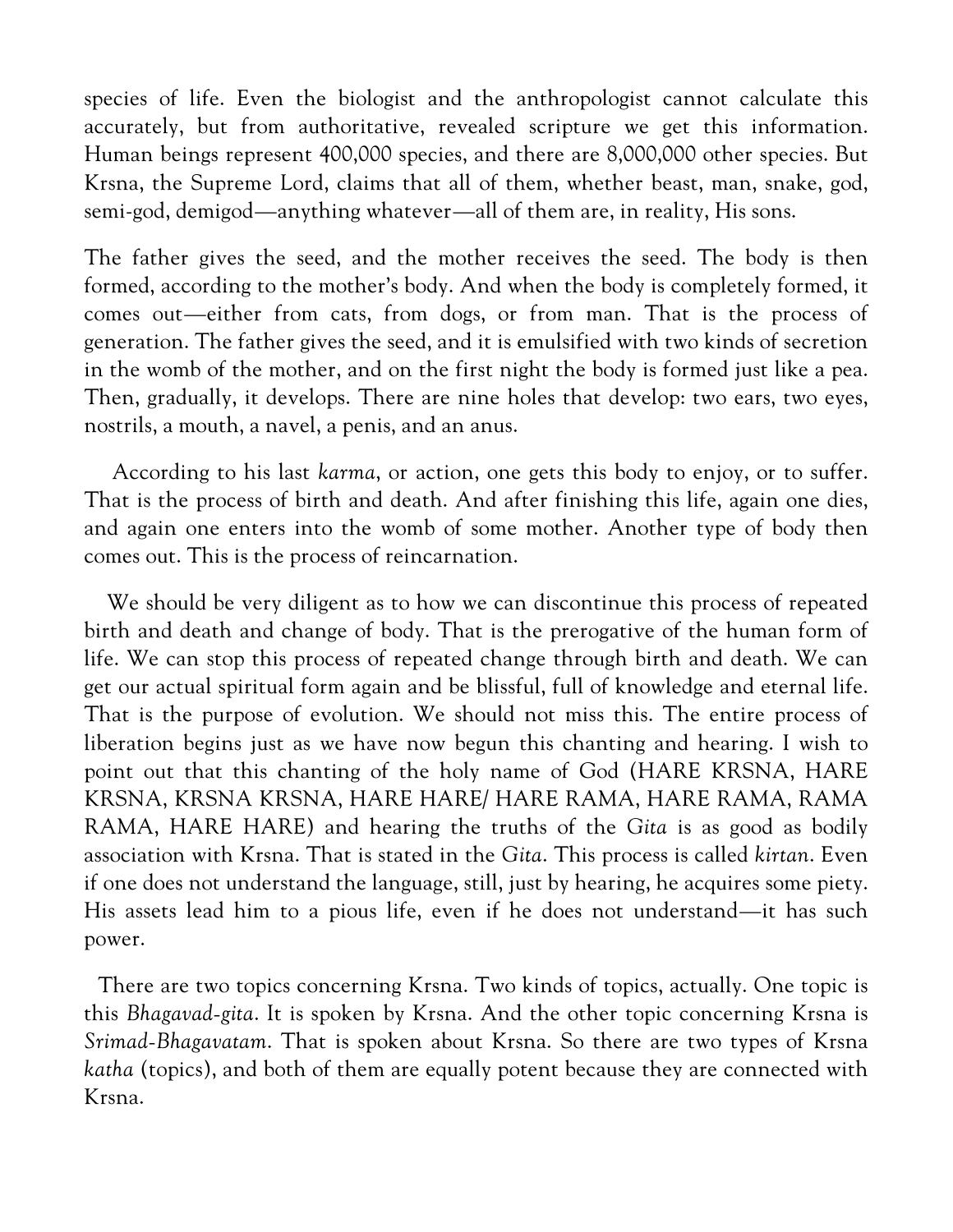species of life. Even the biologist and the anthropologist cannot calculate this accurately, but from authoritative, revealed scripture we get this information. Human beings represent 400,000 species, and there are 8,000,000 other species. But Krsna, the Supreme Lord, claims that all of them, whether beast, man, snake, god, semi-god, demigod—anything whatever—all of them are, in reality, His sons.

The father gives the seed, and the mother receives the seed. The body is then formed, according to the mother's body. And when the body is completely formed, it comes out—either from cats, from dogs, or from man. That is the process of generation. The father gives the seed, and it is emulsified with two kinds of secretion in the womb of the mother, and on the first night the body is formed just like a pea. Then, gradually, it develops. There are nine holes that develop: two ears, two eyes, nostrils, a mouth, a navel, a penis, and an anus.

According to his last *karma*, or action, one gets this body to enjoy, or to suffer. That is the process of birth and death. And after finishing this life, again one dies, and again one enters into the womb of some mother. Another type of body then comes out. This is the process of reincarnation.

We should be very diligent as to how we can discontinue this process of repeated birth and death and change of body. That is the prerogative of the human form of life. We can stop this process of repeated change through birth and death. We can get our actual spiritual form again and be blissful, full of knowledge and eternal life. That is the purpose of evolution. We should not miss this. The entire process of liberation begins just as we have now begun this chanting and hearing. I wish to point out that this chanting of the holy name of God (HARE KRSNA, HARE KRSNA, KRSNA KRSNA, HARE HARE/ HARE RAMA, HARE RAMA, RAMA RAMA, HARE HARE) and hearing the truths of the *Gita* is as good as bodily association with Krsna. That is stated in the *Gita*. This process is called *kirtan*. Even if one does not understand the language, still, just by hearing, he acquires some piety. His assets lead him to a pious life, even if he does not understand—it has such power.

There are two topics concerning Krsna. Two kinds of topics, actually. One topic is this *Bhagavad-gita*. It is spoken by Krsna. And the other topic concerning Krsna is *Srimad-Bhagavatam*. That is spoken about Krsna. So there are two types of Krsna *katha* (topics), and both of them are equally potent because they are connected with Krsna.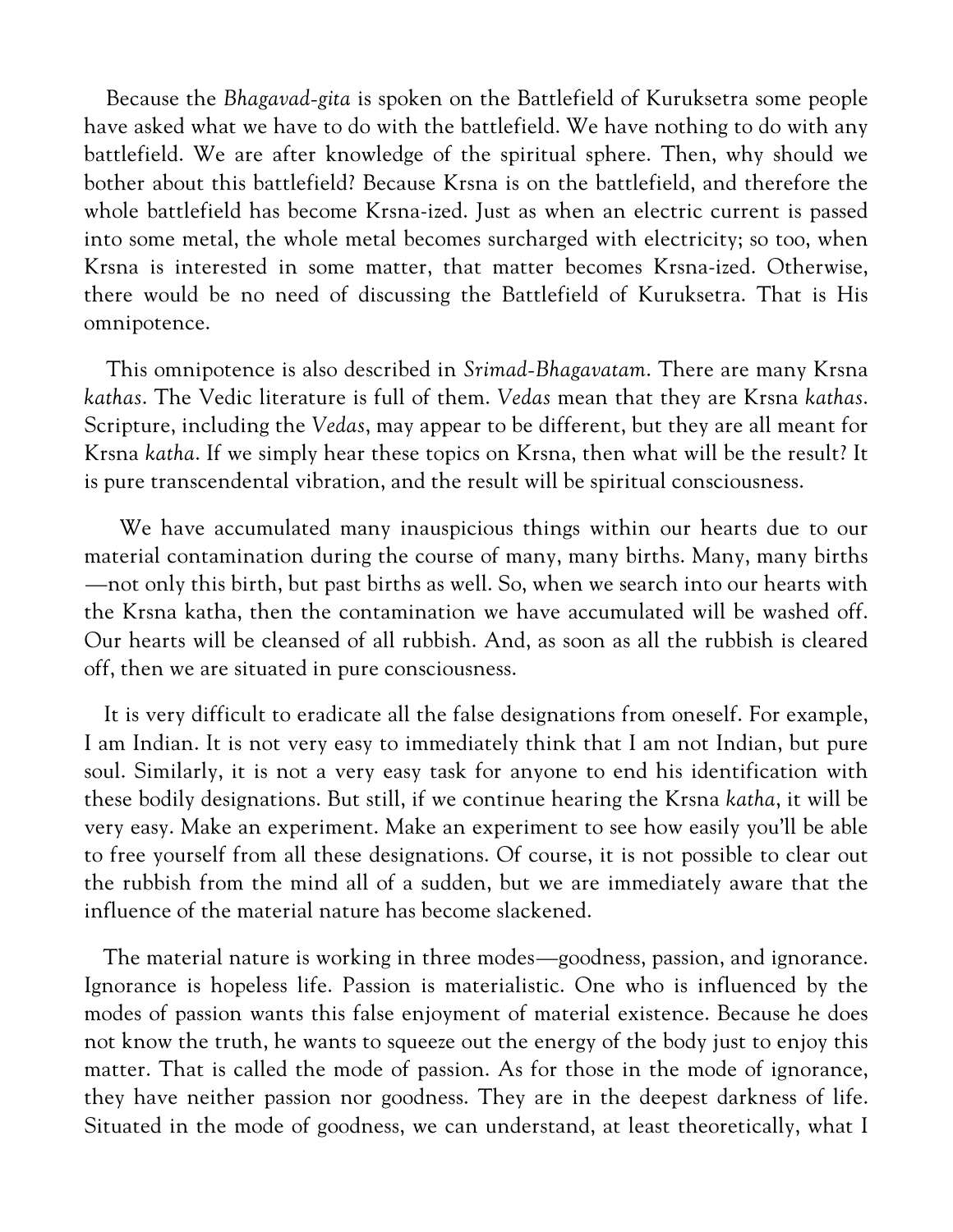Because the *Bhagavad-gita* is spoken on the Battlefield of Kuruksetra some people have asked what we have to do with the battlefield. We have nothing to do with any battlefield. We are after knowledge of the spiritual sphere. Then, why should we bother about this battlefield? Because Krsna is on the battlefield, and therefore the whole battlefield has become Krsna-ized. Just as when an electric current is passed into some metal, the whole metal becomes surcharged with electricity; so too, when Krsna is interested in some matter, that matter becomes Krsna-ized. Otherwise, there would be no need of discussing the Battlefield of Kuruksetra. That is His omnipotence.

This omnipotence is also described in *Srimad-Bhagavatam*. There are many Krsna *kathas*. The Vedic literature is full of them. *Vedas* mean that they are Krsna *kathas*. Scripture, including the *Vedas*, may appear to be different, but they are all meant for Krsna *katha*. If we simply hear these topics on Krsna, then what will be the result? It is pure transcendental vibration, and the result will be spiritual consciousness.

We have accumulated many inauspicious things within our hearts due to our material contamination during the course of many, many births. Many, many births—not only this birth, but past births as well. So, when we search into our hearts with the Krsna katha, then the contamination we have accumulated will be washed off. Our hearts will be cleansed of all rubbish. And, as soon as all the rubbish is cleared off, then we are situated in pure consciousness.

It is very difficult to eradicate all the false designations from oneself. For example, I am Indian. It is not very easy to immediately think that I am not Indian, but pure soul. Similarly, it is not a very easy task for anyone to end his identification with these bodily designations. But still, if we continue hearing the Krsna *katha*, it will be very easy. Make an experiment. Make an experiment to see how easily you'll be able to free yourself from all these designations. Of course, it is not possible to clear out the rubbish from the mind all of a sudden, but we are immediately aware that the influence of the material nature has become slackened.

The material nature is working in three modes—goodness, passion, and ignorance. Ignorance is hopeless life. Passion is materialistic. One who is influenced by the modes of passion wants this false enjoyment of material existence. Because he does not know the truth, he wants to squeeze out the energy of the body just to enjoy this matter. That is called the mode of passion. As for those in the mode of ignorance, they have neither passion nor goodness. They are in the deepest darkness of life. Situated in the mode of goodness, we can understand, at least theoretically, what I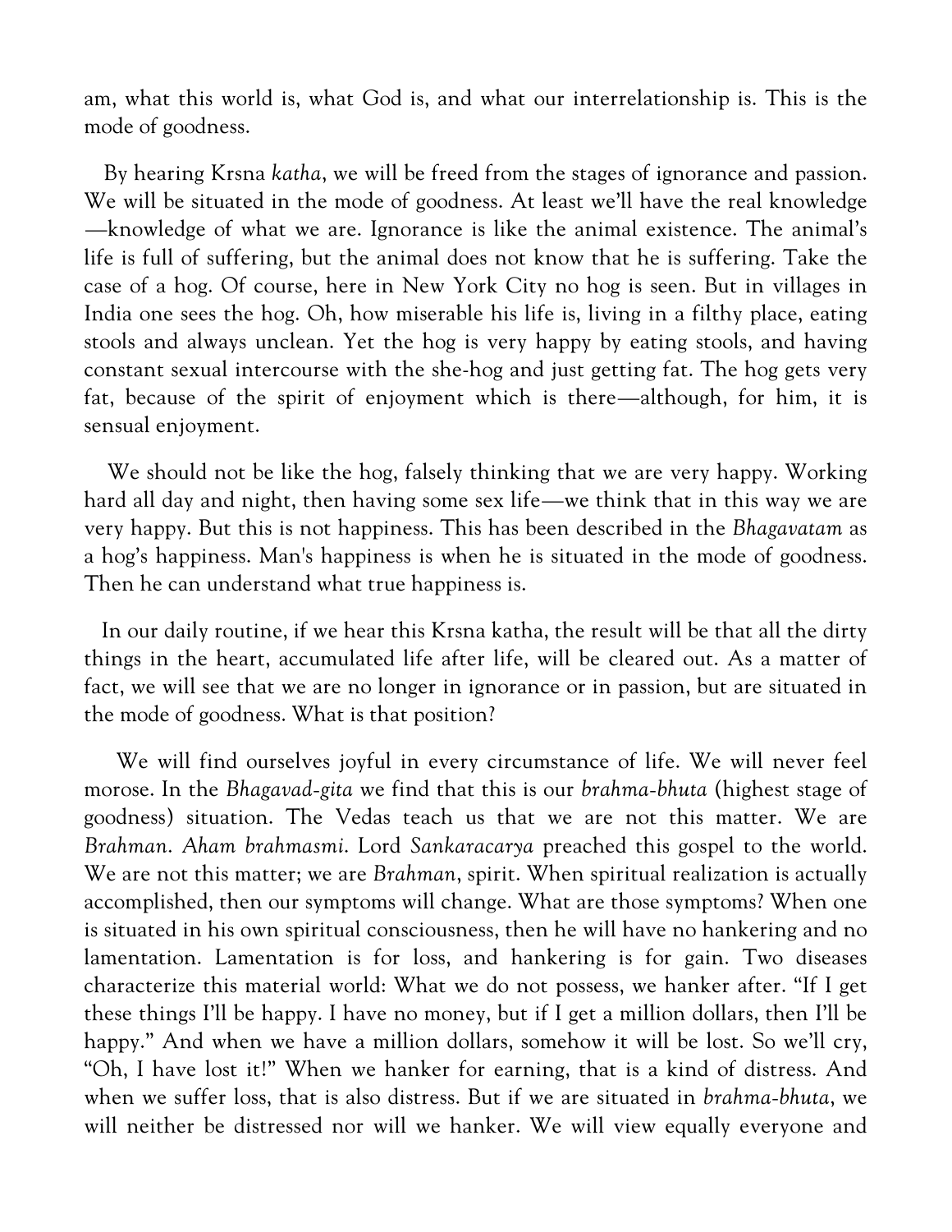am, what this world is, what God is, and what our interrelationship is. This is the mode of goodness.

By hearing Krsna *katha*, we will be freed from the stages of ignorance and passion. We will be situated in the mode of goodness. At least we'll have the real knowledge —knowledge of what we are. Ignorance is like the animal existence. The animal's life is full of suffering, but the animal does not know that he is suffering. Take the case of a hog. Of course, here in New York City no hog is seen. But in villages in India one sees the hog. Oh, how miserable his life is, living in a filthy place, eating stools and always unclean. Yet the hog is very happy by eating stools, and having constant sexual intercourse with the she-hog and just getting fat. The hog gets very fat, because of the spirit of enjoyment which is there—although, for him, it is sensual enjoyment.

We should not be like the hog, falsely thinking that we are very happy. Working hard all day and night, then having some sex life—we think that in this way we are very happy. But this is not happiness. This has been described in the *Bhagavatam* as a hog's happiness. Man's happiness is when he is situated in the mode of goodness. Then he can understand what true happiness is.

In our daily routine, if we hear this Krsna katha, the result will be that all the dirty things in the heart, accumulated life after life, will be cleared out. As a matter of fact, we will see that we are no longer in ignorance or in passion, but are situated in the mode of goodness. What is that position?

We will find ourselves joyful in every circumstance of life. We will never feel morose. In the *Bhagavad-gita* we find that this is our *brahma-bhuta* (highest stage of goodness) situation. The Vedas teach us that we are not this matter. We are *Brahman*. *Aham brahmasmi*. Lord *Sankaracarya* preached this gospel to the world. We are not this matter; we are *Brahman*, spirit. When spiritual realization is actually accomplished, then our symptoms will change. What are those symptoms? When one is situated in his own spiritual consciousness, then he will have no hankering and no lamentation. Lamentation is for loss, and hankering is for gain. Two diseases characterize this material world: What we do not possess, we hanker after. "If I get these things I'll be happy. I have no money, but if I get a million dollars, then I'll be happy." And when we have a million dollars, somehow it will be lost. So we'll cry, "Oh, I have lost it!" When we hanker for earning, that is a kind of distress. And when we suffer loss, that is also distress. But if we are situated in *brahma-bhuta*, we will neither be distressed nor will we hanker. We will view equally everyone and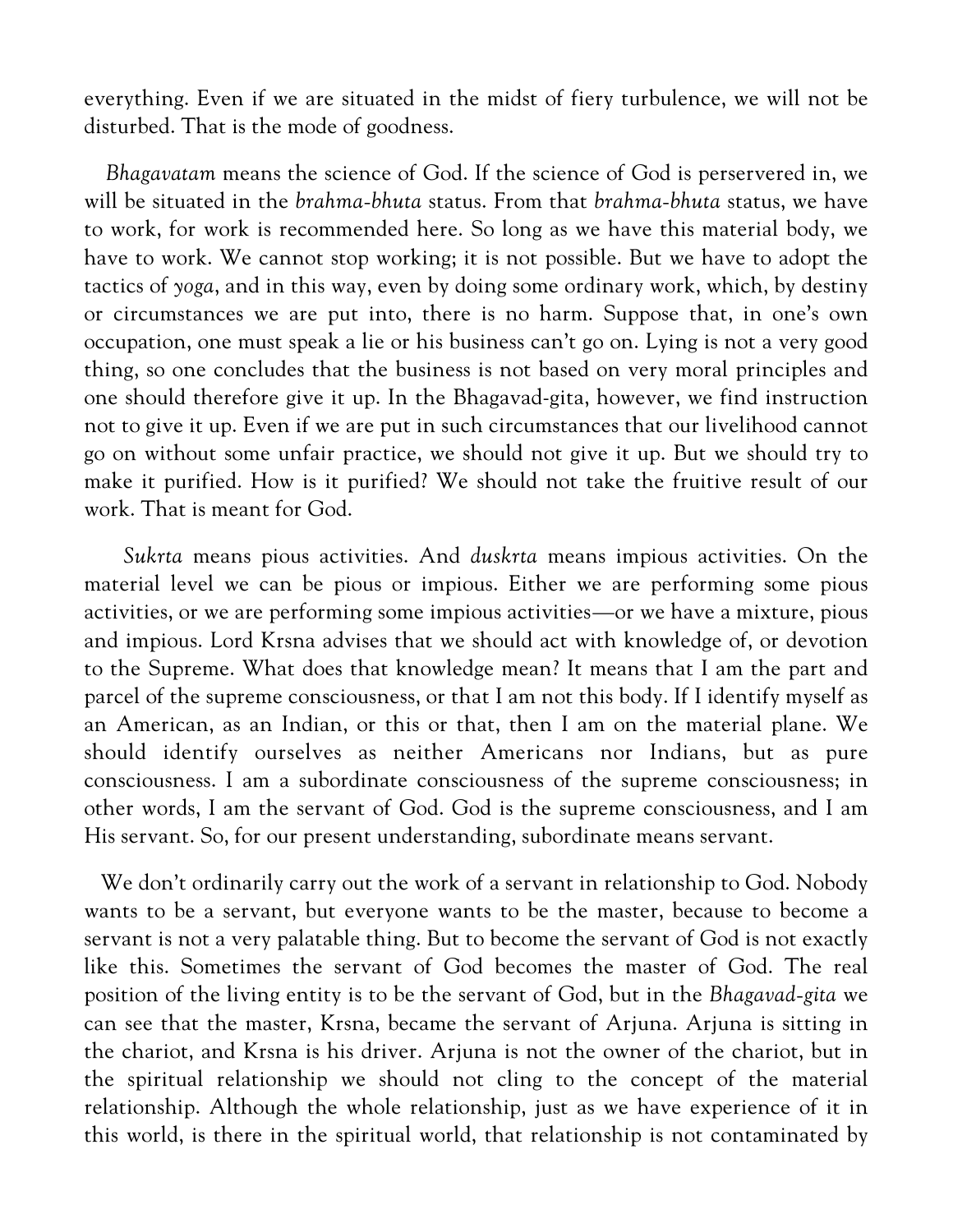everything. Even if we are situated in the midst of fiery turbulence, we will not be disturbed. That is the mode of goodness.

*Bhagavatam* means the science of God. If the science of God is perservered in, we will be situated in the *brahma-bhuta* status. From that *brahma-bhuta* status, we have to work, for work is recommended here. So long as we have this material body, we have to work. We cannot stop working; it is not possible. But we have to adopt the tactics of *yoga*, and in this way, even by doing some ordinary work, which, by destiny or circumstances we are put into, there is no harm. Suppose that, in one's own occupation, one must speak a lie or his business can't go on. Lying is not a very good thing, so one concludes that the business is not based on very moral principles and one should therefore give it up. In the Bhagavad-gita, however, we find instruction not to give it up. Even if we are put in such circumstances that our livelihood cannot go on without some unfair practice, we should not give it up. But we should try to make it purified. How is it purified? We should not take the fruitive result of our work. That is meant for God.

*Sukrta* means pious activities. And *duskrta* means impious activities. On the material level we can be pious or impious. Either we are performing some pious activities, or we are performing some impious activities—or we have a mixture, pious and impious. Lord Krsna advises that we should act with knowledge of, or devotion to the Supreme. What does that knowledge mean? It means that I am the part and parcel of the supreme consciousness, or that I am not this body. If I identify myself as an American, as an Indian, or this or that, then I am on the material plane. We should identify ourselves as neither Americans nor Indians, but as pure consciousness. I am a subordinate consciousness of the supreme consciousness; in other words, I am the servant of God. God is the supreme consciousness, and I am His servant. So, for our present understanding, subordinate means servant.

We don't ordinarily carry out the work of a servant in relationship to God. Nobody wants to be a servant, but everyone wants to be the master, because to become a servant is not a very palatable thing. But to become the servant of God is not exactly like this. Sometimes the servant of God becomes the master of God. The real position of the living entity is to be the servant of God, but in the *Bhagavad-gita* we can see that the master, Krsna, became the servant of Arjuna. Arjuna is sitting in the chariot, and Krsna is his driver. Arjuna is not the owner of the chariot, but in the spiritual relationship we should not cling to the concept of the material relationship. Although the whole relationship, just as we have experience of it in this world, is there in the spiritual world, that relationship is not contaminated by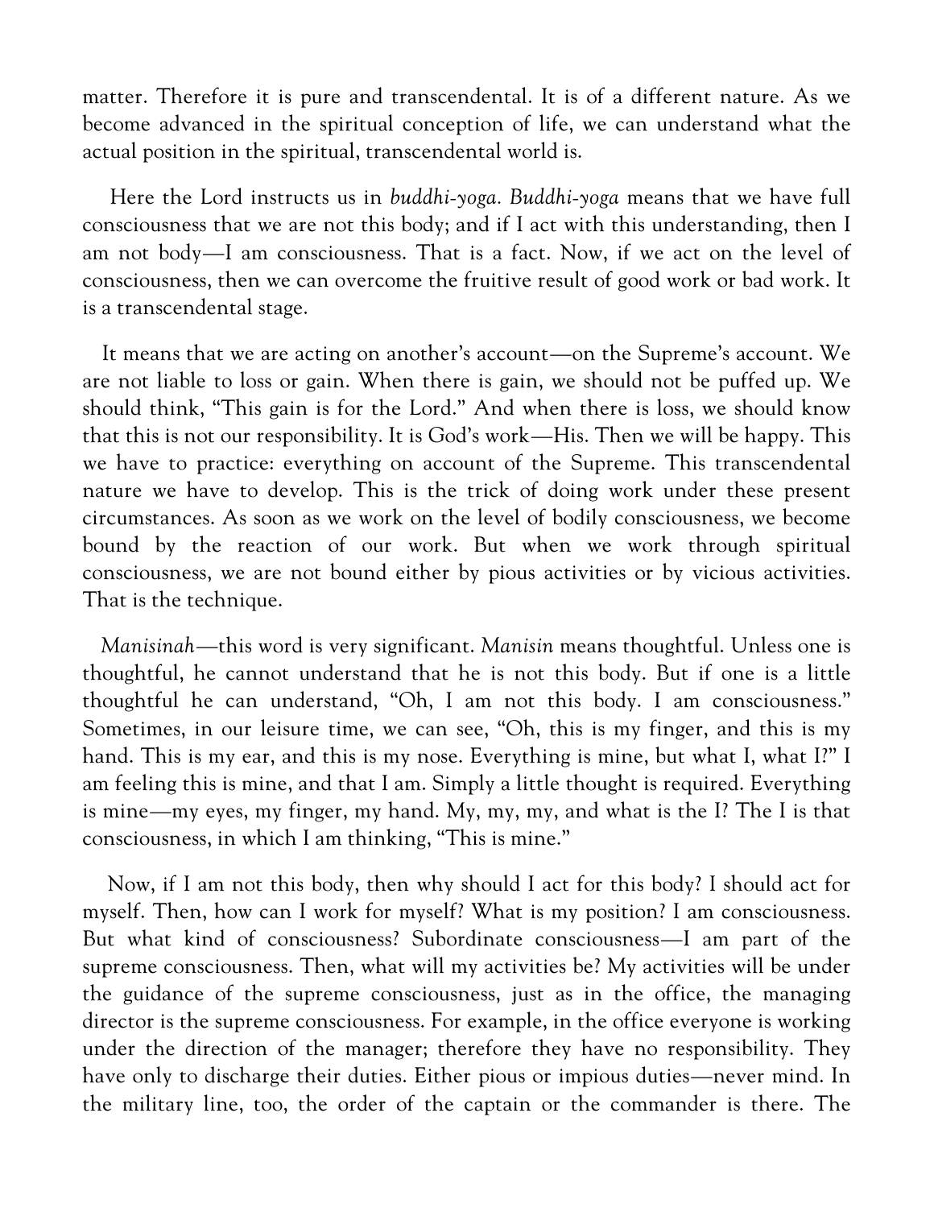matter. Therefore it is pure and transcendental. It is of a different nature. As we become advanced in the spiritual conception of life, we can understand what the actual position in the spiritual, transcendental world is.

Here the Lord instructs us in *buddhi-yoga. Buddhi-yoga* means that we have full consciousness that we are not this body; and if I act with this understanding, then I am not body—I am consciousness. That is a fact. Now, if we act on the level of consciousness, then we can overcome the fruitive result of good work or bad work. It is a transcendental stage.

It means that we are acting on another's account—on the Supreme's account. We are not liable to loss or gain. When there is gain, we should not be puffed up. We should think, "This gain is for the Lord." And when there is loss, we should know that this is not our responsibility. It is God's work—His. Then we will be happy. This we have to practice: everything on account of the Supreme. This transcendental nature we have to develop. This is the trick of doing work under these present circumstances. As soon as we work on the level of bodily consciousness, we become bound by the reaction of our work. But when we work through spiritual consciousness, we are not bound either by pious activities or by vicious activities. That is the technique.

*Manisinah*—this word is very significant. *Manisin* means thoughtful. Unless one is thoughtful, he cannot understand that he is not this body. But if one is a little thoughtful he can understand, "Oh, I am not this body. I am consciousness." Sometimes, in our leisure time, we can see, "Oh, this is my finger, and this is my hand. This is my ear, and this is my nose. Everything is mine, but what I, what I?" I am feeling this is mine, and that I am. Simply a little thought is required. Everything is mine—my eyes, my finger, my hand. My, my, my, and what is the I? The I is that consciousness, in which I am thinking, "This is mine."

Now, if I am not this body, then why should I act for this body? I should act for myself. Then, how can I work for myself? What is my position? I am consciousness. But what kind of consciousness? Subordinate consciousness—I am part of the supreme consciousness. Then, what will my activities be? My activities will be under the guidance of the supreme consciousness, just as in the office, the managing director is the supreme consciousness. For example, in the office everyone is working under the direction of the manager; therefore they have no responsibility. They have only to discharge their duties. Either pious or impious duties—never mind. In the military line, too, the order of the captain or the commander is there. The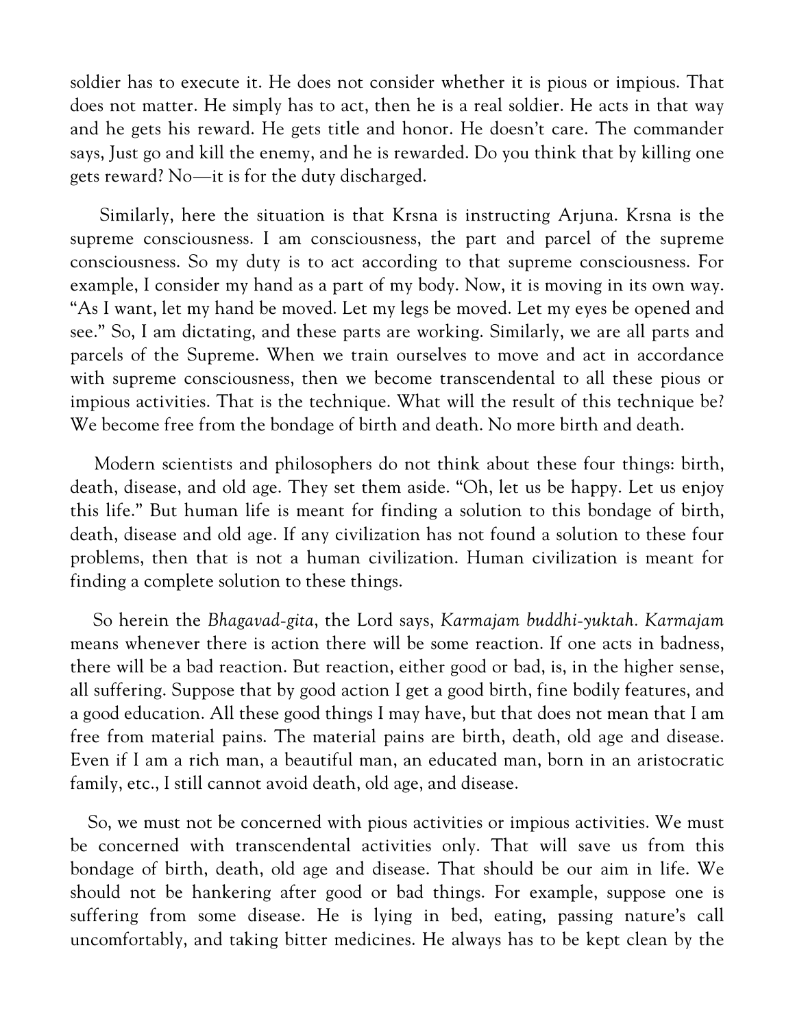soldier has to execute it. He does not consider whether it is pious or impious. That does not matter. He simply has to act, then he is a real soldier. He acts in that way and he gets his reward. He gets title and honor. He doesn't care. The commander says, Just go and kill the enemy, and he is rewarded. Do you think that by killing one gets reward? No—it is for the duty discharged.

Similarly, here the situation is that Krsna is instructing Arjuna. Krsna is the supreme consciousness. I am consciousness, the part and parcel of the supreme consciousness. So my duty is to act according to that supreme consciousness. For example, I consider my hand as a part of my body. Now, it is moving in its own way. "As I want, let my hand be moved. Let my legs be moved. Let my eyes be opened and see." So, I am dictating, and these parts are working. Similarly, we are all parts and parcels of the Supreme. When we train ourselves to move and act in accordance with supreme consciousness, then we become transcendental to all these pious or impious activities. That is the technique. What will the result of this technique be? We become free from the bondage of birth and death. No more birth and death.

Modern scientists and philosophers do not think about these four things: birth, death, disease, and old age. They set them aside. "Oh, let us be happy. Let us enjoy this life." But human life is meant for finding a solution to this bondage of birth, death, disease and old age. If any civilization has not found a solution to these four problems, then that is not a human civilization. Human civilization is meant for finding a complete solution to these things.

So herein the *Bhagavad-gita*, the Lord says, *Karmajam buddhi-yuktah. Karmajam* means whenever there is action there will be some reaction. If one acts in badness, there will be a bad reaction. But reaction, either good or bad, is, in the higher sense, all suffering. Suppose that by good action I get a good birth, fine bodily features, and a good education. All these good things I may have, but that does not mean that I am free from material pains. The material pains are birth, death, old age and disease. Even if I am a rich man, a beautiful man, an educated man, born in an aristocratic family, etc., I still cannot avoid death, old age, and disease.

So, we must not be concerned with pious activities or impious activities. We must be concerned with transcendental activities only. That will save us from this bondage of birth, death, old age and disease. That should be our aim in life. We should not be hankering after good or bad things. For example, suppose one is suffering from some disease. He is lying in bed, eating, passing nature's call uncomfortably, and taking bitter medicines. He always has to be kept clean by the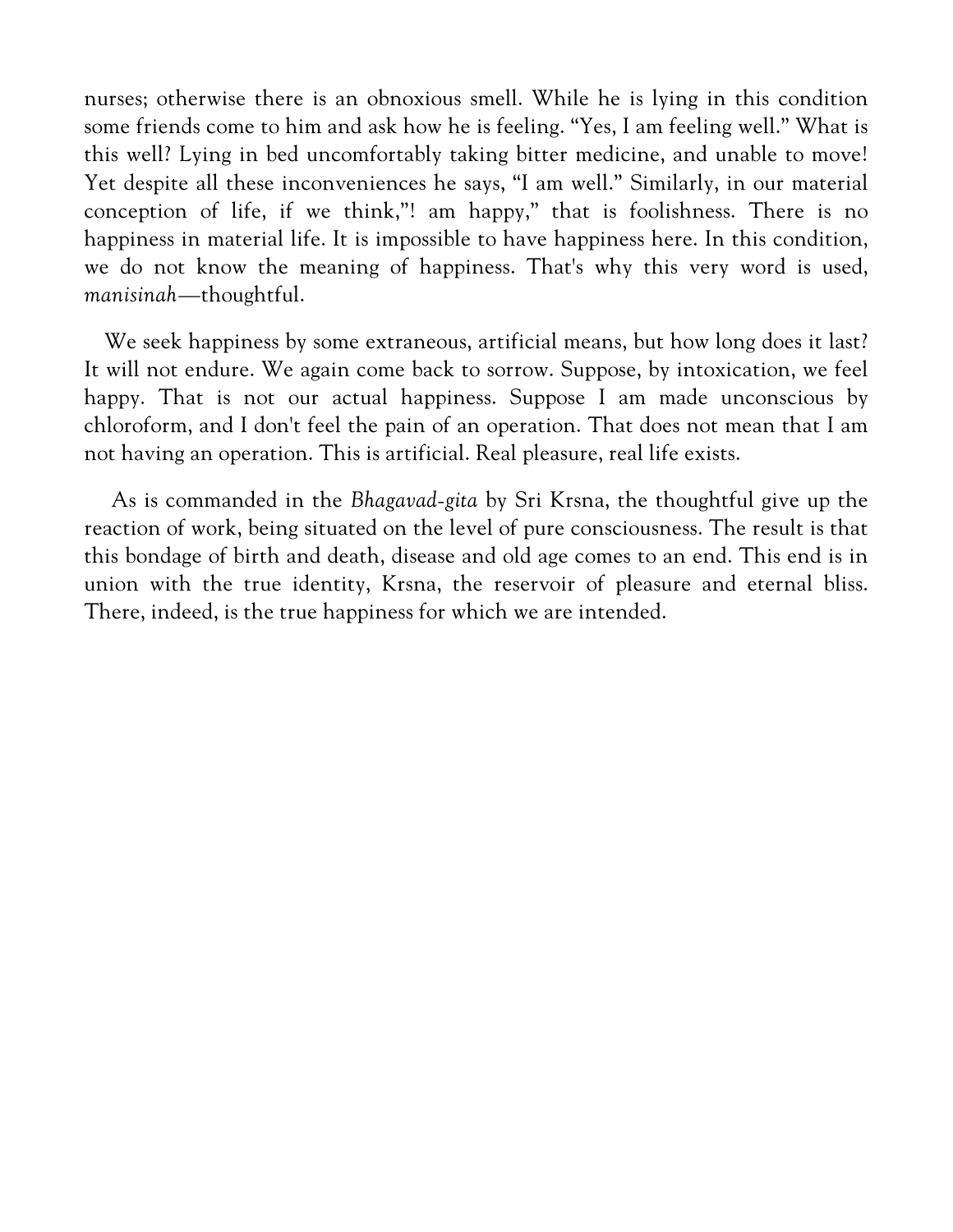nurses; otherwise there is an obnoxious smell. While he is lying in this condition some friends come to him and ask how he is feeling. "Yes, I am feeling well." What is this well? Lying in bed uncomfortably taking bitter medicine, and unable to move! Yet despite all these inconveniences he says, "I am well." Similarly, in our material conception of life, if we think,"! am happy," that is foolishness. There is no happiness in material life. It is impossible to have happiness here. In this condition, we do not know the meaning of happiness. That's why this very word is used, *manisinah*—thoughtful.

We seek happiness by some extraneous, artificial means, but how long does it last? It will not endure. We again come back to sorrow. Suppose, by intoxication, we feel happy. That is not our actual happiness. Suppose I am made unconscious by chloroform, and I don't feel the pain of an operation. That does not mean that I am not having an operation. This is artificial. Real pleasure, real life exists.

As is commanded in the *Bhagavad-gita* by Sri Krsna, the thoughtful give up the reaction of work, being situated on the level of pure consciousness. The result is that this bondage of birth and death, disease and old age comes to an end. This end is in union with the true identity, Krsna, the reservoir of pleasure and eternal bliss. There, indeed, is the true happiness for which we are intended.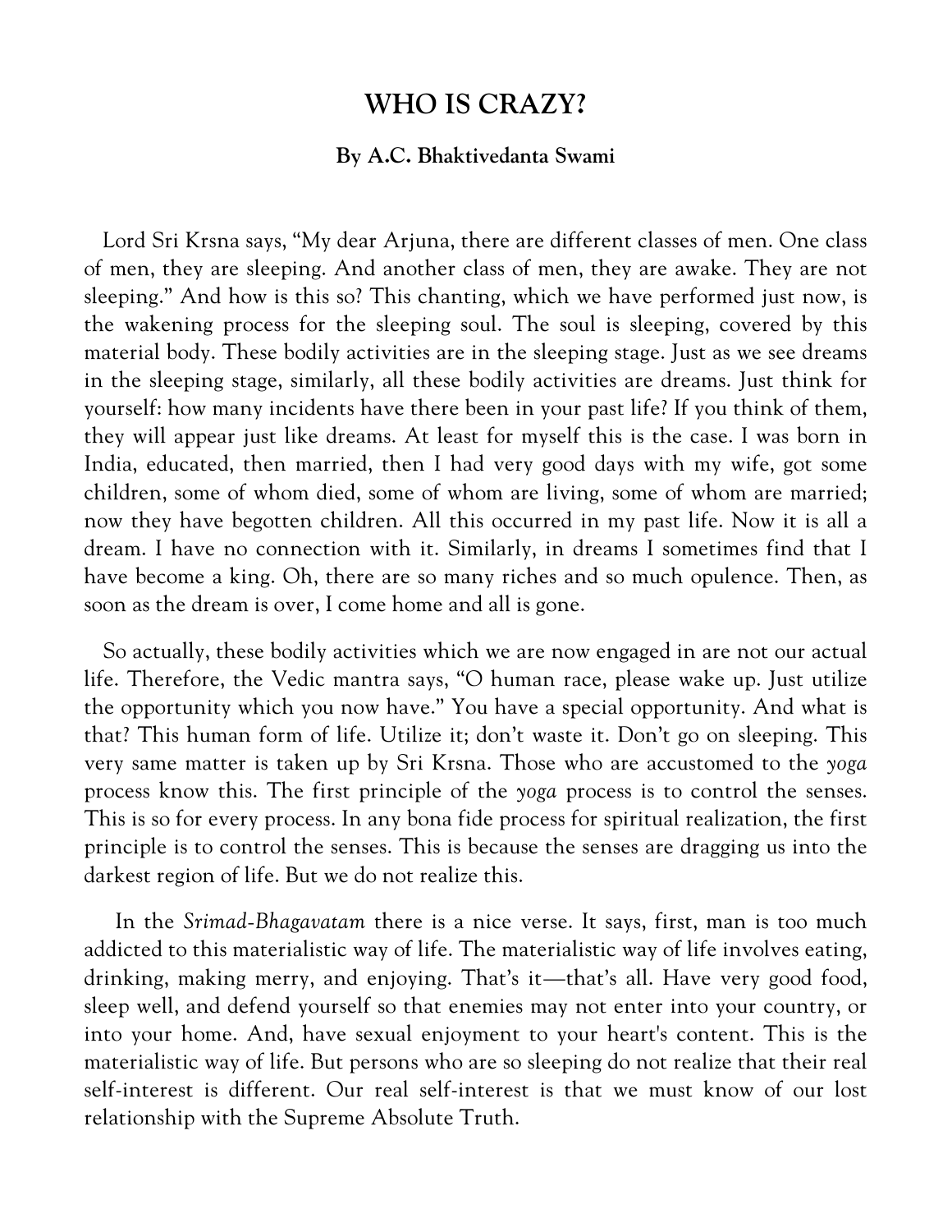# WHO IS CRAZY?

**By A.C. Bhaktivedanta Swami**

Lord Sri Krsna says, "My dear Arjuna, there are different classes of men. One class of men, they are sleeping. And another class of men, they are awake. They are not sleeping." And how is this so? This chanting, which we have performed just now, is the wakening process for the sleeping soul. The soul is sleeping, covered by this material body. These bodily activities are in the sleeping stage. Just as we see dreams in the sleeping stage, similarly, all these bodily activities are dreams. Just think for yourself: how many incidents have there been in your past life? If you think of them, they will appear just like dreams. At least for myself this is the case. I was born in India, educated, then married, then I had very good days with my wife, got some children, some of whom died, some of whom are living, some of whom are married; now they have begotten children. All this occurred in my past life. Now it is all a dream. I have no connection with it. Similarly, in dreams I sometimes find that I have become a king. Oh, there are so many riches and so much opulence. Then, as soon as the dream is over, I come home and all is gone.

So actually, these bodily activities which we are now engaged in are not our actual life. Therefore, the Vedic mantra says, "O human race, please wake up. Just utilize the opportunity which you now have." You have a special opportunity. And what is that? This human form of life. Utilize it; don't waste it. Don't go on sleeping. This very same matter is taken up by Sri Krsna. Those who are accustomed to the *yoga* process know this. The first principle of the *yoga* process is to control the senses. This is so for every process. In any bona fide process for spiritual realization, the first principle is to control the senses. This is because the senses are dragging us into the darkest region of life. But we do not realize this.

In the *Srimad-Bhagavatam* there is a nice verse. It says, first, man is too much addicted to this materialistic way of life. The materialistic way of life involves eating, drinking, making merry, and enjoying. That's it—that's all. Have very good food, sleep well, and defend yourself so that enemies may not enter into your country, or into your home. And, have sexual enjoyment to your heart's content. This is the materialistic way of life. But persons who are so sleeping do not realize that their real self-interest is different. Our real self-interest is that we must know of our lost relationship with the Supreme Absolute Truth.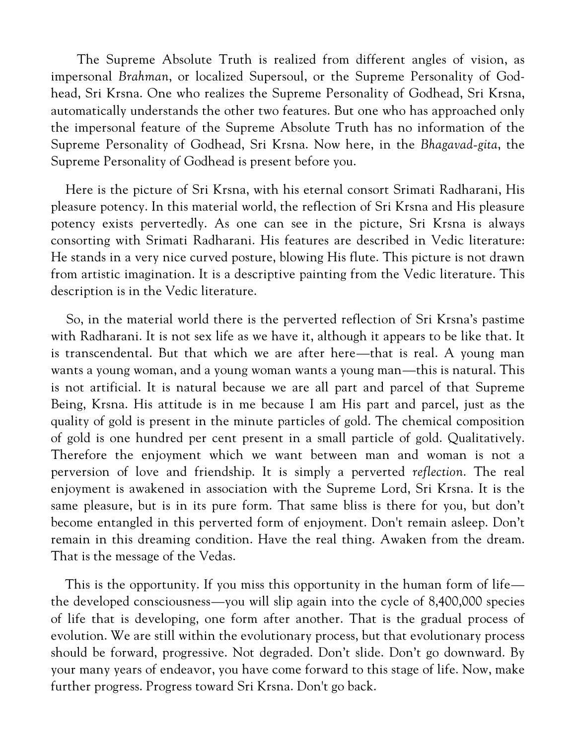The Supreme Absolute Truth is realized from different angles of vision, as impersonal *Brahman*, or localized Supersoul, or the Supreme Personality of Godhead, Sri Krsna. One who realizes the Supreme Personality of Godhead, Sri Krsna, automatically understands the other two features. But one who has approached only the impersonal feature of the Supreme Absolute Truth has no information of the Supreme Personality of Godhead, Sri Krsna. Now here, in the *Bhagavad-gita*, the Supreme Personality of Godhead is present before you.

Here is the picture of Sri Krsna, with his eternal consort Srimati Radharani, His pleasure potency. In this material world, the reflection of Sri Krsna and His pleasure potency exists pervertedly. As one can see in the picture, Sri Krsna is always consorting with Srimati Radharani. His features are described in Vedic literature: He stands in a very nice curved posture, blowing His flute. This picture is not drawn from artistic imagination. It is a descriptive painting from the Vedic literature. This description is in the Vedic literature.

So, in the material world there is the perverted reflection of Sri Krsna's pastime with Radharani. It is not sex life as we have it, although it appears to be like that. It is transcendental. But that which we are after here—that is real. A young man wants a young woman, and a young woman wants a young man—this is natural. This is not artificial. It is natural because we are all part and parcel of that Supreme Being, Krsna. His attitude is in me because I am His part and parcel, just as the quality of gold is present in the minute particles of gold. The chemical composition of gold is one hundred per cent present in a small particle of gold. Qualitatively. Therefore the enjoyment which we want between man and woman is not a perversion of love and friendship. It is simply a perverted *reflection*. The real enjoyment is awakened in association with the Supreme Lord, Sri Krsna. It is the same pleasure, but is in its pure form. That same bliss is there for you, but don't become entangled in this perverted form of enjoyment. Don't remain asleep. Don't remain in this dreaming condition. Have the real thing. Awaken from the dream. That is the message of the Vedas.

This is the opportunity. If you miss this opportunity in the human form of life—the developed consciousness—you will slip again into the cycle of 8,400,000 species of life that is developing, one form after another. That is the gradual process of evolution. We are still within the evolutionary process, but that evolutionary process should be forward, progressive. Not degraded. Don't slide. Don't go downward. By your many years of endeavor, you have come forward to this stage of life. Now, make further progress. Progress toward Sri Krsna. Don't go back.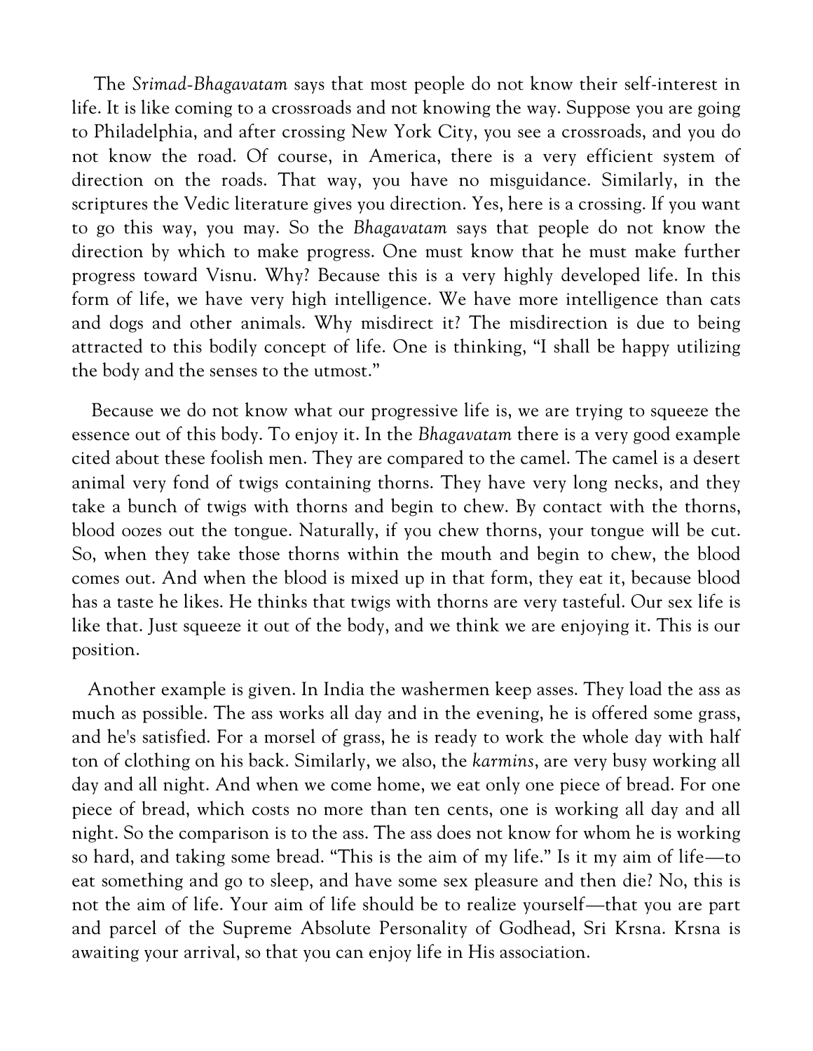The *Srimad-Bhagavatam* says that most people do not know their self-interest in life. It is like coming to a crossroads and not knowing the way. Suppose you are going to Philadelphia, and after crossing New York City, you see a crossroads, and you do not know the road. Of course, in America, there is a very efficient system of direction on the roads. That way, you have no misguidance. Similarly, in the scriptures the Vedic literature gives you direction. Yes, here is a crossing. If you want to go this way, you may. So the *Bhagavatam* says that people do not know the direction by which to make progress. One must know that he must make further progress toward Visnu. Why? Because this is a very highly developed life. In this form of life, we have very high intelligence. We have more intelligence than cats and dogs and other animals. Why misdirect it? The misdirection is due to being attracted to this bodily concept of life. One is thinking, "I shall be happy utilizing the body and the senses to the utmost."

Because we do not know what our progressive life is, we are trying to squeeze the essence out of this body. To enjoy it. In the *Bhagavatam* there is a very good example cited about these foolish men. They are compared to the camel. The camel is a desert animal very fond of twigs containing thorns. They have very long necks, and they take a bunch of twigs with thorns and begin to chew. By contact with the thorns, blood oozes out the tongue. Naturally, if you chew thorns, your tongue will be cut. So, when they take those thorns within the mouth and begin to chew, the blood comes out. And when the blood is mixed up in that form, they eat it, because blood has a taste he likes. He thinks that twigs with thorns are very tasteful. Our sex life is like that. Just squeeze it out of the body, and we think we are enjoying it. This is our position.

Another example is given. In India the washermen keep asses. They load the ass as much as possible. The ass works all day and in the evening, he is offered some grass, and he's satisfied. For a morsel of grass, he is ready to work the whole day with half ton of clothing on his back. Similarly, we also, the *karmins*, are very busy working all day and all night. And when we come home, we eat only one piece of bread. For one piece of bread, which costs no more than ten cents, one is working all day and all night. So the comparison is to the ass. The ass does not know for whom he is working so hard, and taking some bread. "This is the aim of my life." Is it my aim of life—to eat something and go to sleep, and have some sex pleasure and then die? No, this is not the aim of life. Your aim of life should be to realize yourself—that you are part and parcel of the Supreme Absolute Personality of Godhead, Sri Krsna. Krsna is awaiting your arrival, so that you can enjoy life in His association.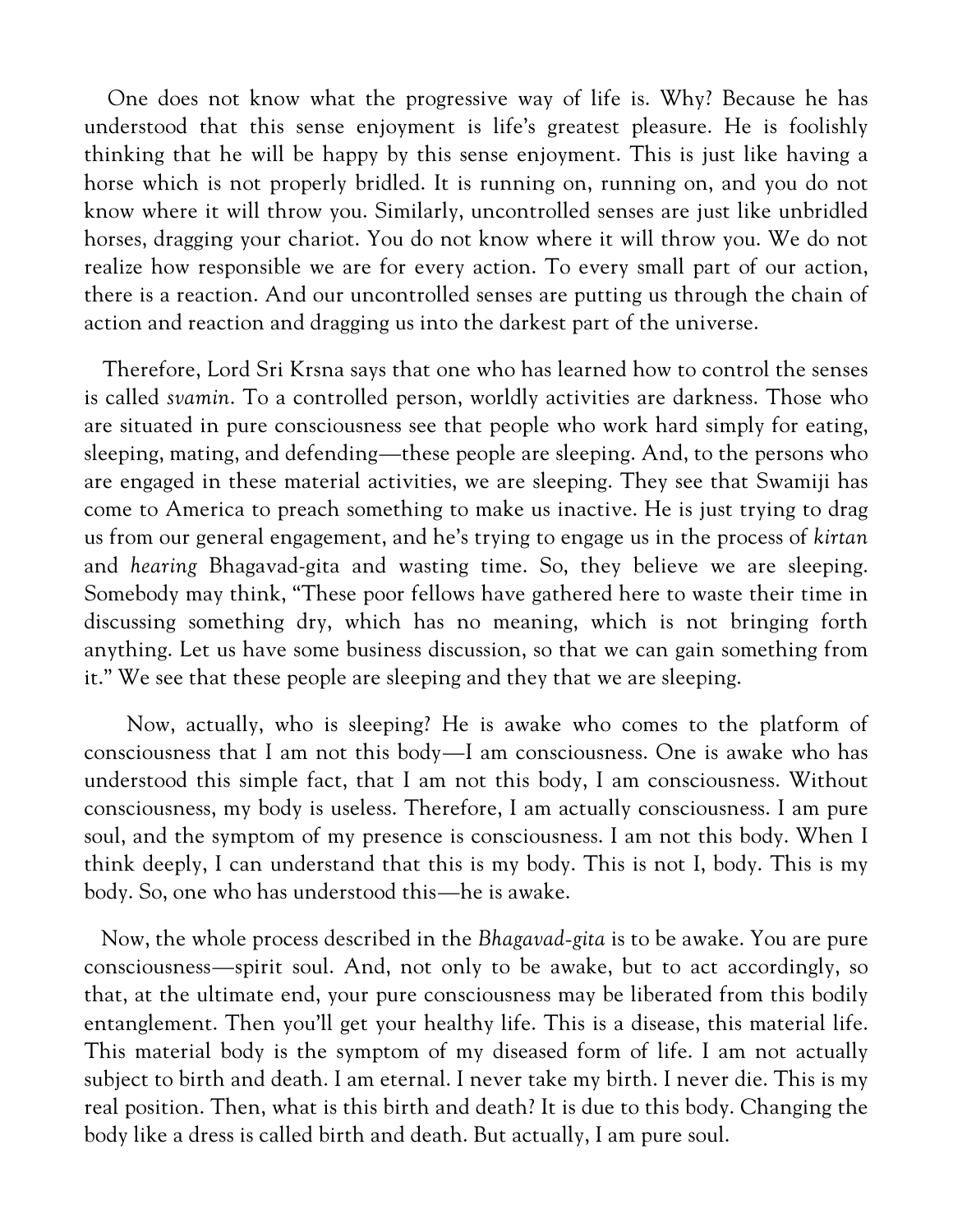One does not know what the progressive way of life is. Why? Because he has understood that this sense enjoyment is life's greatest pleasure. He is foolishly thinking that he will be happy by this sense enjoyment. This is just like having a horse which is not properly bridled. It is running on, running on, and you do not know where it will throw you. Similarly, uncontrolled senses are just like unbridled horses, dragging your chariot. You do not know where it will throw you. We do not realize how responsible we are for every action. To every small part of our action, there is a reaction. And our uncontrolled senses are putting us through the chain of action and reaction and dragging us into the darkest part of the universe.

Therefore, Lord Sri Krsna says that one who has learned how to control the senses is called *svamin*. To a controlled person, worldly activities are darkness. Those who are situated in pure consciousness see that people who work hard simply for eating, sleeping, mating, and defending—these people are sleeping. And, to the persons who are engaged in these material activities, we are sleeping. They see that Swamiji has come to America to preach something to make us inactive. He is just trying to drag us from our general engagement, and he's trying to engage us in the process of *kirtan* and *hearing* Bhagavad-gita and wasting time. So, they believe we are sleeping. Somebody may think, "These poor fellows have gathered here to waste their time in discussing something dry, which has no meaning, which is not bringing forth anything. Let us have some business discussion, so that we can gain something from it." We see that these people are sleeping and they that we are sleeping.

Now, actually, who is sleeping? He is awake who comes to the platform of consciousness that I am not this body—I am consciousness. One is awake who has understood this simple fact, that I am not this body, I am consciousness. Without consciousness, my body is useless. Therefore, I am actually consciousness. I am pure soul, and the symptom of my presence is consciousness. I am not this body. When I think deeply, I can understand that this is my body. This is not I, body. This is my body. So, one who has understood this—he is awake.

Now, the whole process described in the *Bhagavad-gita* is to be awake. You are pure consciousness—spirit soul. And, not only to be awake, but to act accordingly, so that, at the ultimate end, your pure consciousness may be liberated from this bodily entanglement. Then you'll get your healthy life. This is a disease, this material life. This material body is the symptom of my diseased form of life. I am not actually subject to birth and death. I am eternal. I never take my birth. I never die. This is my real position. Then, what is this birth and death? It is due to this body. Changing the body like a dress is called birth and death. But actually, I am pure soul.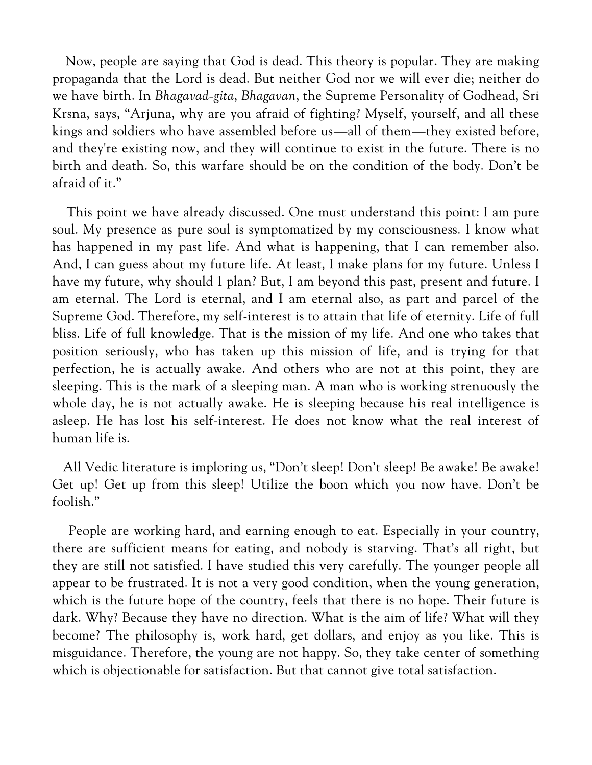Now, people are saying that God is dead. This theory is popular. They are making propaganda that the Lord is dead. But neither God nor we will ever die; neither do we have birth. In *Bhagavad-gita*, *Bhagavan*, the Supreme Personality of Godhead, Sri Krsna, says, "Arjuna, why are you afraid of fighting? Myself, yourself, and all these kings and soldiers who have assembled before us—all of them—they existed before, and they're existing now, and they will continue to exist in the future. There is no birth and death. So, this warfare should be on the condition of the body. Don't be afraid of it."

This point we have already discussed. One must understand this point: I am pure soul. My presence as pure soul is symptomatized by my consciousness. I know what has happened in my past life. And what is happening, that I can remember also. And, I can guess about my future life. At least, I make plans for my future. Unless I have my future, why should 1 plan? But, I am beyond this past, present and future. I am eternal. The Lord is eternal, and I am eternal also, as part and parcel of the Supreme God. Therefore, my self-interest is to attain that life of eternity. Life of full bliss. Life of full knowledge. That is the mission of my life. And one who takes that position seriously, who has taken up this mission of life, and is trying for that perfection, he is actually awake. And others who are not at this point, they are sleeping. This is the mark of a sleeping man. A man who is working strenuously the whole day, he is not actually awake. He is sleeping because his real intelligence is asleep. He has lost his self-interest. He does not know what the real interest of human life is.

All Vedic literature is imploring us, "Don't sleep! Don't sleep! Be awake! Be awake! Get up! Get up from this sleep! Utilize the boon which you now have. Don't be foolish."

People are working hard, and earning enough to eat. Especially in your country, there are sufficient means for eating, and nobody is starving. That's all right, but they are still not satisfied. I have studied this very carefully. The younger people all appear to be frustrated. It is not a very good condition, when the young generation, which is the future hope of the country, feels that there is no hope. Their future is dark. Why? Because they have no direction. What is the aim of life? What will they become? The philosophy is, work hard, get dollars, and enjoy as you like. This is misguidance. Therefore, the young are not happy. So, they take center of something which is objectionable for satisfaction. But that cannot give total satisfaction.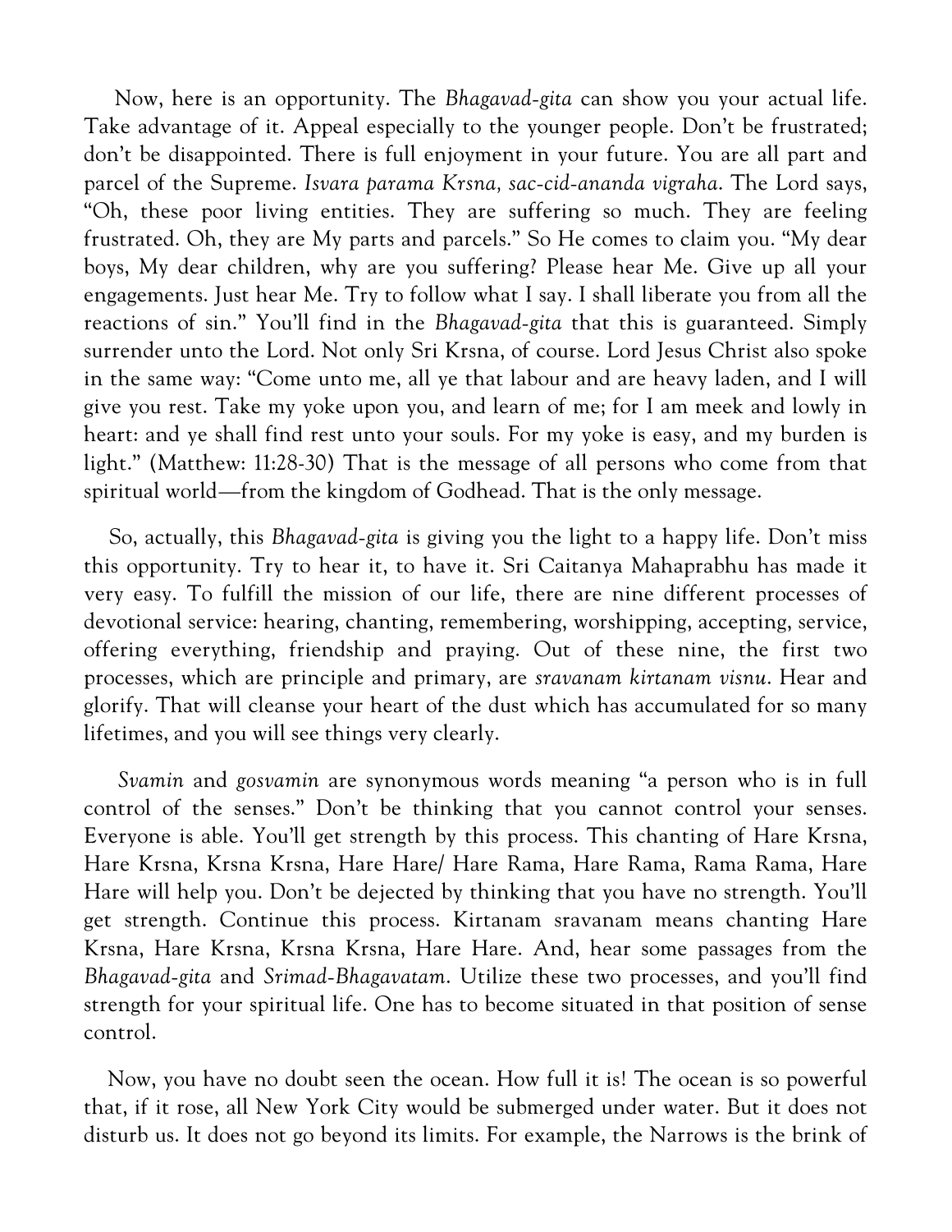Now, here is an opportunity. The *Bhagavad-gita* can show you your actual life. Take advantage of it. Appeal especially to the younger people. Don't be frustrated; don't be disappointed. There is full enjoyment in your future. You are all part and parcel of the Supreme. *Isvara parama Krsna, sac-cid-ananda vigraha*. The Lord says, "Oh, these poor living entities. They are suffering so much. They are feeling frustrated. Oh, they are My parts and parcels." So He comes to claim you. "My dear boys, My dear children, why are you suffering? Please hear Me. Give up all your engagements. Just hear Me. Try to follow what I say. I shall liberate you from all the reactions of sin." You'll find in the *Bhagavad-gita* that this is guaranteed. Simply surrender unto the Lord. Not only Sri Krsna, of course. Lord Jesus Christ also spoke in the same way: "Come unto me, all ye that labour and are heavy laden, and I will give you rest. Take my yoke upon you, and learn of me; for I am meek and lowly in heart: and ye shall find rest unto your souls. For my yoke is easy, and my burden is light." (Matthew: 11:28-30) That is the message of all persons who come from that spiritual world—from the kingdom of Godhead. That is the only message.

So, actually, this *Bhagavad-gita* is giving you the light to a happy life. Don't miss this opportunity. Try to hear it, to have it. Sri Caitanya Mahaprabhu has made it very easy. To fulfill the mission of our life, there are nine different processes of devotional service: hearing, chanting, remembering, worshipping, accepting, service, offering everything, friendship and praying. Out of these nine, the first two processes, which are principle and primary, are *sravanam kirtanam visnu*. Hear and glorify. That will cleanse your heart of the dust which has accumulated for so many lifetimes, and you will see things very clearly.

*Svamin* and *gosvamin* are synonymous words meaning "a person who is in full control of the senses." Don't be thinking that you cannot control your senses. Everyone is able. You'll get strength by this process. This chanting of Hare Krsna, Hare Krsna, Krsna Krsna, Hare Hare/ Hare Rama, Hare Rama, Rama Rama, Hare Hare will help you. Don't be dejected by thinking that you have no strength. You'll get strength. Continue this process. Kirtanam sravanam means chanting Hare Krsna, Hare Krsna, Krsna Krsna, Hare Hare. And, hear some passages from the *Bhagavad-gita* and *Srimad-Bhagavatam*. Utilize these two processes, and you'll find strength for your spiritual life. One has to become situated in that position of sense control.

Now, you have no doubt seen the ocean. How full it is! The ocean is so powerful that, if it rose, all New York City would be submerged under water. But it does not disturb us. It does not go beyond its limits. For example, the Narrows is the brink of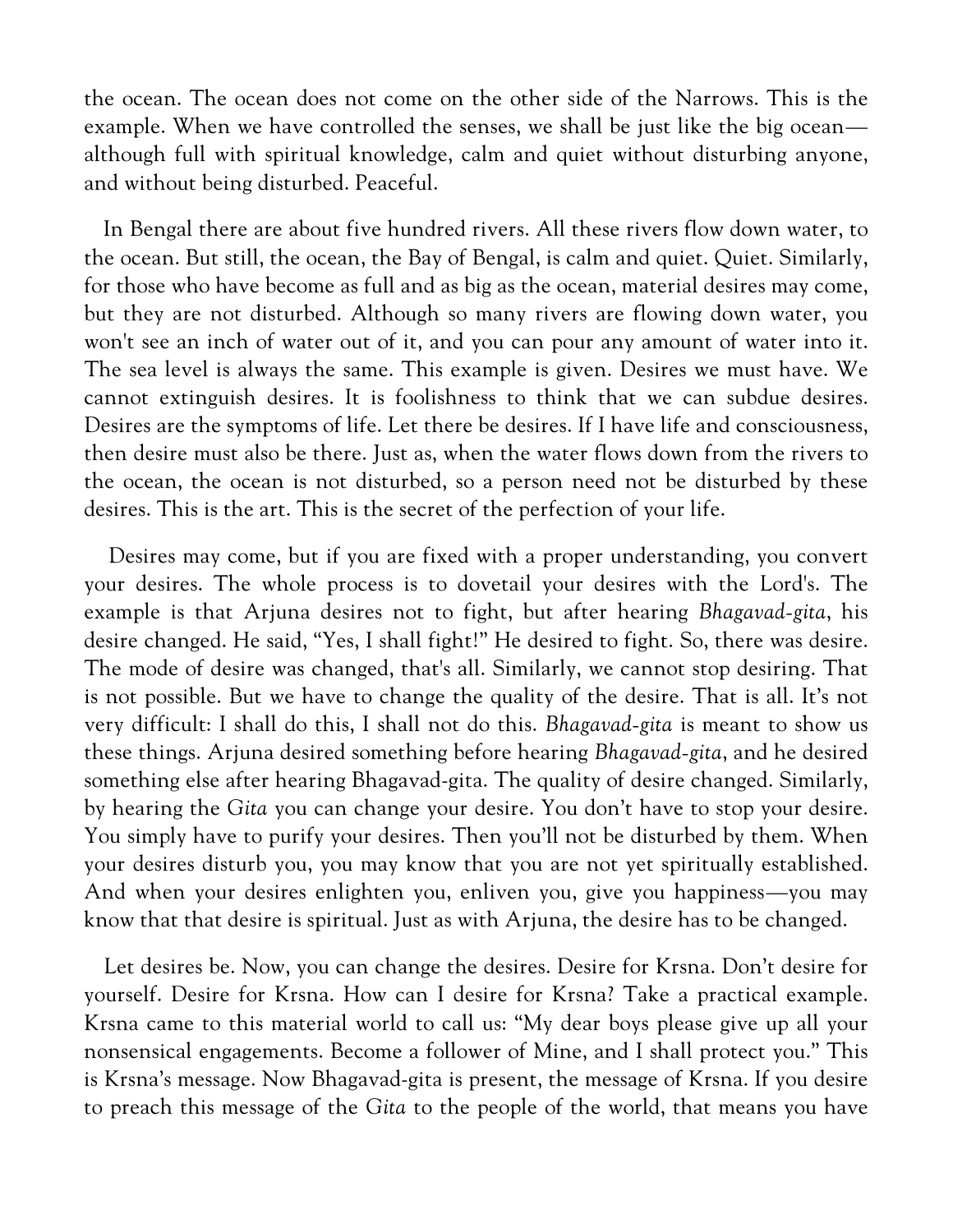the ocean. The ocean does not come on the other side of the Narrows. This is the example. When we have controlled the senses, we shall be just like the big ocean—although full with spiritual knowledge, calm and quiet without disturbing anyone, and without being disturbed. Peaceful.

In Bengal there are about five hundred rivers. All these rivers flow down water, to the ocean. But still, the ocean, the Bay of Bengal, is calm and quiet. Quiet. Similarly, for those who have become as full and as big as the ocean, material desires may come, but they are not disturbed. Although so many rivers are flowing down water, you won't see an inch of water out of it, and you can pour any amount of water into it. The sea level is always the same. This example is given. Desires we must have. We cannot extinguish desires. It is foolishness to think that we can subdue desires. Desires are the symptoms of life. Let there be desires. If I have life and consciousness, then desire must also be there. Just as, when the water flows down from the rivers to the ocean, the ocean is not disturbed, so a person need not be disturbed by these desires. This is the art. This is the secret of the perfection of your life.

Desires may come, but if you are fixed with a proper understanding, you convert your desires. The whole process is to dovetail your desires with the Lord's. The example is that Arjuna desires not to fight, but after hearing *Bhagavad-gita*, his desire changed. He said, "Yes, I shall fight!" He desired to fight. So, there was desire. The mode of desire was changed, that's all. Similarly, we cannot stop desiring. That is not possible. But we have to change the quality of the desire. That is all. It's not very difficult: I shall do this, I shall not do this. *Bhagavad-gita* is meant to show us these things. Arjuna desired something before hearing *Bhagavad-gita*, and he desired something else after hearing Bhagavad-gita. The quality of desire changed. Similarly, by hearing the *Gita* you can change your desire. You don't have to stop your desire. You simply have to purify your desires. Then you'll not be disturbed by them. When your desires disturb you, you may know that you are not yet spiritually established. And when your desires enlighten you, enliven you, give you happiness—you may know that that desire is spiritual. Just as with Arjuna, the desire has to be changed.

Let desires be. Now, you can change the desires. Desire for Krsna. Don't desire for yourself. Desire for Krsna. How can I desire for Krsna? Take a practical example. Krsna came to this material world to call us: "My dear boys please give up all your nonsensical engagements. Become a follower of Mine, and I shall protect you." This is Krsna's message. Now Bhagavad-gita is present, the message of Krsna. If you desire to preach this message of the *Gita* to the people of the world, that means you have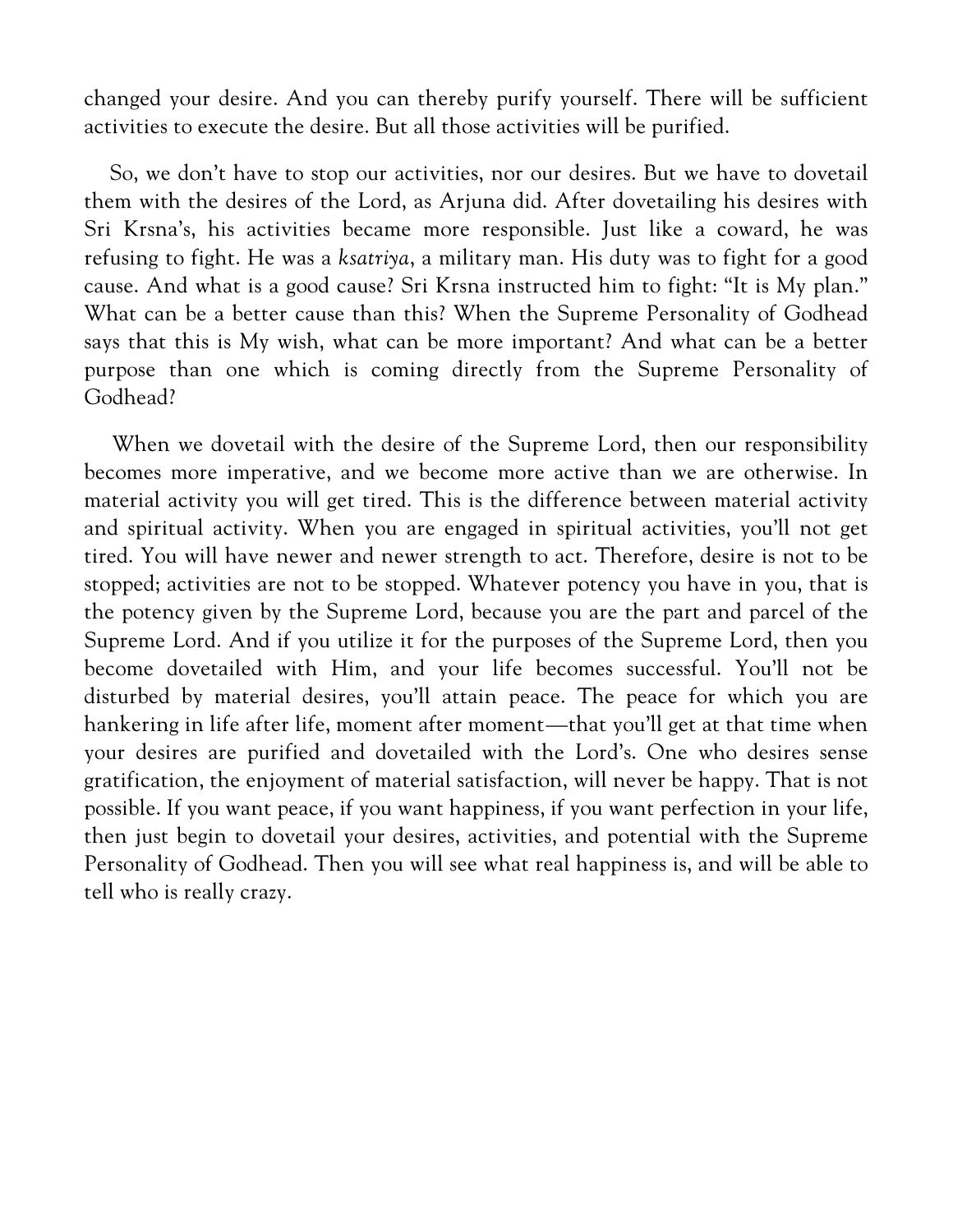changed your desire. And you can thereby purify yourself. There will be sufficient activities to execute the desire. But all those activities will be purified.

So, we don't have to stop our activities, nor our desires. But we have to dovetail them with the desires of the Lord, as Arjuna did. After dovetailing his desires with Sri Krsna's, his activities became more responsible. Just like a coward, he was refusing to fight. He was a *ksatriya*, a military man. His duty was to fight for a good cause. And what is a good cause? Sri Krsna instructed him to fight: "It is My plan." What can be a better cause than this? When the Supreme Personality of Godhead says that this is My wish, what can be more important? And what can be a better purpose than one which is coming directly from the Supreme Personality of Godhead?

When we dovetail with the desire of the Supreme Lord, then our responsibility becomes more imperative, and we become more active than we are otherwise. In material activity you will get tired. This is the difference between material activity and spiritual activity. When you are engaged in spiritual activities, you'll not get tired. You will have newer and newer strength to act. Therefore, desire is not to be stopped; activities are not to be stopped. Whatever potency you have in you, that is the potency given by the Supreme Lord, because you are the part and parcel of the Supreme Lord. And if you utilize it for the purposes of the Supreme Lord, then you become dovetailed with Him, and your life becomes successful. You'll not be disturbed by material desires, you'll attain peace. The peace for which you are hankering in life after life, moment after moment—that you'll get at that time when your desires are purified and dovetailed with the Lord's. One who desires sense gratification, the enjoyment of material satisfaction, will never be happy. That is not possible. If you want peace, if you want happiness, if you want perfection in your life, then just begin to dovetail your desires, activities, and potential with the Supreme Personality of Godhead. Then you will see what real happiness is, and will be able to tell who is really crazy.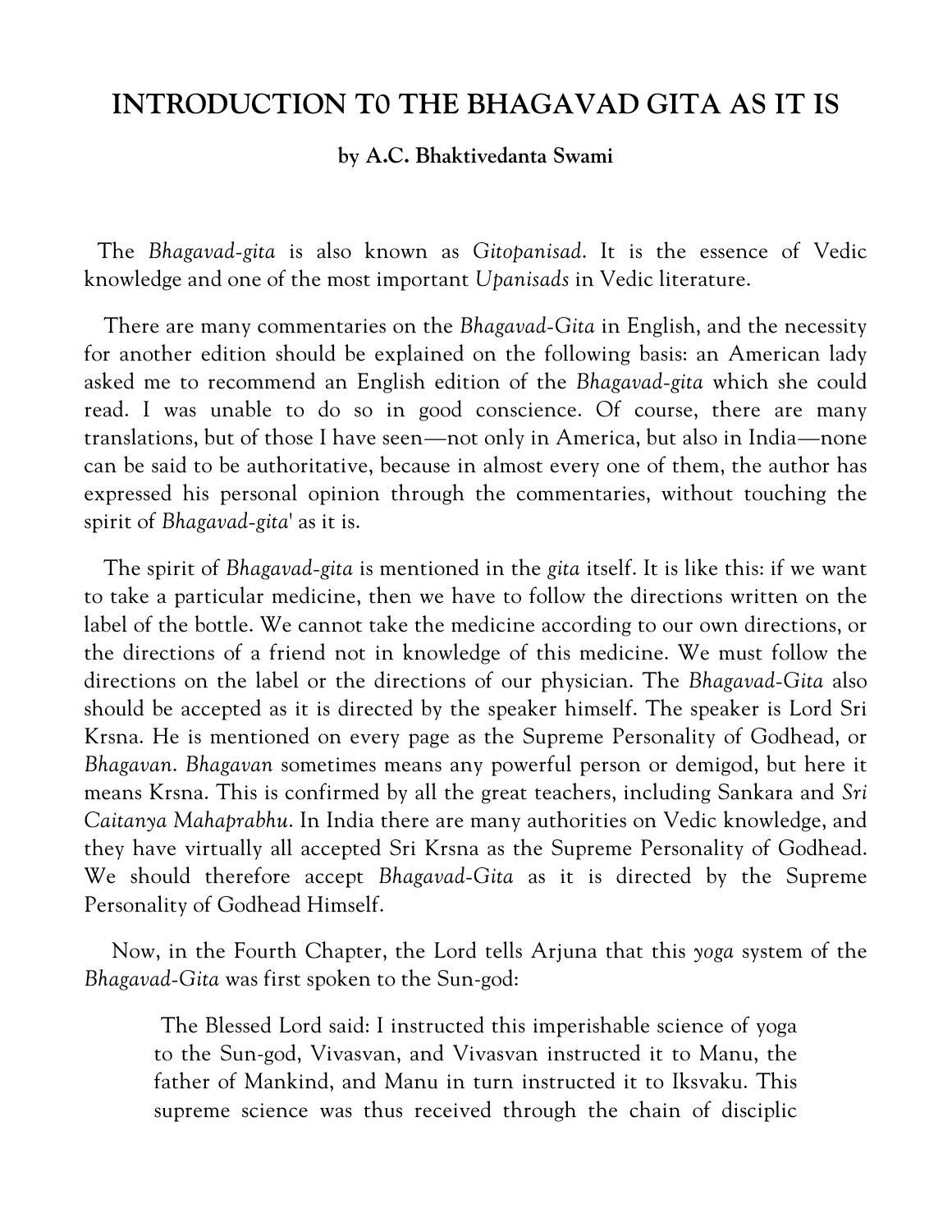# INTRODUCTION T0 THE BHAGAVAD GITA AS IT IS

**by A.C. Bhaktivedanta Swami**

The *Bhagavad-gita* is also known as *Gitopanisad*. It is the essence of Vedic knowledge and one of the most important *Upanisads* in Vedic literature.

There are many commentaries on the *Bhagavad-Gita* in English, and the necessity for another edition should be explained on the following basis: an American lady asked me to recommend an English edition of the *Bhagavad-gita* which she could read. I was unable to do so in good conscience. Of course, there are many translations, but of those I have seen—not only in America, but also in India—none can be said to be authoritative, because in almost every one of them, the author has expressed his personal opinion through the commentaries, without touching the spirit of *Bhagavad-gita*' as it is.

The spirit of *Bhagavad-gita* is mentioned in the *gita* itself. It is like this: if we want to take a particular medicine, then we have to follow the directions written on the label of the bottle. We cannot take the medicine according to our own directions, or the directions of a friend not in knowledge of this medicine. We must follow the directions on the label or the directions of our physician. The *Bhagavad-Gita* also should be accepted as it is directed by the speaker himself. The speaker is Lord Sri Krsna. He is mentioned on every page as the Supreme Personality of Godhead, or *Bhagavan*. *Bhagavan* sometimes means any powerful person or demigod, but here it means Krsna. This is confirmed by all the great teachers, including Sankara and *Sri Caitanya Mahaprabhu*. In India there are many authorities on Vedic knowledge, and they have virtually all accepted Sri Krsna as the Supreme Personality of Godhead. We should therefore accept *Bhagavad-Gita* as it is directed by the Supreme Personality of Godhead Himself.

Now, in the Fourth Chapter, the Lord tells Arjuna that this *yoga* system of the *Bhagavad-Gita* was first spoken to the Sun-god:

> The Blessed Lord said: I instructed this imperishable science of yoga to the Sun-god, Vivasvan, and Vivasvan instructed it to Manu, the father of Mankind, and Manu in turn instructed it to Iksvaku. This supreme science was thus received through the chain of disciplic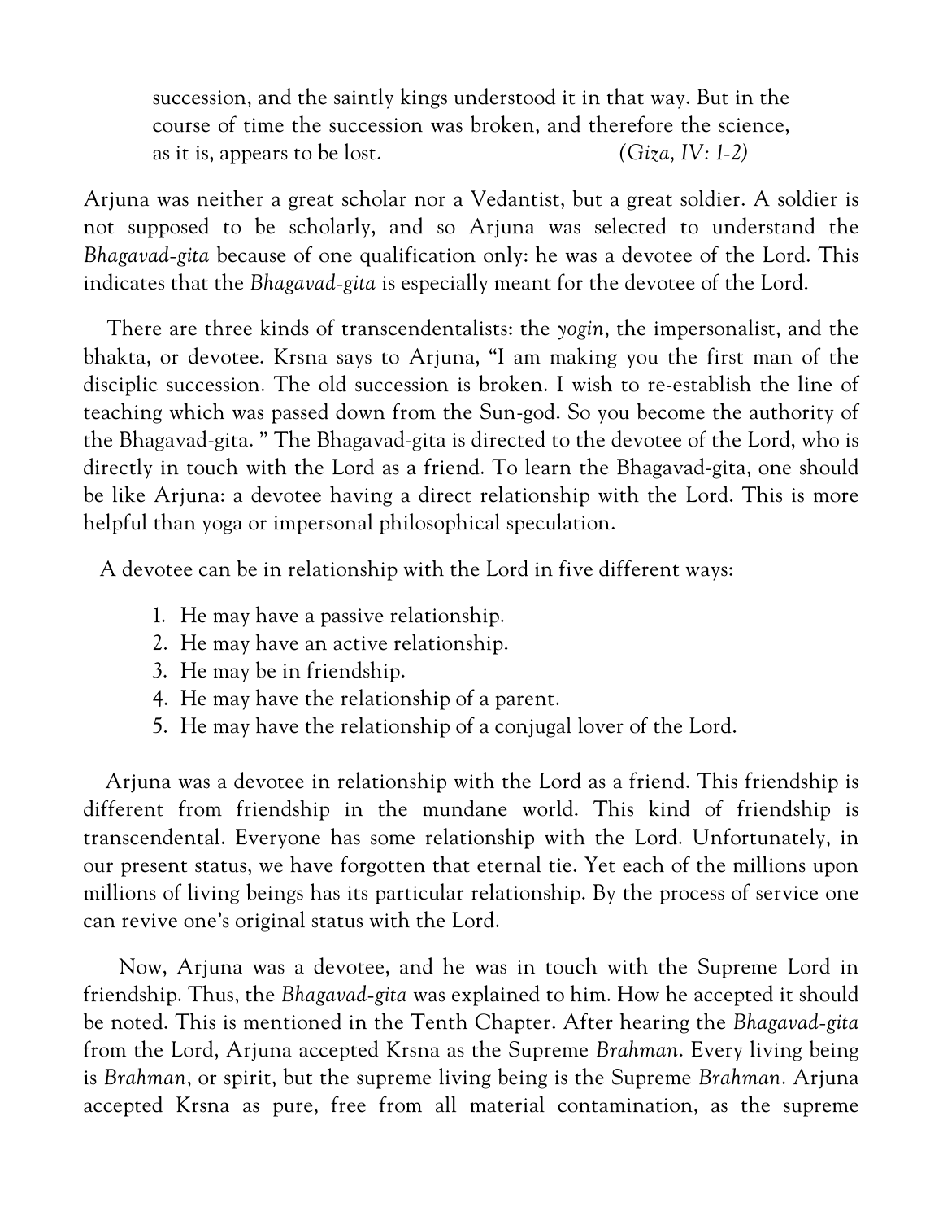> succession, and the saintly kings understood it in that way. But in the course of time the succession was broken, and therefore the science, as it is, appears to be lost. *(Giza, IV: 1-2)*

Arjuna was neither a great scholar nor a Vedantist, but a great soldier. A soldier is not supposed to be scholarly, and so Arjuna was selected to understand the *Bhagavad-gita* because of one qualification only: he was a devotee of the Lord. This indicates that the *Bhagavad-gita* is especially meant for the devotee of the Lord.

There are three kinds of transcendentalists: the *yogin*, the impersonalist, and the bhakta, or devotee. Krsna says to Arjuna, "I am making you the first man of the disciplic succession. The old succession is broken. I wish to re-establish the line of teaching which was passed down from the Sun-god. So you become the authority of the Bhagavad-gita. " The Bhagavad-gita is directed to the devotee of the Lord, who is directly in touch with the Lord as a friend. To learn the Bhagavad-gita, one should be like Arjuna: a devotee having a direct relationship with the Lord. This is more helpful than yoga or impersonal philosophical speculation.

A devotee can be in relationship with the Lord in five different ways:

1. He may have a passive relationship.
2. He may have an active relationship.
3. He may be in friendship.
4. He may have the relationship of a parent.
5. He may have the relationship of a conjugal lover of the Lord.

Arjuna was a devotee in relationship with the Lord as a friend. This friendship is different from friendship in the mundane world. This kind of friendship is transcendental. Everyone has some relationship with the Lord. Unfortunately, in our present status, we have forgotten that eternal tie. Yet each of the millions upon millions of living beings has its particular relationship. By the process of service one can revive one's original status with the Lord.

Now, Arjuna was a devotee, and he was in touch with the Supreme Lord in friendship. Thus, the *Bhagavad-gita* was explained to him. How he accepted it should be noted. This is mentioned in the Tenth Chapter. After hearing the *Bhagavad-gita* from the Lord, Arjuna accepted Krsna as the Supreme *Brahman*. Every living being is *Brahman*, or spirit, but the supreme living being is the Supreme *Brahman*. Arjuna accepted Krsna as pure, free from all material contamination, as the supreme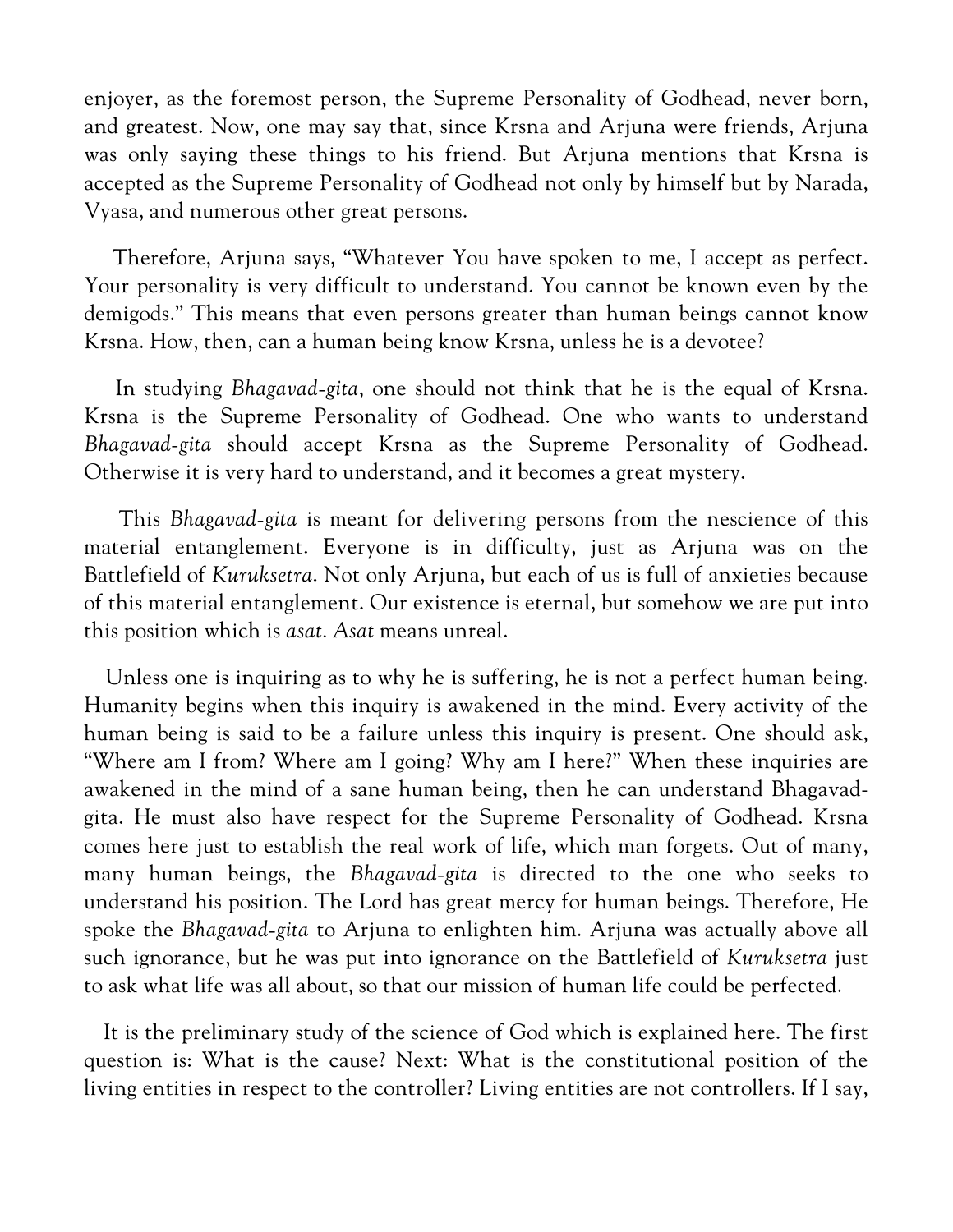enjoyer, as the foremost person, the Supreme Personality of Godhead, never born, and greatest. Now, one may say that, since Krsna and Arjuna were friends, Arjuna was only saying these things to his friend. But Arjuna mentions that Krsna is accepted as the Supreme Personality of Godhead not only by himself but by Narada, Vyasa, and numerous other great persons.

Therefore, Arjuna says, "Whatever You have spoken to me, I accept as perfect. Your personality is very difficult to understand. You cannot be known even by the demigods." This means that even persons greater than human beings cannot know Krsna. How, then, can a human being know Krsna, unless he is a devotee?

In studying *Bhagavad-gita*, one should not think that he is the equal of Krsna. Krsna is the Supreme Personality of Godhead. One who wants to understand *Bhagavad-gita* should accept Krsna as the Supreme Personality of Godhead. Otherwise it is very hard to understand, and it becomes a great mystery.

This *Bhagavad-gita* is meant for delivering persons from the nescience of this material entanglement. Everyone is in difficulty, just as Arjuna was on the Battlefield of *Kuruksetra*. Not only Arjuna, but each of us is full of anxieties because of this material entanglement. Our existence is eternal, but somehow we are put into this position which is *asat*. *Asat* means unreal.

Unless one is inquiring as to why he is suffering, he is not a perfect human being. Humanity begins when this inquiry is awakened in the mind. Every activity of the human being is said to be a failure unless this inquiry is present. One should ask, "Where am I from? Where am I going? Why am I here?" When these inquiries are awakened in the mind of a sane human being, then he can understand Bhagavad-gita. He must also have respect for the Supreme Personality of Godhead. Krsna comes here just to establish the real work of life, which man forgets. Out of many, many human beings, the *Bhagavad-gita* is directed to the one who seeks to understand his position. The Lord has great mercy for human beings. Therefore, He spoke the *Bhagavad-gita* to Arjuna to enlighten him. Arjuna was actually above all such ignorance, but he was put into ignorance on the Battlefield of *Kuruksetra* just to ask what life was all about, so that our mission of human life could be perfected.

It is the preliminary study of the science of God which is explained here. The first question is: What is the cause? Next: What is the constitutional position of the living entities in respect to the controller? Living entities are not controllers. If I say,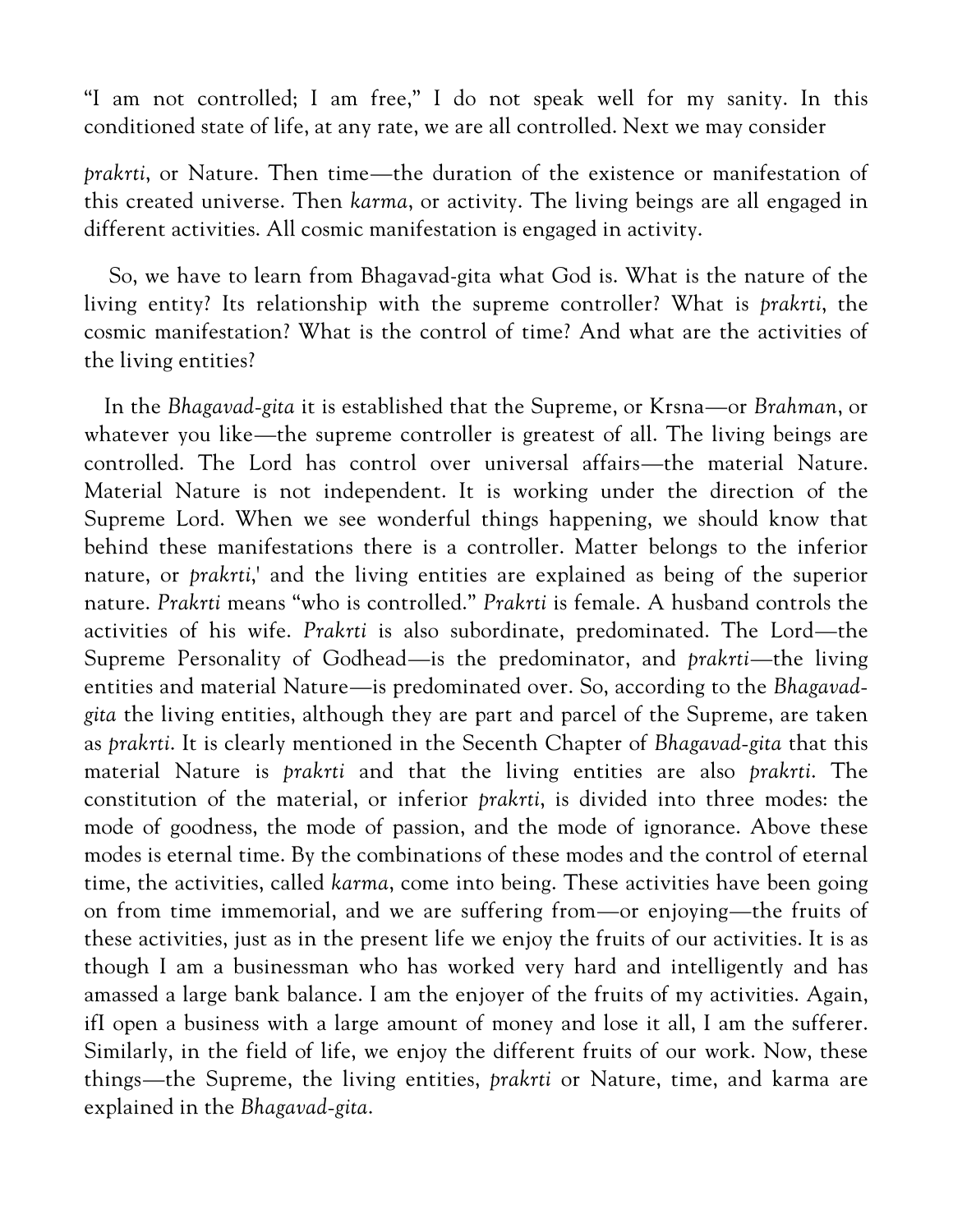"I am not controlled; I am free," I do not speak well for my sanity. In this conditioned state of life, at any rate, we are all controlled. Next we may consider

*prakrti*, or Nature. Then time—the duration of the existence or manifestation of this created universe. Then *karma*, or activity. The living beings are all engaged in different activities. All cosmic manifestation is engaged in activity.

So, we have to learn from Bhagavad-gita what God is. What is the nature of the living entity? Its relationship with the supreme controller? What is *prakrti*, the cosmic manifestation? What is the control of time? And what are the activities of the living entities?

In the *Bhagavad-gita* it is established that the Supreme, or Krsna—or *Brahman*, or whatever you like—the supreme controller is greatest of all. The living beings are controlled. The Lord has control over universal affairs—the material Nature. Material Nature is not independent. It is working under the direction of the Supreme Lord. When we see wonderful things happening, we should know that behind these manifestations there is a controller. Matter belongs to the inferior nature, or *prakrti*,' and the living entities are explained as being of the superior nature. *Prakrti* means "who is controlled." *Prakrti* is female. A husband controls the activities of his wife. *Prakrti* is also subordinate, predominated. The Lord—the Supreme Personality of Godhead—is the predominator, and *prakrti*—the living entities and material Nature—is predominated over. So, according to the *Bhagavad-gita* the living entities, although they are part and parcel of the Supreme, are taken as *prakrti*. It is clearly mentioned in the Secenth Chapter of *Bhagavad-gita* that this material Nature is *prakrti* and that the living entities are also *prakrti*. The constitution of the material, or inferior *prakrti*, is divided into three modes: the mode of goodness, the mode of passion, and the mode of ignorance. Above these modes is eternal time. By the combinations of these modes and the control of eternal time, the activities, called *karma*, come into being. These activities have been going on from time immemorial, and we are suffering from—or enjoying—the fruits of these activities, just as in the present life we enjoy the fruits of our activities. It is as though I am a businessman who has worked very hard and intelligently and has amassed a large bank balance. I am the enjoyer of the fruits of my activities. Again, ifI open a business with a large amount of money and lose it all, I am the sufferer. Similarly, in the field of life, we enjoy the different fruits of our work. Now, these things—the Supreme, the living entities, *prakrti* or Nature, time, and karma are explained in the *Bhagavad-gita*.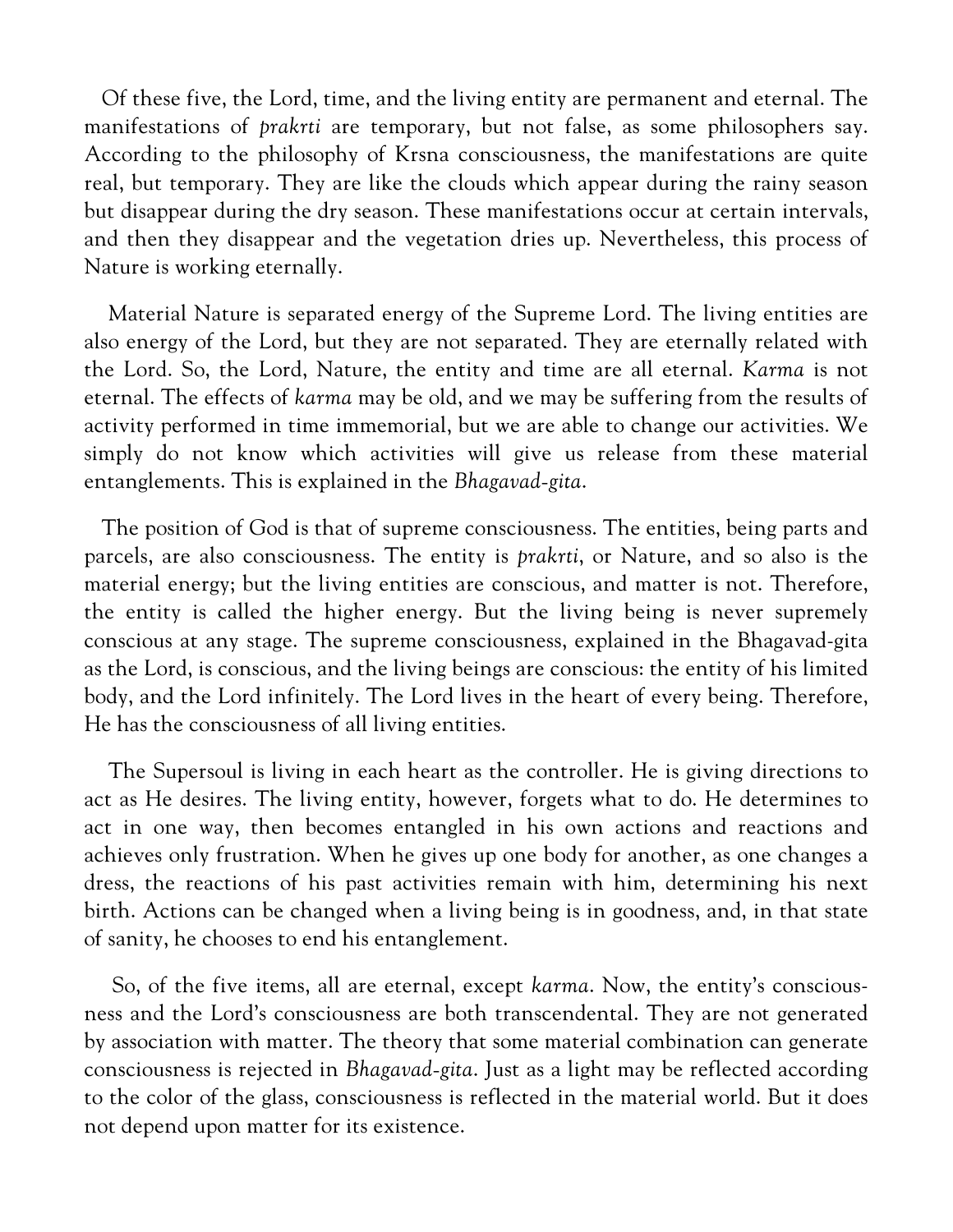Of these five, the Lord, time, and the living entity are permanent and eternal. The manifestations of *prakrti* are temporary, but not false, as some philosophers say. According to the philosophy of Krsna consciousness, the manifestations are quite real, but temporary. They are like the clouds which appear during the rainy season but disappear during the dry season. These manifestations occur at certain intervals, and then they disappear and the vegetation dries up. Nevertheless, this process of Nature is working eternally.

Material Nature is separated energy of the Supreme Lord. The living entities are also energy of the Lord, but they are not separated. They are eternally related with the Lord. So, the Lord, Nature, the entity and time are all eternal. *Karma* is not eternal. The effects of *karma* may be old, and we may be suffering from the results of activity performed in time immemorial, but we are able to change our activities. We simply do not know which activities will give us release from these material entanglements. This is explained in the *Bhagavad-gita*.

The position of God is that of supreme consciousness. The entities, being parts and parcels, are also consciousness. The entity is *prakrti*, or Nature, and so also is the material energy; but the living entities are conscious, and matter is not. Therefore, the entity is called the higher energy. But the living being is never supremely conscious at any stage. The supreme consciousness, explained in the Bhagavad-gita as the Lord, is conscious, and the living beings are conscious: the entity of his limited body, and the Lord infinitely. The Lord lives in the heart of every being. Therefore, He has the consciousness of all living entities.

The Supersoul is living in each heart as the controller. He is giving directions to act as He desires. The living entity, however, forgets what to do. He determines to act in one way, then becomes entangled in his own actions and reactions and achieves only frustration. When he gives up one body for another, as one changes a dress, the reactions of his past activities remain with him, determining his next birth. Actions can be changed when a living being is in goodness, and, in that state of sanity, he chooses to end his entanglement.

So, of the five items, all are eternal, except *karma*. Now, the entity's consciousness and the Lord's consciousness are both transcendental. They are not generated by association with matter. The theory that some material combination can generate consciousness is rejected in *Bhagavad-gita*. Just as a light may be reflected according to the color of the glass, consciousness is reflected in the material world. But it does not depend upon matter for its existence.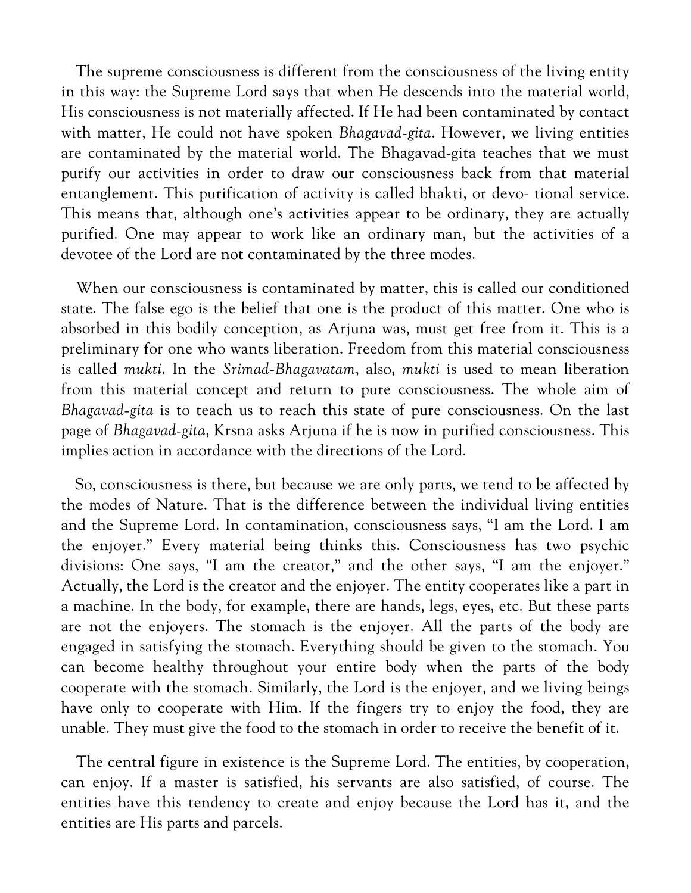The supreme consciousness is different from the consciousness of the living entity in this way: the Supreme Lord says that when He descends into the material world, His consciousness is not materially affected. If He had been contaminated by contact with matter, He could not have spoken *Bhagavad-gita*. However, we living entities are contaminated by the material world. The Bhagavad-gita teaches that we must purify our activities in order to draw our consciousness back from that material entanglement. This purification of activity is called bhakti, or devo- tional service. This means that, although one's activities appear to be ordinary, they are actually purified. One may appear to work like an ordinary man, but the activities of a devotee of the Lord are not contaminated by the three modes.

When our consciousness is contaminated by matter, this is called our conditioned state. The false ego is the belief that one is the product of this matter. One who is absorbed in this bodily conception, as Arjuna was, must get free from it. This is a preliminary for one who wants liberation. Freedom from this material consciousness is called *mukti*. In the *Srimad-Bhagavatam*, also, *mukti* is used to mean liberation from this material concept and return to pure consciousness. The whole aim of *Bhagavad-gita* is to teach us to reach this state of pure consciousness. On the last page of *Bhagavad-gita*, Krsna asks Arjuna if he is now in purified consciousness. This implies action in accordance with the directions of the Lord.

So, consciousness is there, but because we are only parts, we tend to be affected by the modes of Nature. That is the difference between the individual living entities and the Supreme Lord. In contamination, consciousness says, "I am the Lord. I am the enjoyer." Every material being thinks this. Consciousness has two psychic divisions: One says, "I am the creator," and the other says, "I am the enjoyer." Actually, the Lord is the creator and the enjoyer. The entity cooperates like a part in a machine. In the body, for example, there are hands, legs, eyes, etc. But these parts are not the enjoyers. The stomach is the enjoyer. All the parts of the body are engaged in satisfying the stomach. Everything should be given to the stomach. You can become healthy throughout your entire body when the parts of the body cooperate with the stomach. Similarly, the Lord is the enjoyer, and we living beings have only to cooperate with Him. If the fingers try to enjoy the food, they are unable. They must give the food to the stomach in order to receive the benefit of it.

The central figure in existence is the Supreme Lord. The entities, by cooperation, can enjoy. If a master is satisfied, his servants are also satisfied, of course. The entities have this tendency to create and enjoy because the Lord has it, and the entities are His parts and parcels.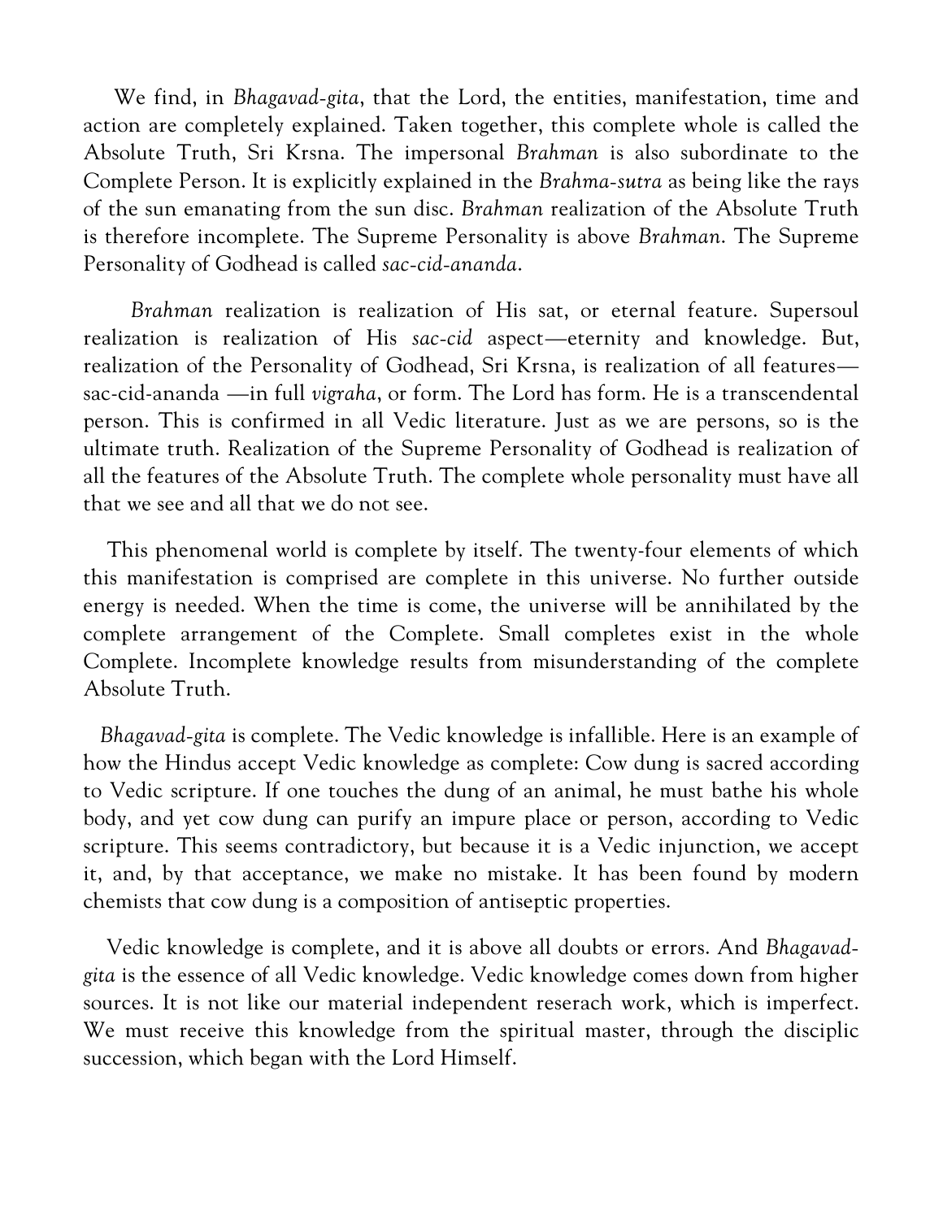We find, in *Bhagavad-gita*, that the Lord, the entities, manifestation, time and action are completely explained. Taken together, this complete whole is called the Absolute Truth, Sri Krsna. The impersonal *Brahman* is also subordinate to the Complete Person. It is explicitly explained in the *Brahma-sutra* as being like the rays of the sun emanating from the sun disc. *Brahman* realization of the Absolute Truth is therefore incomplete. The Supreme Personality is above *Brahman*. The Supreme Personality of Godhead is called *sac-cid-ananda*.

*Brahman* realization is realization of His sat, or eternal feature. Supersoul realization is realization of His *sac-cid* aspect—eternity and knowledge. But, realization of the Personality of Godhead, Sri Krsna, is realization of all features—sac-cid-ananda —in full *vigraha*, or form. The Lord has form. He is a transcendental person. This is confirmed in all Vedic literature. Just as we are persons, so is the ultimate truth. Realization of the Supreme Personality of Godhead is realization of all the features of the Absolute Truth. The complete whole personality must have all that we see and all that we do not see.

This phenomenal world is complete by itself. The twenty-four elements of which this manifestation is comprised are complete in this universe. No further outside energy is needed. When the time is come, the universe will be annihilated by the complete arrangement of the Complete. Small completes exist in the whole Complete. Incomplete knowledge results from misunderstanding of the complete Absolute Truth.

*Bhagavad-gita* is complete. The Vedic knowledge is infallible. Here is an example of how the Hindus accept Vedic knowledge as complete: Cow dung is sacred according to Vedic scripture. If one touches the dung of an animal, he must bathe his whole body, and yet cow dung can purify an impure place or person, according to Vedic scripture. This seems contradictory, but because it is a Vedic injunction, we accept it, and, by that acceptance, we make no mistake. It has been found by modern chemists that cow dung is a composition of antiseptic properties.

Vedic knowledge is complete, and it is above all doubts or errors. And *Bhagavad-gita* is the essence of all Vedic knowledge. Vedic knowledge comes down from higher sources. It is not like our material independent reserach work, which is imperfect. We must receive this knowledge from the spiritual master, through the disciplic succession, which began with the Lord Himself.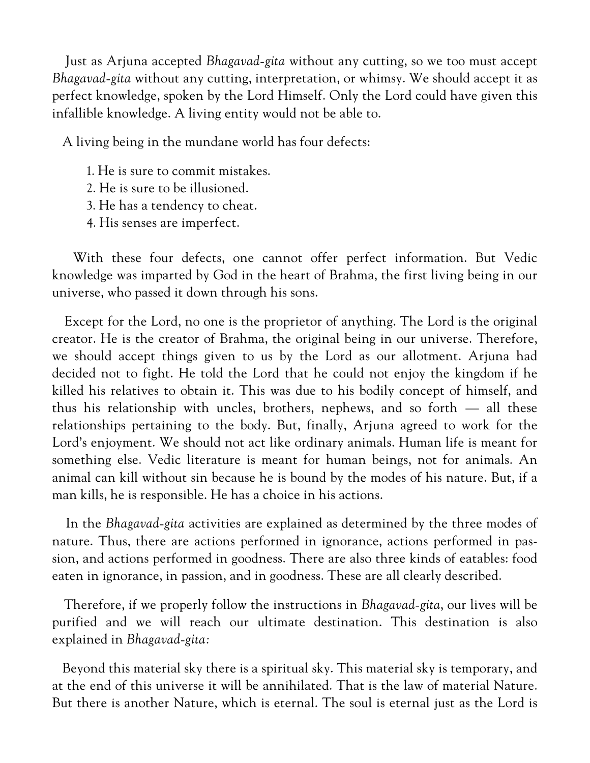Just as Arjuna accepted *Bhagavad-gita* without any cutting, so we too must accept *Bhagavad-gita* without any cutting, interpretation, or whimsy. We should accept it as perfect knowledge, spoken by the Lord Himself. Only the Lord could have given this infallible knowledge. A living entity would not be able to.

A living being in the mundane world has four defects:

1. He is sure to commit mistakes.
2. He is sure to be illusioned.
3. He has a tendency to cheat.
4. His senses are imperfect.

With these four defects, one cannot offer perfect information. But Vedic knowledge was imparted by God in the heart of Brahma, the first living being in our universe, who passed it down through his sons.

Except for the Lord, no one is the proprietor of anything. The Lord is the original creator. He is the creator of Brahma, the original being in our universe. Therefore, we should accept things given to us by the Lord as our allotment. Arjuna had decided not to fight. He told the Lord that he could not enjoy the kingdom if he killed his relatives to obtain it. This was due to his bodily concept of himself, and thus his relationship with uncles, brothers, nephews, and so forth — all these relationships pertaining to the body. But, finally, Arjuna agreed to work for the Lord's enjoyment. We should not act like ordinary animals. Human life is meant for something else. Vedic literature is meant for human beings, not for animals. An animal can kill without sin because he is bound by the modes of his nature. But, if a man kills, he is responsible. He has a choice in his actions.

In the *Bhagavad-gita* activities are explained as determined by the three modes of nature. Thus, there are actions performed in ignorance, actions performed in passion, and actions performed in goodness. There are also three kinds of eatables: food eaten in ignorance, in passion, and in goodness. These are all clearly described.

Therefore, if we properly follow the instructions in *Bhagavad-gita*, our lives will be purified and we will reach our ultimate destination. This destination is also explained in *Bhagavad-gita:*

Beyond this material sky there is a spiritual sky. This material sky is temporary, and at the end of this universe it will be annihilated. That is the law of material Nature. But there is another Nature, which is eternal. The soul is eternal just as the Lord is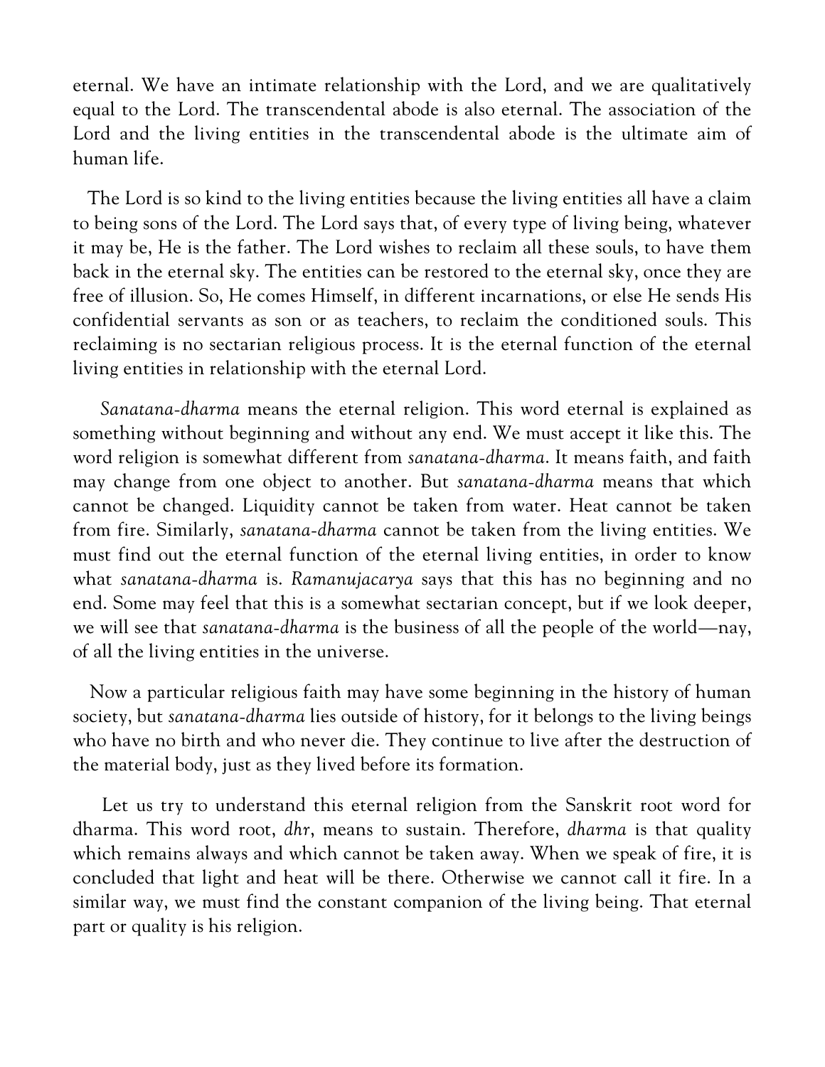eternal. We have an intimate relationship with the Lord, and we are qualitatively equal to the Lord. The transcendental abode is also eternal. The association of the Lord and the living entities in the transcendental abode is the ultimate aim of human life.

The Lord is so kind to the living entities because the living entities all have a claim to being sons of the Lord. The Lord says that, of every type of living being, whatever it may be, He is the father. The Lord wishes to reclaim all these souls, to have them back in the eternal sky. The entities can be restored to the eternal sky, once they are free of illusion. So, He comes Himself, in different incarnations, or else He sends His confidential servants as son or as teachers, to reclaim the conditioned souls. This reclaiming is no sectarian religious process. It is the eternal function of the eternal living entities in relationship with the eternal Lord.

*Sanatana-dharma* means the eternal religion. This word eternal is explained as something without beginning and without any end. We must accept it like this. The word religion is somewhat different from *sanatana-dharma*. It means faith, and faith may change from one object to another. But *sanatana-dharma* means that which cannot be changed. Liquidity cannot be taken from water. Heat cannot be taken from fire. Similarly, *sanatana-dharma* cannot be taken from the living entities. We must find out the eternal function of the eternal living entities, in order to know what *sanatana-dharma* is. *Ramanujacarya* says that this has no beginning and no end. Some may feel that this is a somewhat sectarian concept, but if we look deeper, we will see that *sanatana-dharma* is the business of all the people of the world—nay, of all the living entities in the universe.

Now a particular religious faith may have some beginning in the history of human society, but *sanatana-dharma* lies outside of history, for it belongs to the living beings who have no birth and who never die. They continue to live after the destruction of the material body, just as they lived before its formation.

Let us try to understand this eternal religion from the Sanskrit root word for dharma. This word root, *dhr*, means to sustain. Therefore, *dharma* is that quality which remains always and which cannot be taken away. When we speak of fire, it is concluded that light and heat will be there. Otherwise we cannot call it fire. In a similar way, we must find the constant companion of the living being. That eternal part or quality is his religion.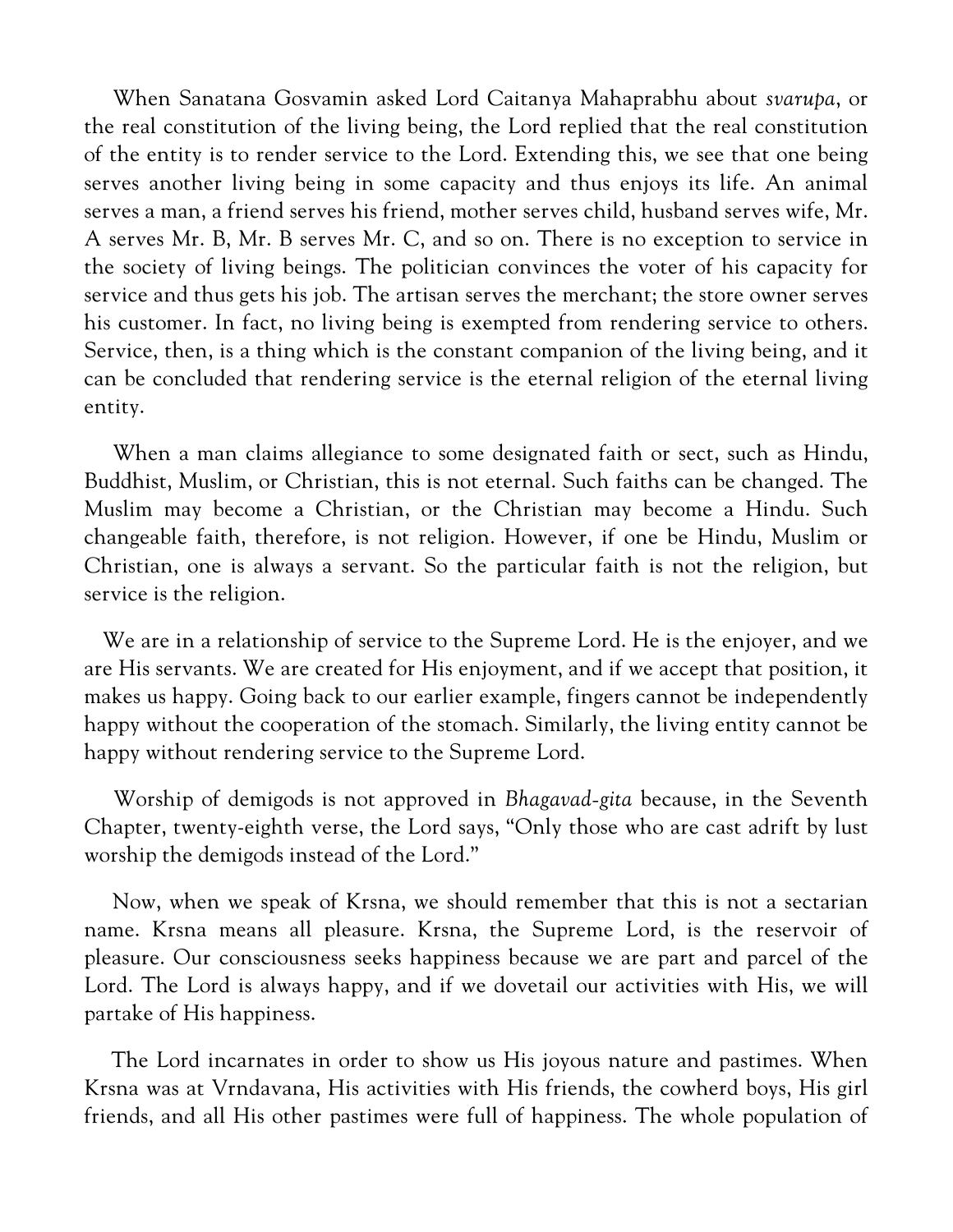When Sanatana Gosvamin asked Lord Caitanya Mahaprabhu about *svarupa*, or the real constitution of the living being, the Lord replied that the real constitution of the entity is to render service to the Lord. Extending this, we see that one being serves another living being in some capacity and thus enjoys its life. An animal serves a man, a friend serves his friend, mother serves child, husband serves wife, Mr. A serves Mr. B, Mr. B serves Mr. C, and so on. There is no exception to service in the society of living beings. The politician convinces the voter of his capacity for service and thus gets his job. The artisan serves the merchant; the store owner serves his customer. In fact, no living being is exempted from rendering service to others. Service, then, is a thing which is the constant companion of the living being, and it can be concluded that rendering service is the eternal religion of the eternal living entity.

When a man claims allegiance to some designated faith or sect, such as Hindu, Buddhist, Muslim, or Christian, this is not eternal. Such faiths can be changed. The Muslim may become a Christian, or the Christian may become a Hindu. Such changeable faith, therefore, is not religion. However, if one be Hindu, Muslim or Christian, one is always a servant. So the particular faith is not the religion, but service is the religion.

We are in a relationship of service to the Supreme Lord. He is the enjoyer, and we are His servants. We are created for His enjoyment, and if we accept that position, it makes us happy. Going back to our earlier example, fingers cannot be independently happy without the cooperation of the stomach. Similarly, the living entity cannot be happy without rendering service to the Supreme Lord.

Worship of demigods is not approved in *Bhagavad-gita* because, in the Seventh Chapter, twenty-eighth verse, the Lord says, "Only those who are cast adrift by lust worship the demigods instead of the Lord."

Now, when we speak of Krsna, we should remember that this is not a sectarian name. Krsna means all pleasure. Krsna, the Supreme Lord, is the reservoir of pleasure. Our consciousness seeks happiness because we are part and parcel of the Lord. The Lord is always happy, and if we dovetail our activities with His, we will partake of His happiness.

The Lord incarnates in order to show us His joyous nature and pastimes. When Krsna was at Vrndavana, His activities with His friends, the cowherd boys, His girl friends, and all His other pastimes were full of happiness. The whole population of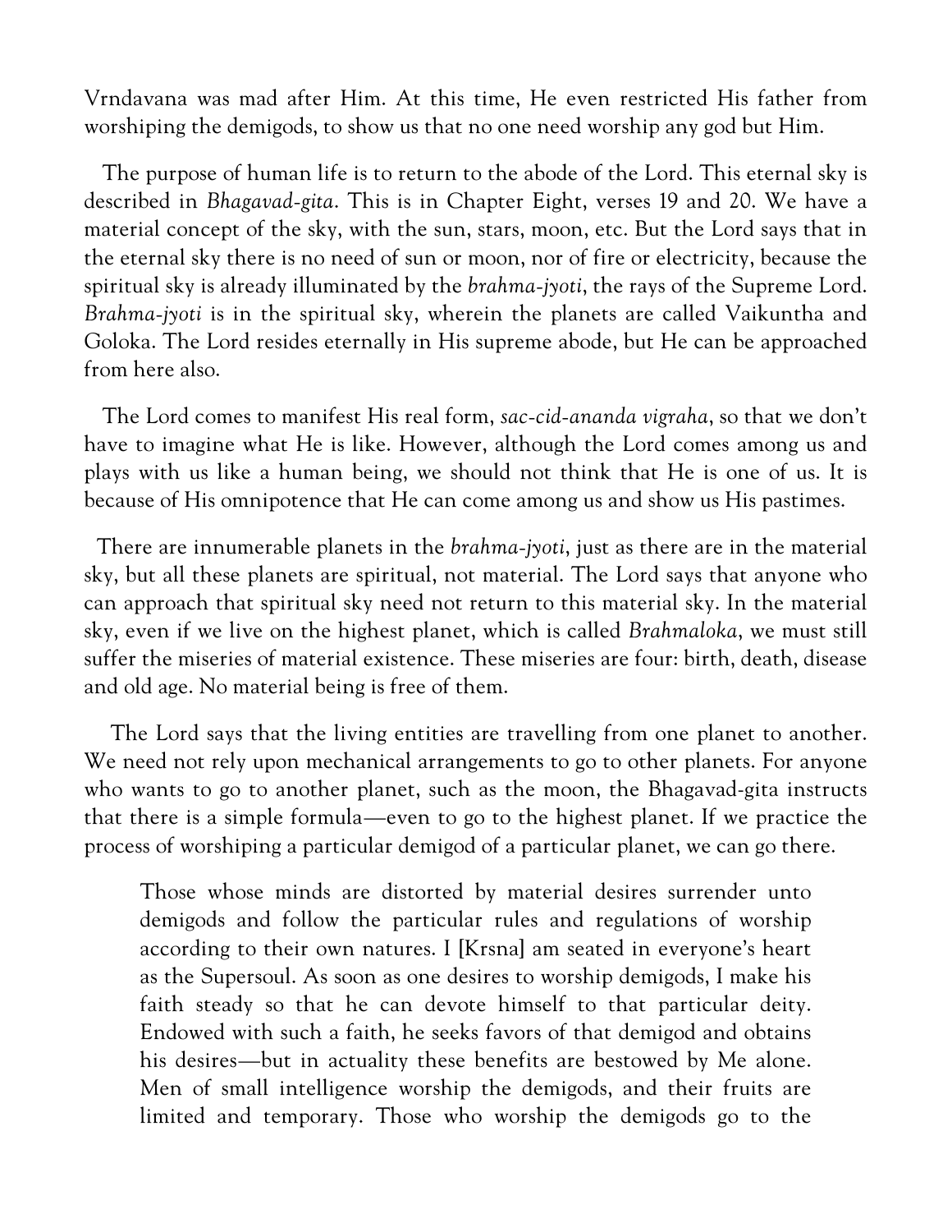Vrndavana was mad after Him. At this time, He even restricted His father from worshiping the demigods, to show us that no one need worship any god but Him.

The purpose of human life is to return to the abode of the Lord. This eternal sky is described in *Bhagavad-gita*. This is in Chapter Eight, verses 19 and 20. We have a material concept of the sky, with the sun, stars, moon, etc. But the Lord says that in the eternal sky there is no need of sun or moon, nor of fire or electricity, because the spiritual sky is already illuminated by the *brahma-jyoti*, the rays of the Supreme Lord. *Brahma-jyoti* is in the spiritual sky, wherein the planets are called Vaikuntha and Goloka. The Lord resides eternally in His supreme abode, but He can be approached from here also.

The Lord comes to manifest His real form, *sac-cid-ananda vigraha*, so that we don't have to imagine what He is like. However, although the Lord comes among us and plays with us like a human being, we should not think that He is one of us. It is because of His omnipotence that He can come among us and show us His pastimes.

There are innumerable planets in the *brahma-jyoti*, just as there are in the material sky, but all these planets are spiritual, not material. The Lord says that anyone who can approach that spiritual sky need not return to this material sky. In the material sky, even if we live on the highest planet, which is called *Brahmaloka*, we must still suffer the miseries of material existence. These miseries are four: birth, death, disease and old age. No material being is free of them.

The Lord says that the living entities are travelling from one planet to another. We need not rely upon mechanical arrangements to go to other planets. For anyone who wants to go to another planet, such as the moon, the Bhagavad-gita instructs that there is a simple formula—even to go to the highest planet. If we practice the process of worshiping a particular demigod of a particular planet, we can go there.

> Those whose minds are distorted by material desires surrender unto demigods and follow the particular rules and regulations of worship according to their own natures. I [Krsna] am seated in everyone's heart as the Supersoul. As soon as one desires to worship demigods, I make his faith steady so that he can devote himself to that particular deity. Endowed with such a faith, he seeks favors of that demigod and obtains his desires—but in actuality these benefits are bestowed by Me alone. Men of small intelligence worship the demigods, and their fruits are limited and temporary. Those who worship the demigods go to the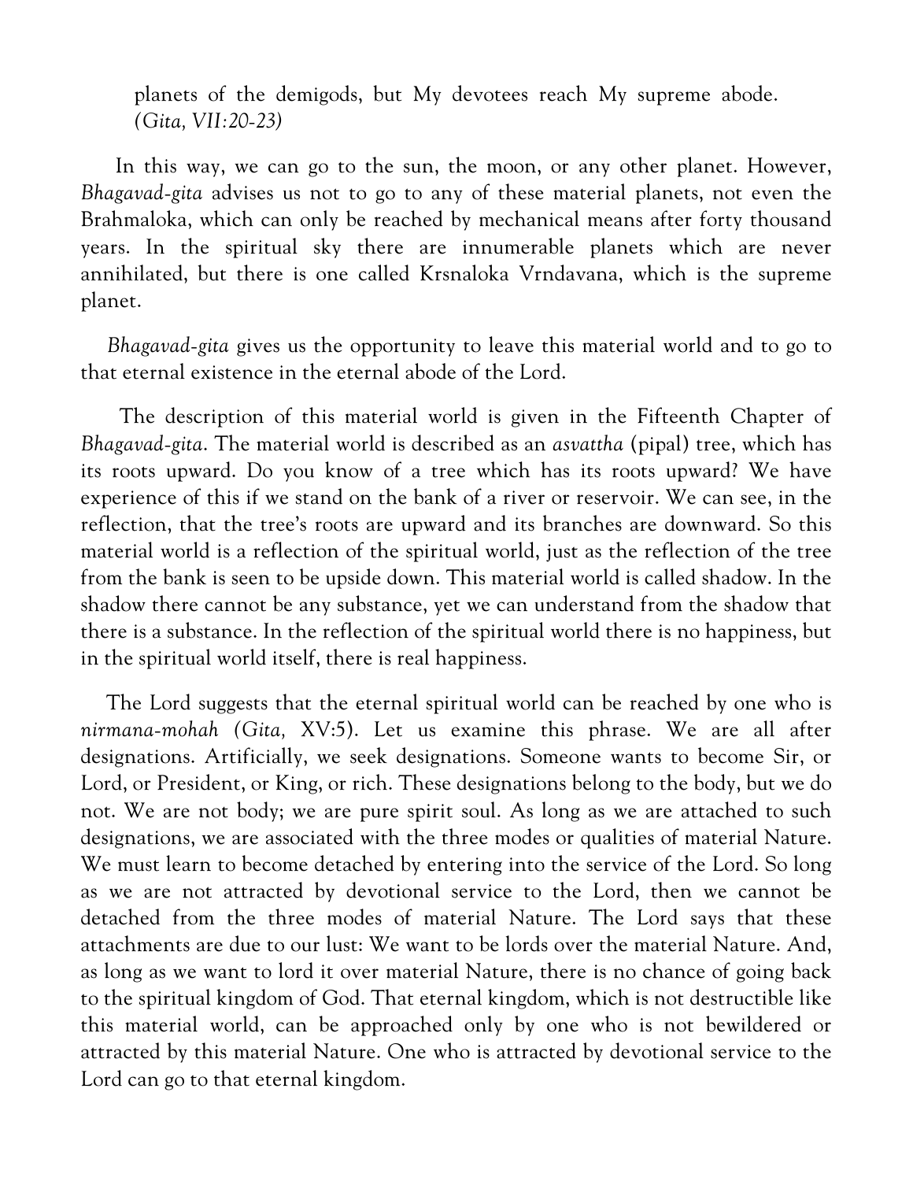planets of the demigods, but My devotees reach My supreme abode. *(Gita, VII:20-23)*

In this way, we can go to the sun, the moon, or any other planet. However, *Bhagavad-gita* advises us not to go to any of these material planets, not even the Brahmaloka, which can only be reached by mechanical means after forty thousand years. In the spiritual sky there are innumerable planets which are never annihilated, but there is one called Krsnaloka Vrndavana, which is the supreme planet.

*Bhagavad-gita* gives us the opportunity to leave this material world and to go to that eternal existence in the eternal abode of the Lord.

The description of this material world is given in the Fifteenth Chapter of *Bhagavad-gita*. The material world is described as an *asvattha* (pipal) tree, which has its roots upward. Do you know of a tree which has its roots upward? We have experience of this if we stand on the bank of a river or reservoir. We can see, in the reflection, that the tree's roots are upward and its branches are downward. So this material world is a reflection of the spiritual world, just as the reflection of the tree from the bank is seen to be upside down. This material world is called shadow. In the shadow there cannot be any substance, yet we can understand from the shadow that there is a substance. In the reflection of the spiritual world there is no happiness, but in the spiritual world itself, there is real happiness.

The Lord suggests that the eternal spiritual world can be reached by one who is *nirmana-mohah (Gita,* XV:5). Let us examine this phrase. We are all after designations. Artificially, we seek designations. Someone wants to become Sir, or Lord, or President, or King, or rich. These designations belong to the body, but we do not. We are not body; we are pure spirit soul. As long as we are attached to such designations, we are associated with the three modes or qualities of material Nature. We must learn to become detached by entering into the service of the Lord. So long as we are not attracted by devotional service to the Lord, then we cannot be detached from the three modes of material Nature. The Lord says that these attachments are due to our lust: We want to be lords over the material Nature. And, as long as we want to lord it over material Nature, there is no chance of going back to the spiritual kingdom of God. That eternal kingdom, which is not destructible like this material world, can be approached only by one who is not bewildered or attracted by this material Nature. One who is attracted by devotional service to the Lord can go to that eternal kingdom.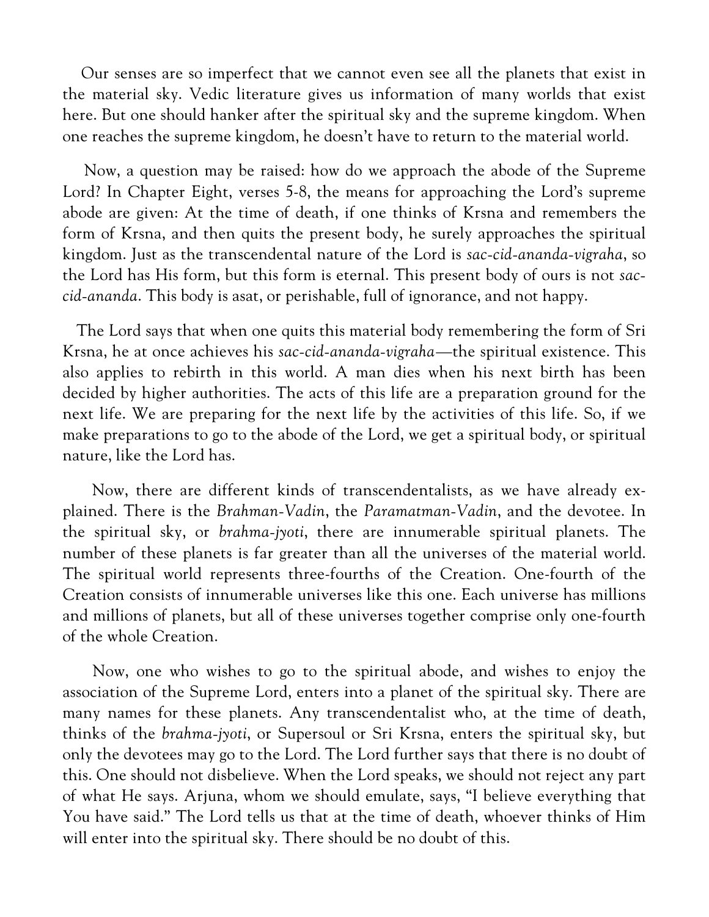Our senses are so imperfect that we cannot even see all the planets that exist in the material sky. Vedic literature gives us information of many worlds that exist here. But one should hanker after the spiritual sky and the supreme kingdom. When one reaches the supreme kingdom, he doesn't have to return to the material world.

Now, a question may be raised: how do we approach the abode of the Supreme Lord? In Chapter Eight, verses 5-8, the means for approaching the Lord's supreme abode are given: At the time of death, if one thinks of Krsna and remembers the form of Krsna, and then quits the present body, he surely approaches the spiritual kingdom. Just as the transcendental nature of the Lord is *sac-cid-ananda-vigraha*, so the Lord has His form, but this form is eternal. This present body of ours is not *sac-cid-ananda*. This body is asat, or perishable, full of ignorance, and not happy.

The Lord says that when one quits this material body remembering the form of Sri Krsna, he at once achieves his *sac-cid-ananda-vigraha*—the spiritual existence. This also applies to rebirth in this world. A man dies when his next birth has been decided by higher authorities. The acts of this life are a preparation ground for the next life. We are preparing for the next life by the activities of this life. So, if we make preparations to go to the abode of the Lord, we get a spiritual body, or spiritual nature, like the Lord has.

Now, there are different kinds of transcendentalists, as we have already explained. There is the *Brahman-Vadin*, the *Paramatman-Vadin*, and the devotee. In the spiritual sky, or *brahma-jyoti*, there are innumerable spiritual planets. The number of these planets is far greater than all the universes of the material world. The spiritual world represents three-fourths of the Creation. One-fourth of the Creation consists of innumerable universes like this one. Each universe has millions and millions of planets, but all of these universes together comprise only one-fourth of the whole Creation.

Now, one who wishes to go to the spiritual abode, and wishes to enjoy the association of the Supreme Lord, enters into a planet of the spiritual sky. There are many names for these planets. Any transcendentalist who, at the time of death, thinks of the *brahma-jyoti*, or Supersoul or Sri Krsna, enters the spiritual sky, but only the devotees may go to the Lord. The Lord further says that there is no doubt of this. One should not disbelieve. When the Lord speaks, we should not reject any part of what He says. Arjuna, whom we should emulate, says, "I believe everything that You have said." The Lord tells us that at the time of death, whoever thinks of Him will enter into the spiritual sky. There should be no doubt of this.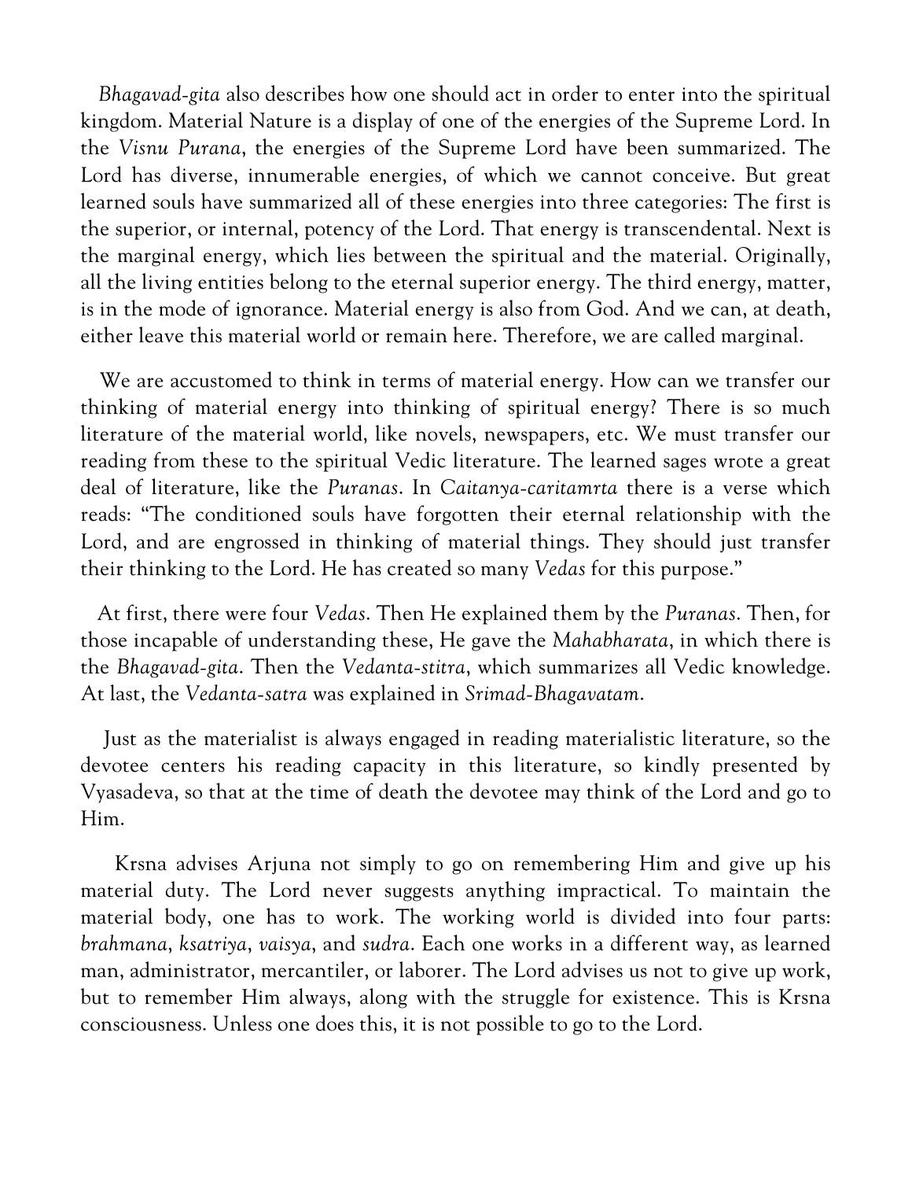*Bhagavad-gita* also describes how one should act in order to enter into the spiritual kingdom. Material Nature is a display of one of the energies of the Supreme Lord. In the *Visnu Purana*, the energies of the Supreme Lord have been summarized. The Lord has diverse, innumerable energies, of which we cannot conceive. But great learned souls have summarized all of these energies into three categories: The first is the superior, or internal, potency of the Lord. That energy is transcendental. Next is the marginal energy, which lies between the spiritual and the material. Originally, all the living entities belong to the eternal superior energy. The third energy, matter, is in the mode of ignorance. Material energy is also from God. And we can, at death, either leave this material world or remain here. Therefore, we are called marginal.

We are accustomed to think in terms of material energy. How can we transfer our thinking of material energy into thinking of spiritual energy? There is so much literature of the material world, like novels, newspapers, etc. We must transfer our reading from these to the spiritual Vedic literature. The learned sages wrote a great deal of literature, like the *Puranas*. In *Caitanya-caritamrta* there is a verse which reads: "The conditioned souls have forgotten their eternal relationship with the Lord, and are engrossed in thinking of material things. They should just transfer their thinking to the Lord. He has created so many *Vedas* for this purpose."

At first, there were four *Vedas*. Then He explained them by the *Puranas*. Then, for those incapable of understanding these, He gave the *Mahabharata*, in which there is the *Bhagavad-gita*. Then the *Vedanta-stitra*, which summarizes all Vedic knowledge. At last, the *Vedanta-satra* was explained in *Srimad-Bhagavatam*.

Just as the materialist is always engaged in reading materialistic literature, so the devotee centers his reading capacity in this literature, so kindly presented by Vyasadeva, so that at the time of death the devotee may think of the Lord and go to Him.

Krsna advises Arjuna not simply to go on remembering Him and give up his material duty. The Lord never suggests anything impractical. To maintain the material body, one has to work. The working world is divided into four parts: *brahmana*, *ksatriya*, *vaisya*, and *sudra*. Each one works in a different way, as learned man, administrator, mercantiler, or laborer. The Lord advises us not to give up work, but to remember Him always, along with the struggle for existence. This is Krsna consciousness. Unless one does this, it is not possible to go to the Lord.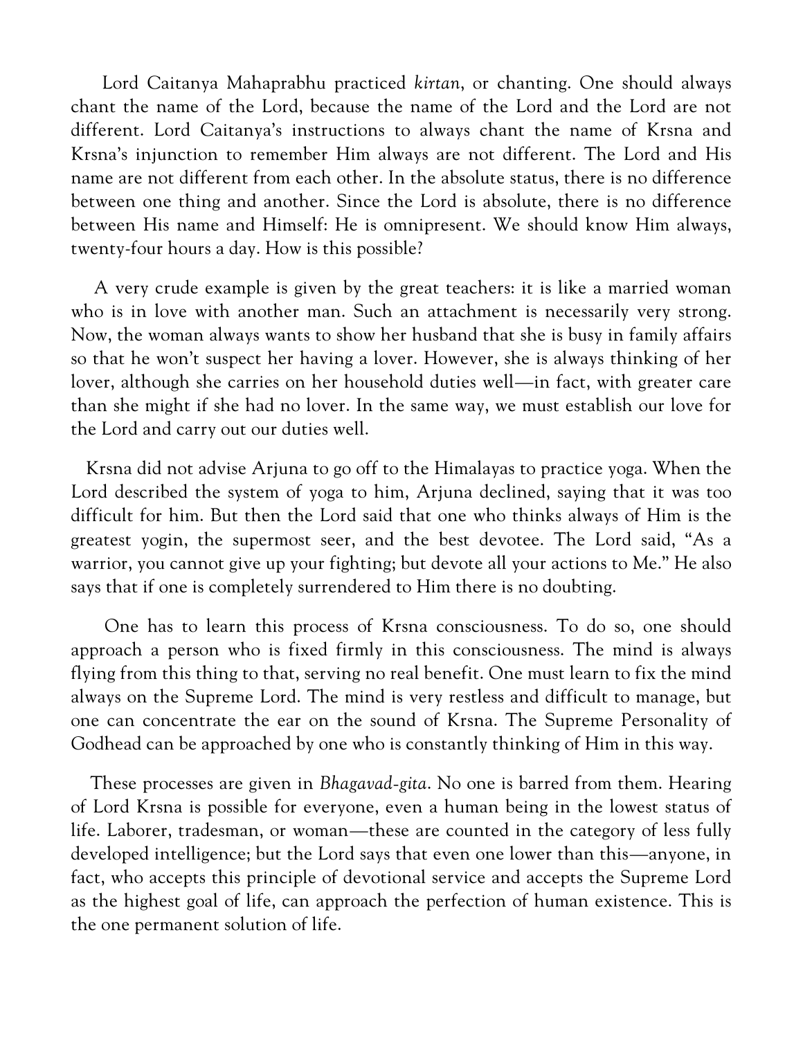Lord Caitanya Mahaprabhu practiced *kirtan*, or chanting. One should always chant the name of the Lord, because the name of the Lord and the Lord are not different. Lord Caitanya's instructions to always chant the name of Krsna and Krsna's injunction to remember Him always are not different. The Lord and His name are not different from each other. In the absolute status, there is no difference between one thing and another. Since the Lord is absolute, there is no difference between His name and Himself: He is omnipresent. We should know Him always, twenty-four hours a day. How is this possible?

A very crude example is given by the great teachers: it is like a married woman who is in love with another man. Such an attachment is necessarily very strong. Now, the woman always wants to show her husband that she is busy in family affairs so that he won't suspect her having a lover. However, she is always thinking of her lover, although she carries on her household duties well—in fact, with greater care than she might if she had no lover. In the same way, we must establish our love for the Lord and carry out our duties well.

Krsna did not advise Arjuna to go off to the Himalayas to practice yoga. When the Lord described the system of yoga to him, Arjuna declined, saying that it was too difficult for him. But then the Lord said that one who thinks always of Him is the greatest yogin, the supermost seer, and the best devotee. The Lord said, "As a warrior, you cannot give up your fighting; but devote all your actions to Me." He also says that if one is completely surrendered to Him there is no doubting.

One has to learn this process of Krsna consciousness. To do so, one should approach a person who is fixed firmly in this consciousness. The mind is always flying from this thing to that, serving no real benefit. One must learn to fix the mind always on the Supreme Lord. The mind is very restless and difficult to manage, but one can concentrate the ear on the sound of Krsna. The Supreme Personality of Godhead can be approached by one who is constantly thinking of Him in this way.

These processes are given in *Bhagavad-gita*. No one is barred from them. Hearing of Lord Krsna is possible for everyone, even a human being in the lowest status of life. Laborer, tradesman, or woman—these are counted in the category of less fully developed intelligence; but the Lord says that even one lower than this—anyone, in fact, who accepts this principle of devotional service and accepts the Supreme Lord as the highest goal of life, can approach the perfection of human existence. This is the one permanent solution of life.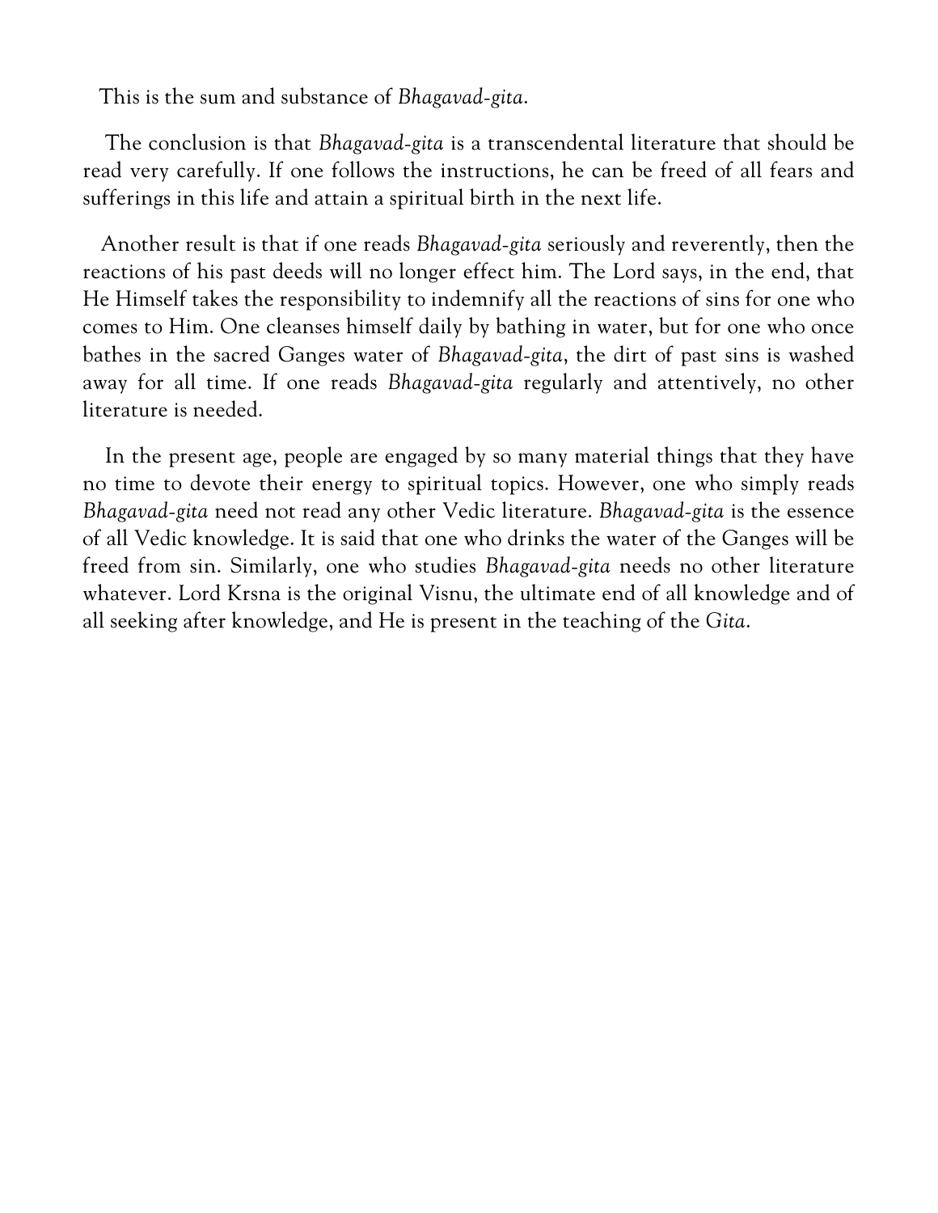This is the sum and substance of *Bhagavad-gita*.

The conclusion is that *Bhagavad-gita* is a transcendental literature that should be read very carefully. If one follows the instructions, he can be freed of all fears and sufferings in this life and attain a spiritual birth in the next life.

Another result is that if one reads *Bhagavad-gita* seriously and reverently, then the reactions of his past deeds will no longer effect him. The Lord says, in the end, that He Himself takes the responsibility to indemnify all the reactions of sins for one who comes to Him. One cleanses himself daily by bathing in water, but for one who once bathes in the sacred Ganges water of *Bhagavad-gita*, the dirt of past sins is washed away for all time. If one reads *Bhagavad-gita* regularly and attentively, no other literature is needed.

In the present age, people are engaged by so many material things that they have no time to devote their energy to spiritual topics. However, one who simply reads *Bhagavad-gita* need not read any other Vedic literature. *Bhagavad-gita* is the essence of all Vedic knowledge. It is said that one who drinks the water of the Ganges will be freed from sin. Similarly, one who studies *Bhagavad-gita* needs no other literature whatever. Lord Krsna is the original Visnu, the ultimate end of all knowledge and of all seeking after knowledge, and He is present in the teaching of the *Gita*.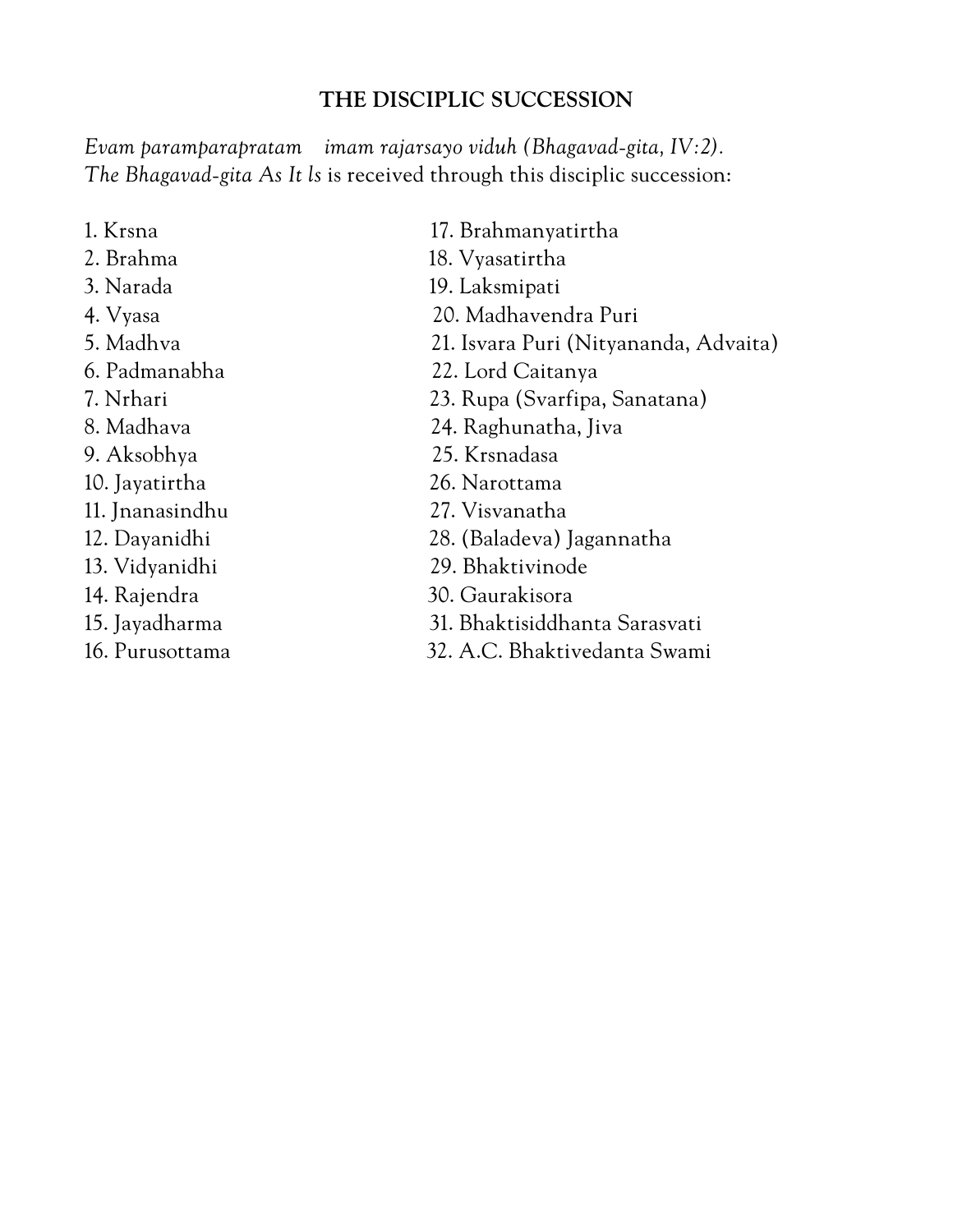## THE DISCIPLIC SUCCESSION

*Evam paramparapratam imam rajarsayo viduh (Bhagavad-gita, IV:2).*
*The Bhagavad-gita As It ls* is received through this disciplic succession:

1. Krsna
2. Brahma
3. Narada
4. Vyasa
5. Madhva
6. Padmanabha
7. Nrhari
8. Madhava
9. Aksobhya
10. Jayatirtha
11. Jnanasindhu
12. Dayanidhi
13. Vidyanidhi
14. Rajendra
15. Jayadharma
16. Purusottama
17. Brahmanyatirtha
18. Vyasatirtha
19. Laksmipati
20. Madhavendra Puri
21. Isvara Puri (Nityananda, Advaita)
22. Lord Caitanya
23. Rupa (Svarfipa, Sanatana)
24. Raghunatha, Jiva
25. Krsnadasa
26. Narottama
27. Visvanatha
28. (Baladeva) Jagannatha
29. Bhaktivinode
30. Gaurakisora
31. Bhaktisiddhanta Sarasvati
32. A.C. Bhaktivedanta Swami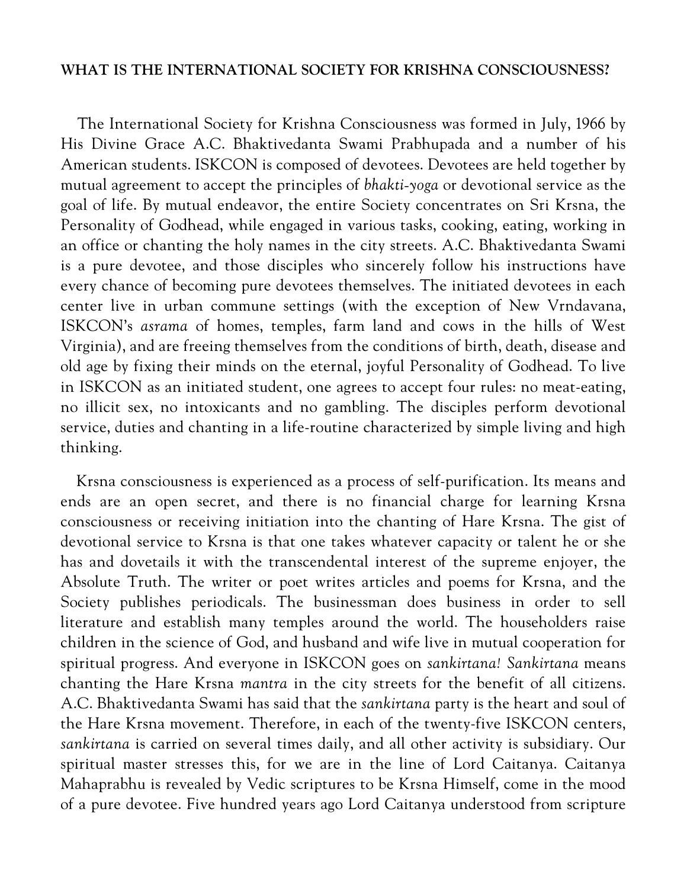**WHAT IS THE INTERNATIONAL SOCIETY FOR KRISHNA CONSCIOUSNESS?**

The International Society for Krishna Consciousness was formed in July, 1966 by His Divine Grace A.C. Bhaktivedanta Swami Prabhupada and a number of his American students. ISKCON is composed of devotees. Devotees are held together by mutual agreement to accept the principles of *bhakti-yoga* or devotional service as the goal of life. By mutual endeavor, the entire Society concentrates on Sri Krsna, the Personality of Godhead, while engaged in various tasks, cooking, eating, working in an office or chanting the holy names in the city streets. A.C. Bhaktivedanta Swami is a pure devotee, and those disciples who sincerely follow his instructions have every chance of becoming pure devotees themselves. The initiated devotees in each center live in urban commune settings (with the exception of New Vrndavana, ISKCON's *asrama* of homes, temples, farm land and cows in the hills of West Virginia), and are freeing themselves from the conditions of birth, death, disease and old age by fixing their minds on the eternal, joyful Personality of Godhead. To live in ISKCON as an initiated student, one agrees to accept four rules: no meat-eating, no illicit sex, no intoxicants and no gambling. The disciples perform devotional service, duties and chanting in a life-routine characterized by simple living and high thinking.

Krsna consciousness is experienced as a process of self-purification. Its means and ends are an open secret, and there is no financial charge for learning Krsna consciousness or receiving initiation into the chanting of Hare Krsna. The gist of devotional service to Krsna is that one takes whatever capacity or talent he or she has and dovetails it with the transcendental interest of the supreme enjoyer, the Absolute Truth. The writer or poet writes articles and poems for Krsna, and the Society publishes periodicals. The businessman does business in order to sell literature and establish many temples around the world. The householders raise children in the science of God, and husband and wife live in mutual cooperation for spiritual progress. And everyone in ISKCON goes on *sankirtana! Sankirtana* means chanting the Hare Krsna *mantra* in the city streets for the benefit of all citizens. A.C. Bhaktivedanta Swami has said that the *sankirtana* party is the heart and soul of the Hare Krsna movement. Therefore, in each of the twenty-five ISKCON centers, *sankirtana* is carried on several times daily, and all other activity is subsidiary. Our spiritual master stresses this, for we are in the line of Lord Caitanya. Caitanya Mahaprabhu is revealed by Vedic scriptures to be Krsna Himself, come in the mood of a pure devotee. Five hundred years ago Lord Caitanya understood from scripture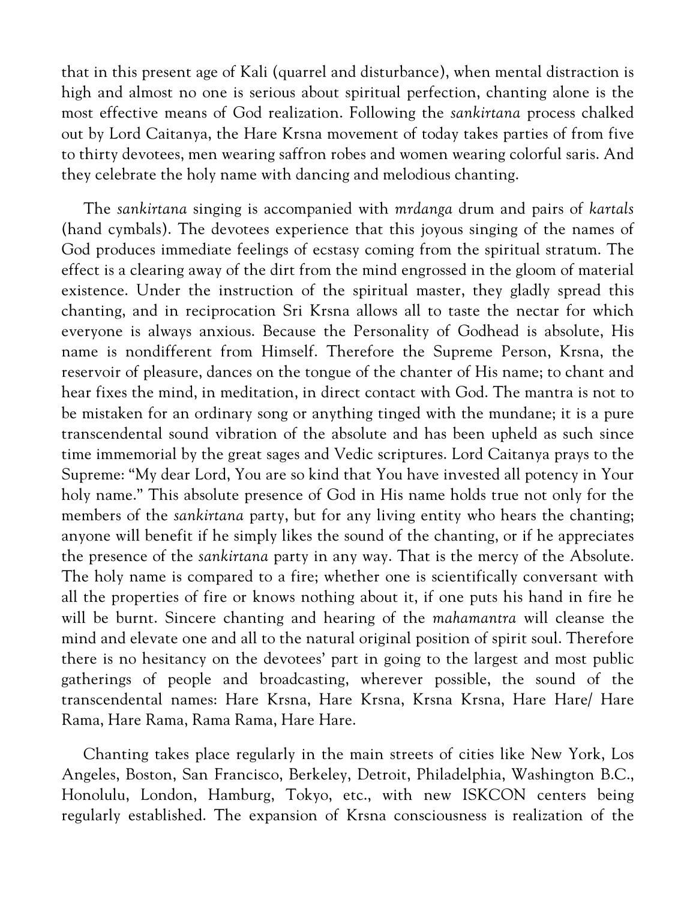that in this present age of Kali (quarrel and disturbance), when mental distraction is high and almost no one is serious about spiritual perfection, chanting alone is the most effective means of God realization. Following the *sankirtana* process chalked out by Lord Caitanya, the Hare Krsna movement of today takes parties of from five to thirty devotees, men wearing saffron robes and women wearing colorful saris. And they celebrate the holy name with dancing and melodious chanting.

The *sankirtana* singing is accompanied with *mrdanga* drum and pairs of *kartals* (hand cymbals). The devotees experience that this joyous singing of the names of God produces immediate feelings of ecstasy coming from the spiritual stratum. The effect is a clearing away of the dirt from the mind engrossed in the gloom of material existence. Under the instruction of the spiritual master, they gladly spread this chanting, and in reciprocation Sri Krsna allows all to taste the nectar for which everyone is always anxious. Because the Personality of Godhead is absolute, His name is nondifferent from Himself. Therefore the Supreme Person, Krsna, the reservoir of pleasure, dances on the tongue of the chanter of His name; to chant and hear fixes the mind, in meditation, in direct contact with God. The mantra is not to be mistaken for an ordinary song or anything tinged with the mundane; it is a pure transcendental sound vibration of the absolute and has been upheld as such since time immemorial by the great sages and Vedic scriptures. Lord Caitanya prays to the Supreme: "My dear Lord, You are so kind that You have invested all potency in Your holy name." This absolute presence of God in His name holds true not only for the members of the *sankirtana* party, but for any living entity who hears the chanting; anyone will benefit if he simply likes the sound of the chanting, or if he appreciates the presence of the *sankirtana* party in any way. That is the mercy of the Absolute. The holy name is compared to a fire; whether one is scientifically conversant with all the properties of fire or knows nothing about it, if one puts his hand in fire he will be burnt. Sincere chanting and hearing of the *mahamantra* will cleanse the mind and elevate one and all to the natural original position of spirit soul. Therefore there is no hesitancy on the devotees' part in going to the largest and most public gatherings of people and broadcasting, wherever possible, the sound of the transcendental names: Hare Krsna, Hare Krsna, Krsna Krsna, Hare Hare/ Hare Rama, Hare Rama, Rama Rama, Hare Hare.

Chanting takes place regularly in the main streets of cities like New York, Los Angeles, Boston, San Francisco, Berkeley, Detroit, Philadelphia, Washington B.C., Honolulu, London, Hamburg, Tokyo, etc., with new ISKCON centers being regularly established. The expansion of Krsna consciousness is realization of the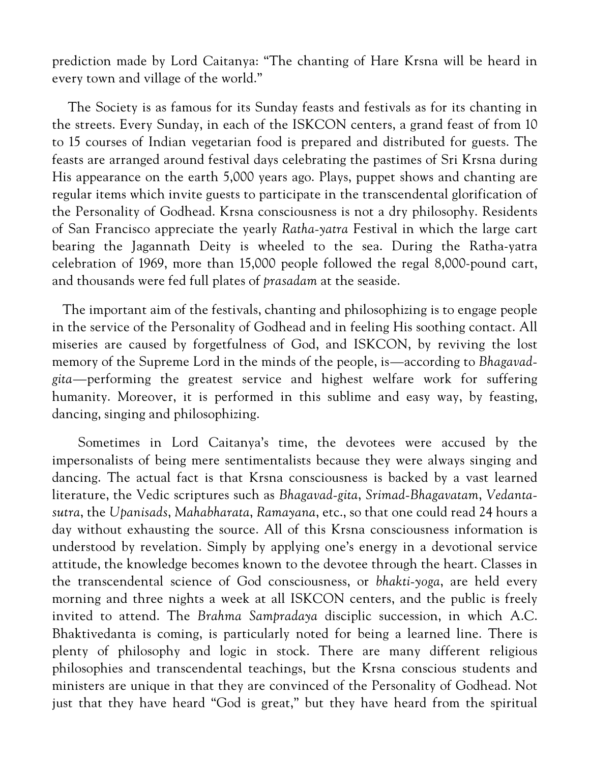prediction made by Lord Caitanya: "The chanting of Hare Krsna will be heard in every town and village of the world."

The Society is as famous for its Sunday feasts and festivals as for its chanting in the streets. Every Sunday, in each of the ISKCON centers, a grand feast of from 10 to 15 courses of Indian vegetarian food is prepared and distributed for guests. The feasts are arranged around festival days celebrating the pastimes of Sri Krsna during His appearance on the earth 5,000 years ago. Plays, puppet shows and chanting are regular items which invite guests to participate in the transcendental glorification of the Personality of Godhead. Krsna consciousness is not a dry philosophy. Residents of San Francisco appreciate the yearly *Ratha-yatra* Festival in which the large cart bearing the Jagannath Deity is wheeled to the sea. During the Ratha-yatra celebration of 1969, more than 15,000 people followed the regal 8,000-pound cart, and thousands were fed full plates of *prasadam* at the seaside.

The important aim of the festivals, chanting and philosophizing is to engage people in the service of the Personality of Godhead and in feeling His soothing contact. All miseries are caused by forgetfulness of God, and ISKCON, by reviving the lost memory of the Supreme Lord in the minds of the people, is—according to *Bhagavad-gita*—performing the greatest service and highest welfare work for suffering humanity. Moreover, it is performed in this sublime and easy way, by feasting, dancing, singing and philosophizing.

Sometimes in Lord Caitanya's time, the devotees were accused by the impersonalists of being mere sentimentalists because they were always singing and dancing. The actual fact is that Krsna consciousness is backed by a vast learned literature, the Vedic scriptures such as *Bhagavad-gita*, *Srimad-Bhagavatam*, *Vedanta-sutra*, the *Upanisads*, *Mahabharata*, *Ramayana*, etc., so that one could read 24 hours a day without exhausting the source. All of this Krsna consciousness information is understood by revelation. Simply by applying one's energy in a devotional service attitude, the knowledge becomes known to the devotee through the heart. Classes in the transcendental science of God consciousness, or *bhakti-yoga*, are held every morning and three nights a week at all ISKCON centers, and the public is freely invited to attend. The *Brahma Sampradaya* disciplic succession, in which A.C. Bhaktivedanta is coming, is particularly noted for being a learned line. There is plenty of philosophy and logic in stock. There are many different religious philosophies and transcendental teachings, but the Krsna conscious students and ministers are unique in that they are convinced of the Personality of Godhead. Not just that they have heard "God is great," but they have heard from the spiritual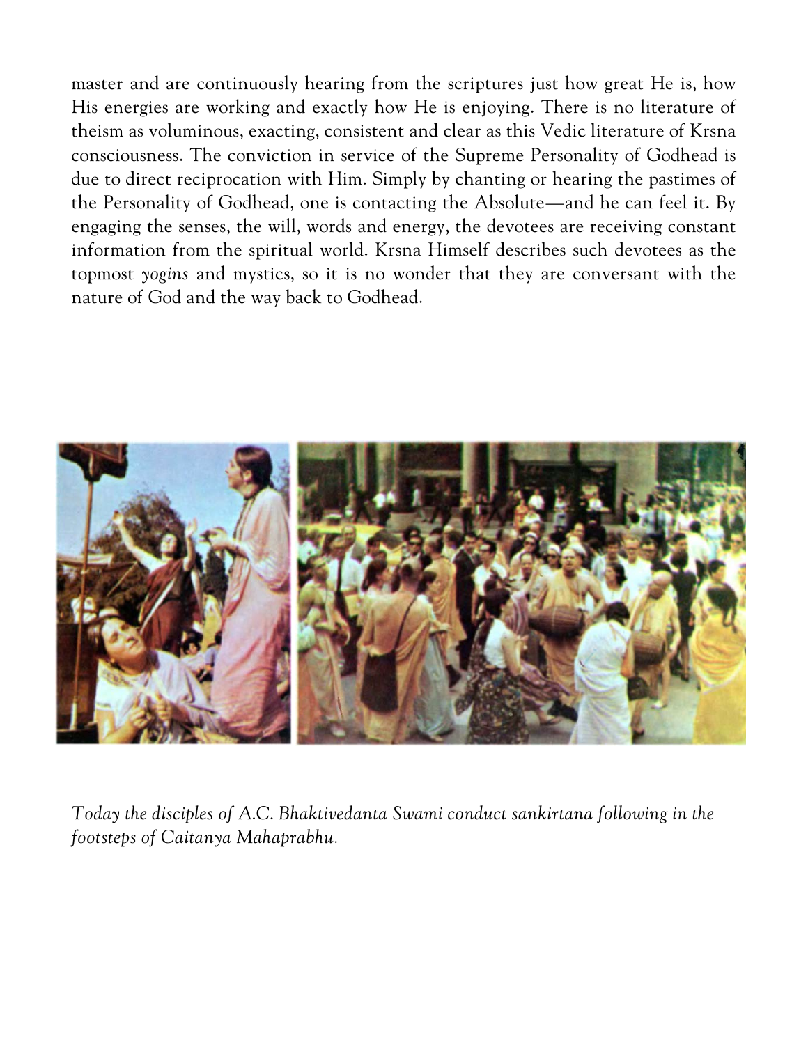master and are continuously hearing from the scriptures just how great He is, how His energies are working and exactly how He is enjoying. There is no literature of theism as voluminous, exacting, consistent and clear as this Vedic literature of Krsna consciousness. The conviction in service of the Supreme Personality of Godhead is due to direct reciprocation with Him. Simply by chanting or hearing the pastimes of the Personality of Godhead, one is contacting the Absolute—and he can feel it. By engaging the senses, the will, words and energy, the devotees are receiving constant information from the spiritual world. Krsna Himself describes such devotees as the topmost *yogins* and mystics, so it is no wonder that they are conversant with the nature of God and the way back to Godhead.

*Today the disciples of A.C. Bhaktivedanta Swami conduct sankirtana following in the footsteps of Caitanya Mahaprabhu.*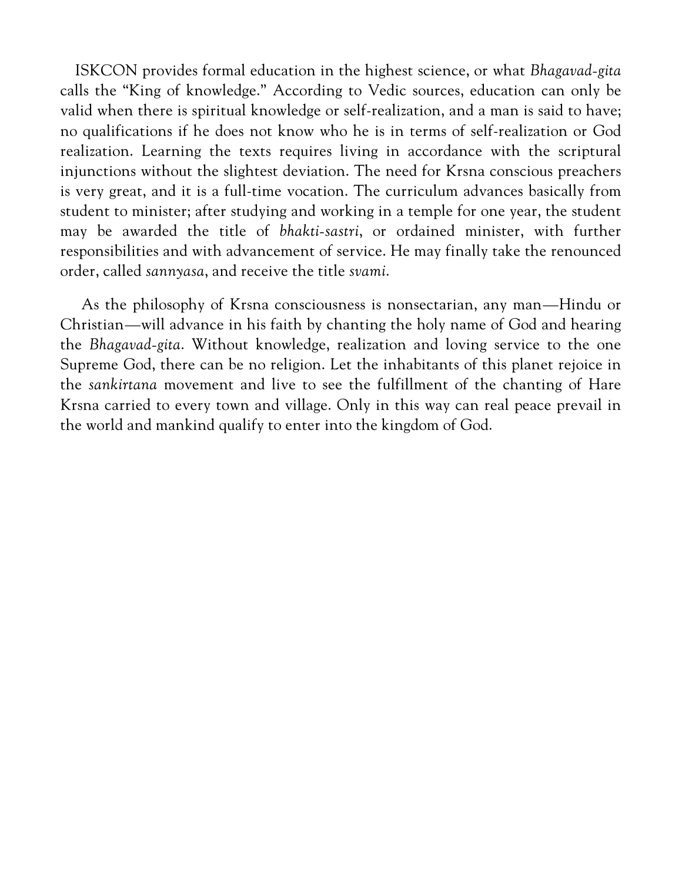ISKCON provides formal education in the highest science, or what *Bhagavad-gita* calls the "King of knowledge." According to Vedic sources, education can only be valid when there is spiritual knowledge or self-realization, and a man is said to have; no qualifications if he does not know who he is in terms of self-realization or God realization. Learning the texts requires living in accordance with the scriptural injunctions without the slightest deviation. The need for Krsna conscious preachers is very great, and it is a full-time vocation. The curriculum advances basically from student to minister; after studying and working in a temple for one year, the student may be awarded the title of *bhakti-sastri*, or ordained minister, with further responsibilities and with advancement of service. He may finally take the renounced order, called *sannyasa*, and receive the title *svami*.

As the philosophy of Krsna consciousness is nonsectarian, any man—Hindu or Christian—will advance in his faith by chanting the holy name of God and hearing the *Bhagavad-gita*. Without knowledge, realization and loving service to the one Supreme God, there can be no religion. Let the inhabitants of this planet rejoice in the *sankirtana* movement and live to see the fulfillment of the chanting of Hare Krsna carried to every town and village. Only in this way can real peace prevail in the world and mankind qualify to enter into the kingdom of God.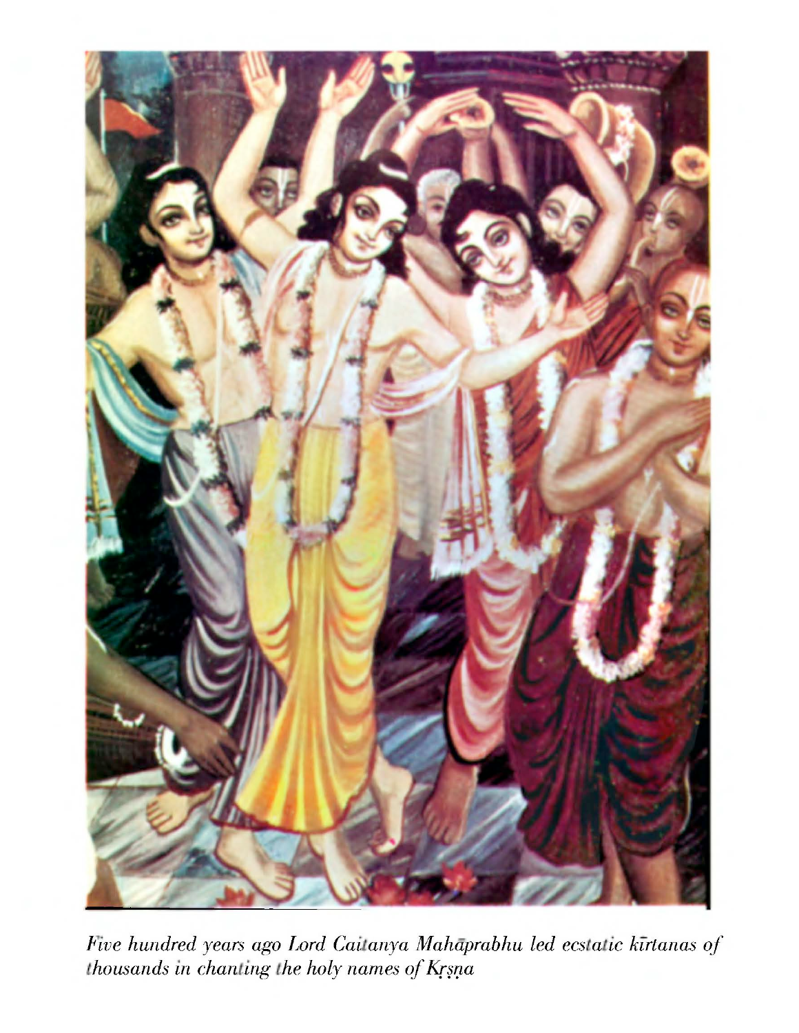*Five hundred years ago Lord Caitanya Mahāprabhu led ecstatic kīrtanas of thousands in chanting the holy names of Kṛṣṇa*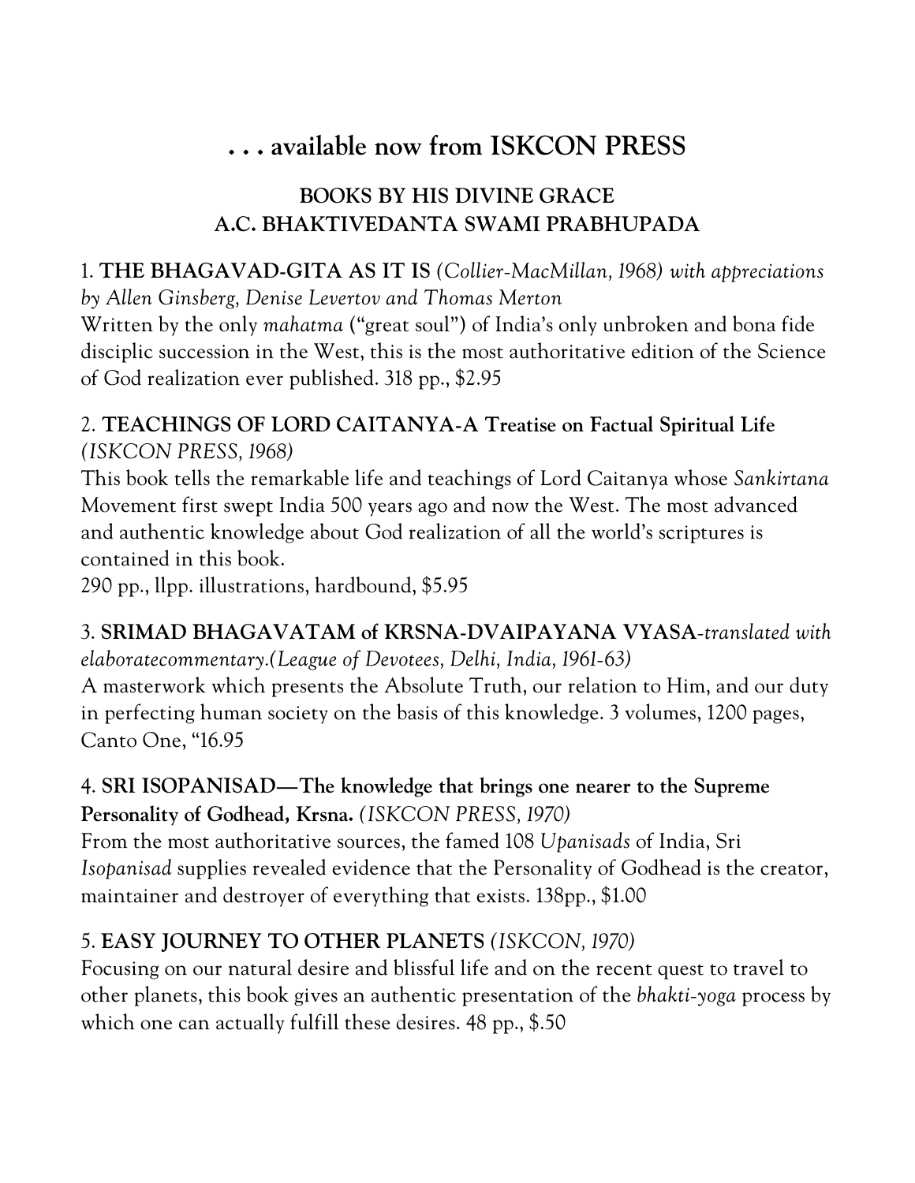# . . . available now from ISKCON PRESS

## BOOKS BY HIS DIVINE GRACE A.C. BHAKTIVEDANTA SWAMI PRABHUPADA

1. **THE BHAGAVAD-GITA AS IT IS** *(Collier-MacMillan, 1968) with appreciations by Allen Ginsberg, Denise Levertov and Thomas Merton*
Written by the only *mahatma* ("great soul") of India's only unbroken and bona fide disciplic succession in the West, this is the most authoritative edition of the Science of God realization ever published. 318 pp., $2.95

2. **TEACHINGS OF LORD CAITANYA-A Treatise on Factual Spiritual Life** *(ISKCON PRESS, 1968)*
This book tells the remarkable life and teachings of Lord Caitanya whose *Sankirtana* Movement first swept India 500 years ago and now the West. The most advanced and authentic knowledge about God realization of all the world's scriptures is contained in this book.
290 pp., llpp. illustrations, hardbound, $5.95

3. **SRIMAD BHAGAVATAM of KRSNA-DVAIPAYANA VYASA**-*translated with elaboratecommentary.(League of Devotees, Delhi, India, 1961-63)*
A masterwork which presents the Absolute Truth, our relation to Him, and our duty in perfecting human society on the basis of this knowledge. 3 volumes, 1200 pages, Canto One, "16.95

4. **SRI ISOPANISAD—The knowledge that brings one nearer to the Supreme Personality of Godhead, Krsna.** *(ISKCON PRESS, 1970)*
From the most authoritative sources, the famed 108 *Upanisads* of India, Sri *Isopanisad* supplies revealed evidence that the Personality of Godhead is the creator, maintainer and destroyer of everything that exists. 138pp., $1.00

5. **EASY JOURNEY TO OTHER PLANETS** *(ISKCON, 1970)*
Focusing on our natural desire and blissful life and on the recent quest to travel to other planets, this book gives an authentic presentation of the *bhakti-yoga* process by which one can actually fulfill these desires. 48 pp., $.50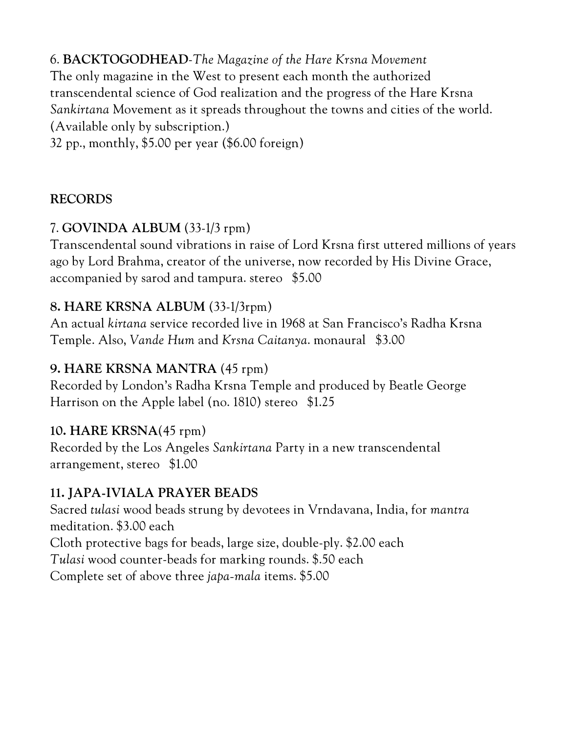6. **BACKTOGODHEAD**-*The Magazine of the Hare Krsna Movement*
The only magazine in the West to present each month the authorized transcendental science of God realization and the progress of the Hare Krsna *Sankirtana* Movement as it spreads throughout the towns and cities of the world. (Available only by subscription.)
32 pp., monthly, $5.00 per year ($6.00 foreign)

## RECORDS

7. **GOVINDA ALBUM** (33-1/3 rpm)
Transcendental sound vibrations in raise of Lord Krsna first uttered millions of years ago by Lord Brahma, creator of the universe, now recorded by His Divine Grace, accompanied by sarod and tampura. stereo $5.00

**8. HARE KRSNA ALBUM** (33-1/3rpm)
An actual *kirtana* service recorded live in 1968 at San Francisco's Radha Krsna Temple. Also, *Vande Hum* and *Krsna Caitanya*. monaural $3.00

**9. HARE KRSNA MANTRA** (45 rpm)
Recorded by London's Radha Krsna Temple and produced by Beatle George Harrison on the Apple label (no. 1810) stereo $1.25

**10. HARE KRSNA**(45 rpm)
Recorded by the Los Angeles *Sankirtana* Party in a new transcendental arrangement, stereo $1.00

**11. JAPA-IVIALA PRAYER BEADS**
Sacred *tulasi* wood beads strung by devotees in Vrndavana, India, for *mantra* meditation. $3.00 each
Cloth protective bags for beads, large size, double-ply. $2.00 each
*Tulasi* wood counter-beads for marking rounds. $.50 each
Complete set of above three *japa-mala* items. $5.00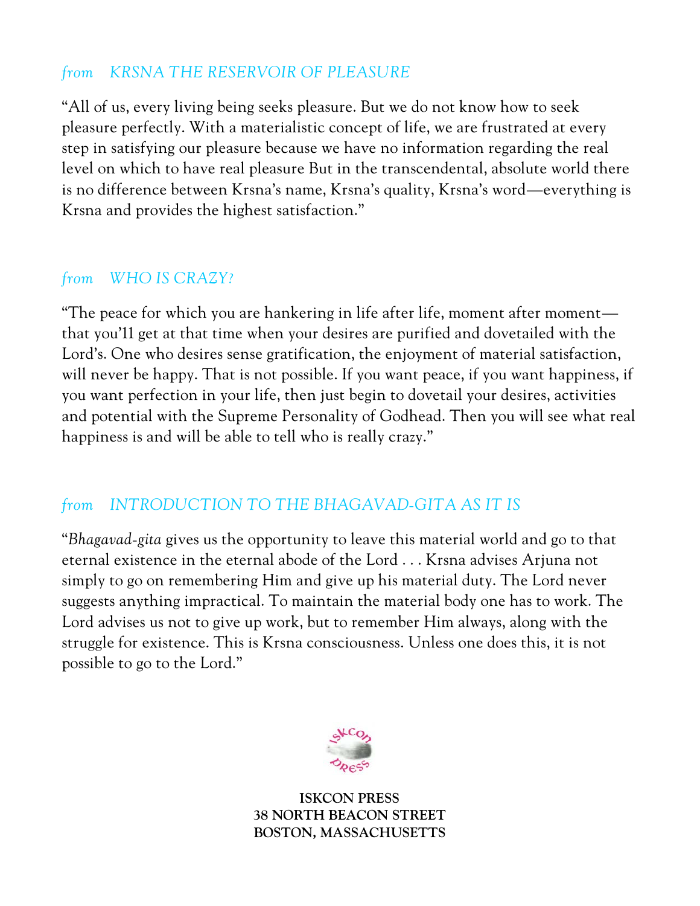## *from* KRSNA THE RESERVOIR OF PLEASURE

"All of us, every living being seeks pleasure. But we do not know how to seek pleasure perfectly. With a materialistic concept of life, we are frustrated at every step in satisfying our pleasure because we have no information regarding the real level on which to have real pleasure But in the transcendental, absolute world there is no difference between Krsna's name, Krsna's quality, Krsna's word—everything is Krsna and provides the highest satisfaction."

## *from* WHO IS CRAZY?

"The peace for which you are hankering in life after life, moment after moment—that you'11 get at that time when your desires are purified and dovetailed with the Lord's. One who desires sense gratification, the enjoyment of material satisfaction, will never be happy. That is not possible. If you want peace, if you want happiness, if you want perfection in your life, then just begin to dovetail your desires, activities and potential with the Supreme Personality of Godhead. Then you will see what real happiness is and will be able to tell who is really crazy."

## *from* INTRODUCTION TO THE BHAGAVAD-GITA AS IT IS

"*Bhagavad-gita* gives us the opportunity to leave this material world and go to that eternal existence in the eternal abode of the Lord . . . Krsna advises Arjuna not simply to go on remembering Him and give up his material duty. The Lord never suggests anything impractical. To maintain the material body one has to work. The Lord advises us not to give up work, but to remember Him always, along with the struggle for existence. This is Krsna consciousness. Unless one does this, it is not possible to go to the Lord."

iskcon press

**ISKCON PRESS**
**38 NORTH BEACON STREET**
**BOSTON, MASSACHUSETTS**